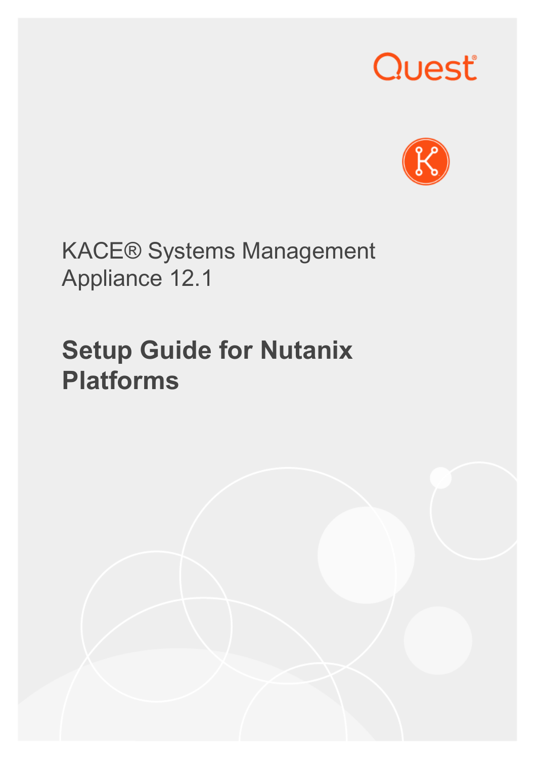Quest®

KACE® Systems Management Appliance 12.1

# Setup Guide for Nutanix Platforms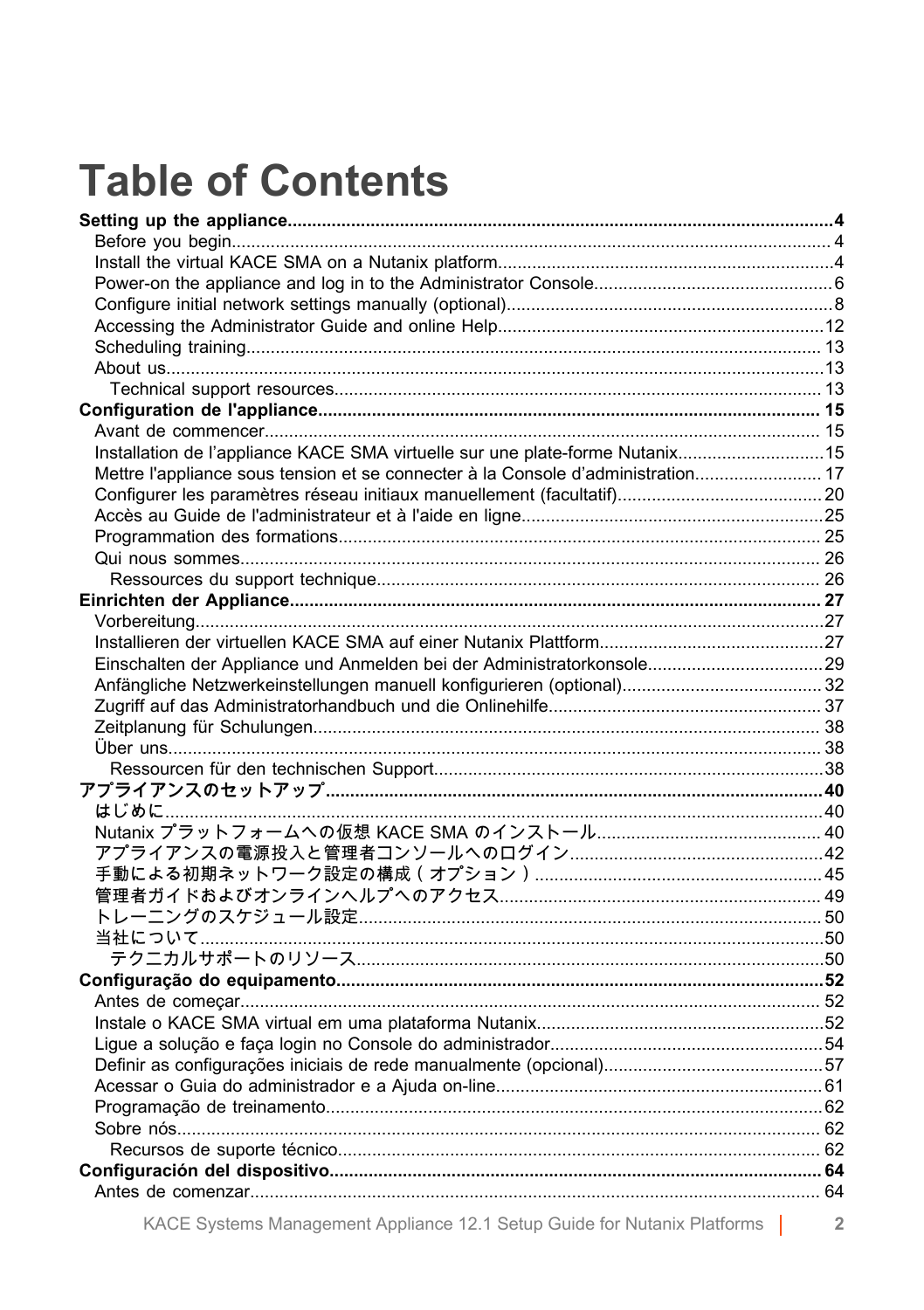# Table of Contents

**Setting up the appliance....................................................................................................4**

- Before you begin.................................................................................................................. 4
- Install the virtual KACE SMA on a Nutanix platform.............................................................4
- Power-on the appliance and log in to the Administrator Console...........................................6
- Configure initial network settings manually (optional)..........................................................8
- Accessing the Administrator Guide and online Help............................................................12
- Scheduling training............................................................................................................. 13
- About us..............................................................................................................................13
  - Technical support resources............................................................................................ 13

**Configuration de l'appliance................................................................................................. 15**

- Avant de commencer........................................................................................................... 15
- Installation de l'appliance KACE SMA virtuelle sur une plate-forme Nutanix..........................15
- Mettre l'appliance sous tension et se connecter à la Console d'administration...................... 17
- Configurer les paramètres réseau initiaux manuellement (facultatif)......................................20
- Accès au Guide de l'administrateur et à l'aide en ligne.........................................................25
- Programmation des formations............................................................................................ 25
- Qui nous sommes................................................................................................................ 26
  - Ressources du support technique..................................................................................... 26

**Einrichten der Appliance...................................................................................................... 27**

- Vorbereitung.........................................................................................................................27
- Installieren der virtuellen KACE SMA auf einer Nutanix Plattform..........................................27
- Einschalten der Appliance und Anmelden bei der Administratorkonsole................................29
- Anfängliche Netzwerkeinstellungen manuell konfigurieren (optional).....................................32
- Zugriff auf das Administratorhandbuch und die Onlinehilfe....................................................37
- Zeitplanung für Schulungen.................................................................................................. 38
- Über uns.............................................................................................................................. 38
  - Ressourcen für den technischen Support..........................................................................38

**アプライアンスのセットアップ..................................................................................................40**

- はじめに...............................................................................................................................40
- Nutanix プラットフォームへの仮想 KACE SMA のインストール.............................................. 40
- アプライアンスの電源投入と管理者コンソールへのログイン..................................................42
- 手動による初期ネットワーク設定の構成（オプション）.........................................................45
- 管理者ガイドおよびオンラインヘルプへのアクセス................................................................ 49
- トレーニングのスケジュール設定............................................................................................50
- 当社について.........................................................................................................................50
  - テクニカルサポートのリソース..........................................................................................50

**Configuração do equipamento...............................................................................................52**

- Antes de começar................................................................................................................. 52
- Instale o KACE SMA virtual em uma plataforma Nutanix.........................................................52
- Ligue a solução e faça login no Console do administrador......................................................54
- Definir as configurações iniciais de rede manualmente (opcional)...........................................57
- Acessar o Guia do administrador e a Ajuda on-line.................................................................61
- Programação de treinamento.................................................................................................62
- Sobre nós............................................................................................................................. 62
  - Recursos de suporte técnico.............................................................................................. 62

**Configuración del dispositivo.................................................................................................64**

- Antes de comenzar............................................................................................................... 64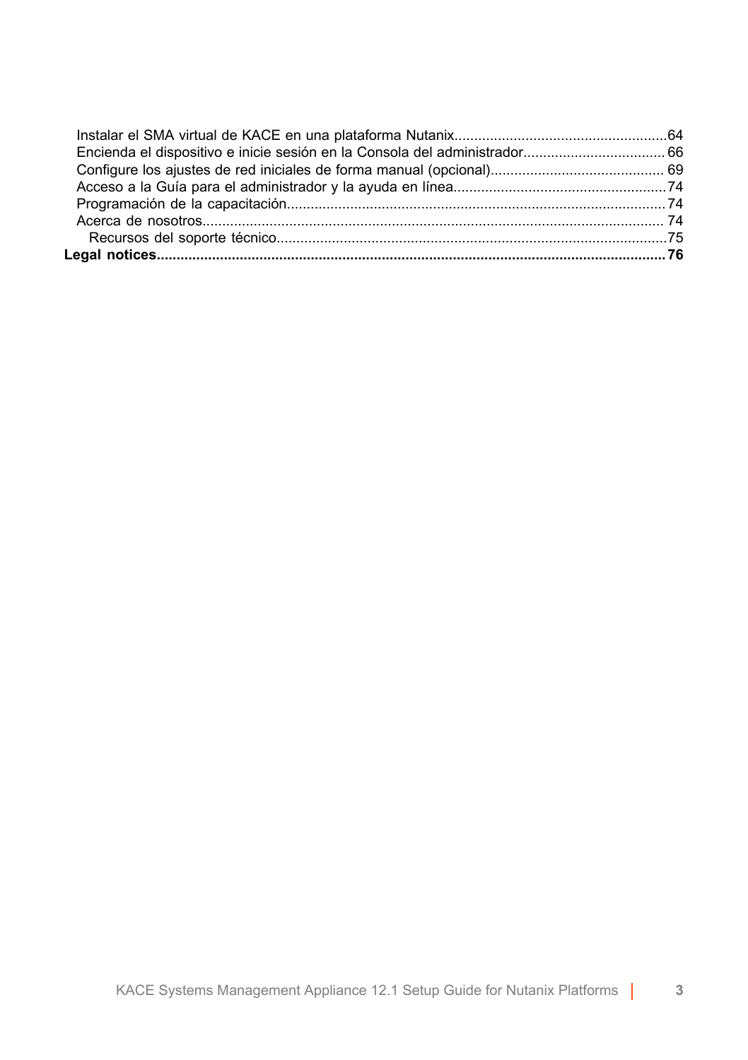Instalar el SMA virtual de KACE en una plataforma Nutanix......................................................64
Encienda el dispositivo e inicie sesión en la Consola del administrador.................................... 66
Configure los ajustes de red iniciales de forma manual (opcional)............................................ 69
Acceso a la Guía para el administrador y la ayuda en línea......................................................74
Programación de la capacitación................................................................................................74
Acerca de nosotros.................................................................................................................... 74
Recursos del soporte técnico...................................................................................................75
**Legal notices...............................................................................................................................76**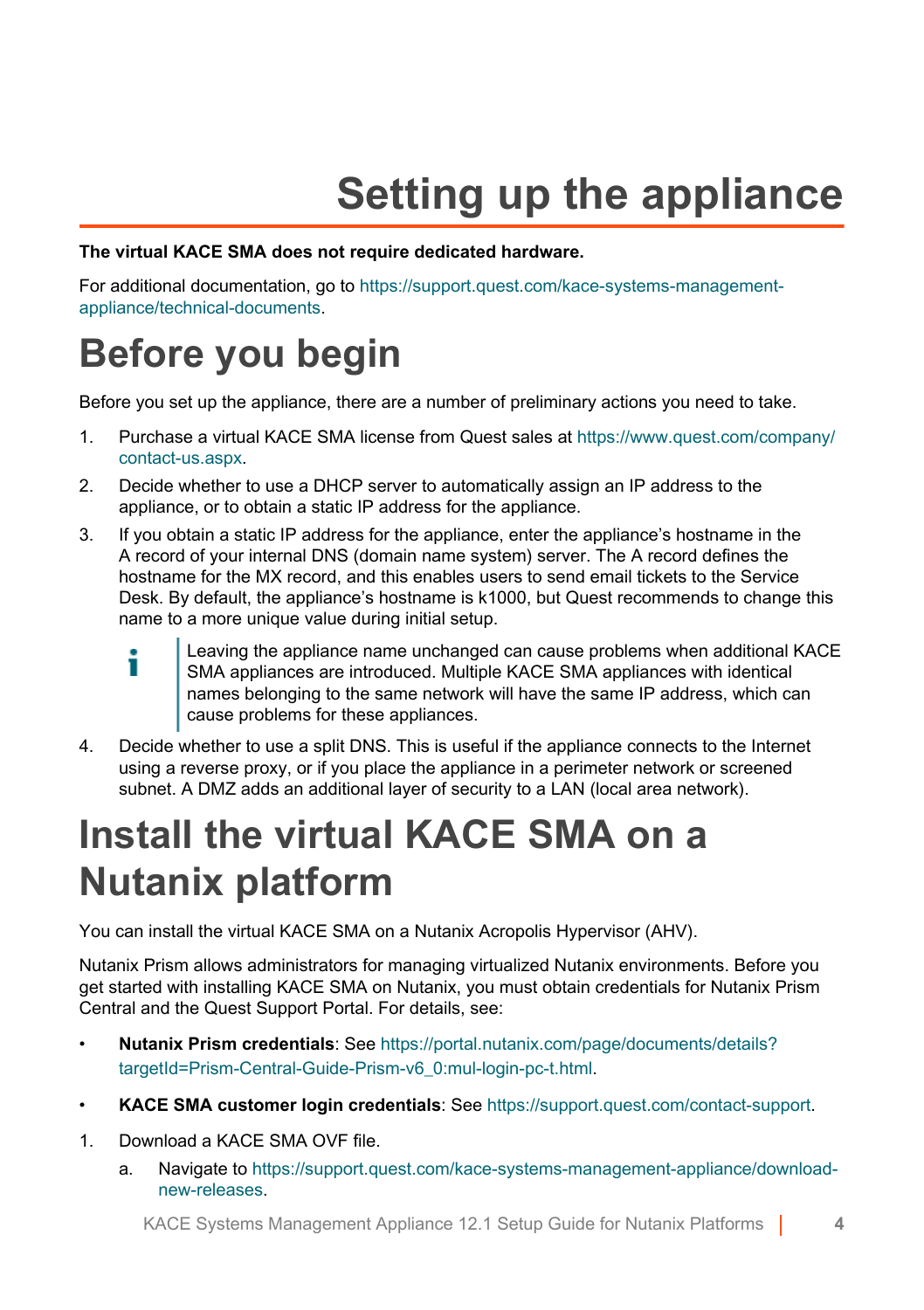# Setting up the appliance

**The virtual KACE SMA does not require dedicated hardware.**

For additional documentation, go to https://support.quest.com/kace-systems-management-appliance/technical-documents.

## Before you begin

Before you set up the appliance, there are a number of preliminary actions you need to take.

1. Purchase a virtual KACE SMA license from Quest sales at https://www.quest.com/company/contact-us.aspx.
2. Decide whether to use a DHCP server to automatically assign an IP address to the appliance, or to obtain a static IP address for the appliance.
3. If you obtain a static IP address for the appliance, enter the appliance's hostname in the A record of your internal DNS (domain name system) server. The A record defines the hostname for the MX record, and this enables users to send email tickets to the Service Desk. By default, the appliance's hostname is k1000, but Quest recommends to change this name to a more unique value during initial setup.

   > Leaving the appliance name unchanged can cause problems when additional KACE SMA appliances are introduced. Multiple KACE SMA appliances with identical names belonging to the same network will have the same IP address, which can cause problems for these appliances.

4. Decide whether to use a split DNS. This is useful if the appliance connects to the Internet using a reverse proxy, or if you place the appliance in a perimeter network or screened subnet. A DMZ adds an additional layer of security to a LAN (local area network).

## Install the virtual KACE SMA on a Nutanix platform

You can install the virtual KACE SMA on a Nutanix Acropolis Hypervisor (AHV).

Nutanix Prism allows administrators for managing virtualized Nutanix environments. Before you get started with installing KACE SMA on Nutanix, you must obtain credentials for Nutanix Prism Central and the Quest Support Portal. For details, see:

- **Nutanix Prism credentials**: See https://portal.nutanix.com/page/documents/details?targetId=Prism-Central-Guide-Prism-v6_0:mul-login-pc-t.html.
- **KACE SMA customer login credentials**: See https://support.quest.com/contact-support.

1. Download a KACE SMA OVF file.
   a. Navigate to https://support.quest.com/kace-systems-management-appliance/download-new-releases.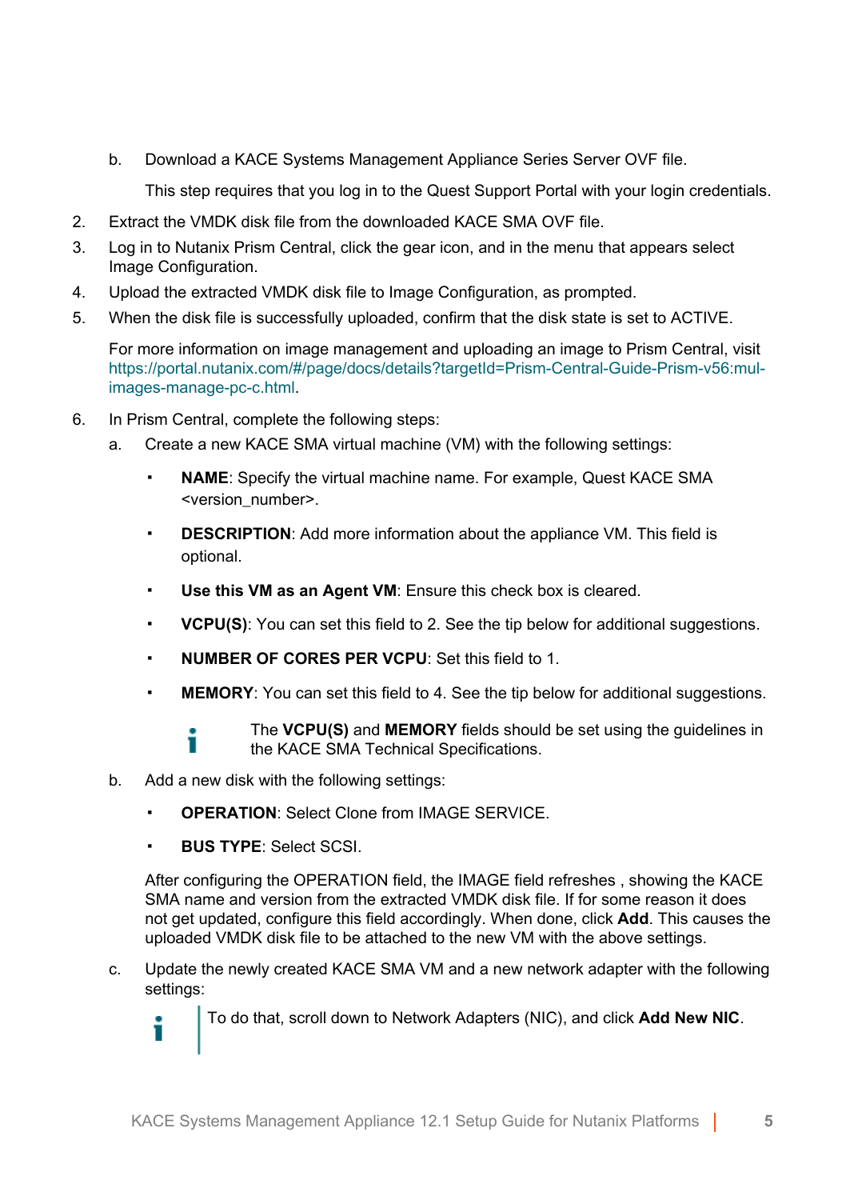b. Download a KACE Systems Management Appliance Series Server OVF file.

      This step requires that you log in to the Quest Support Portal with your login credentials.

2. Extract the VMDK disk file from the downloaded KACE SMA OVF file.
3. Log in to Nutanix Prism Central, click the gear icon, and in the menu that appears select Image Configuration.
4. Upload the extracted VMDK disk file to Image Configuration, as prompted.
5. When the disk file is successfully uploaded, confirm that the disk state is set to ACTIVE.

   For more information on image management and uploading an image to Prism Central, visit https://portal.nutanix.com/#/page/docs/details?targetId=Prism-Central-Guide-Prism-v56:mul-images-manage-pc-c.html.

6. In Prism Central, complete the following steps:
   a. Create a new KACE SMA virtual machine (VM) with the following settings:
      - **NAME**: Specify the virtual machine name. For example, Quest KACE SMA <version_number>.
      - **DESCRIPTION**: Add more information about the appliance VM. This field is optional.
      - **Use this VM as an Agent VM**: Ensure this check box is cleared.
      - **VCPU(S)**: You can set this field to 2. See the tip below for additional suggestions.
      - **NUMBER OF CORES PER VCPU**: Set this field to 1.
      - **MEMORY**: You can set this field to 4. See the tip below for additional suggestions.

      > The **VCPU(S)** and **MEMORY** fields should be set using the guidelines in the KACE SMA Technical Specifications.

   b. Add a new disk with the following settings:
      - **OPERATION**: Select Clone from IMAGE SERVICE.
      - **BUS TYPE**: Select SCSI.

      After configuring the OPERATION field, the IMAGE field refreshes , showing the KACE SMA name and version from the extracted VMDK disk file. If for some reason it does not get updated, configure this field accordingly. When done, click **Add**. This causes the uploaded VMDK disk file to be attached to the new VM with the above settings.

   c. Update the newly created KACE SMA VM and a new network adapter with the following settings:

      > To do that, scroll down to Network Adapters (NIC), and click **Add New NIC**.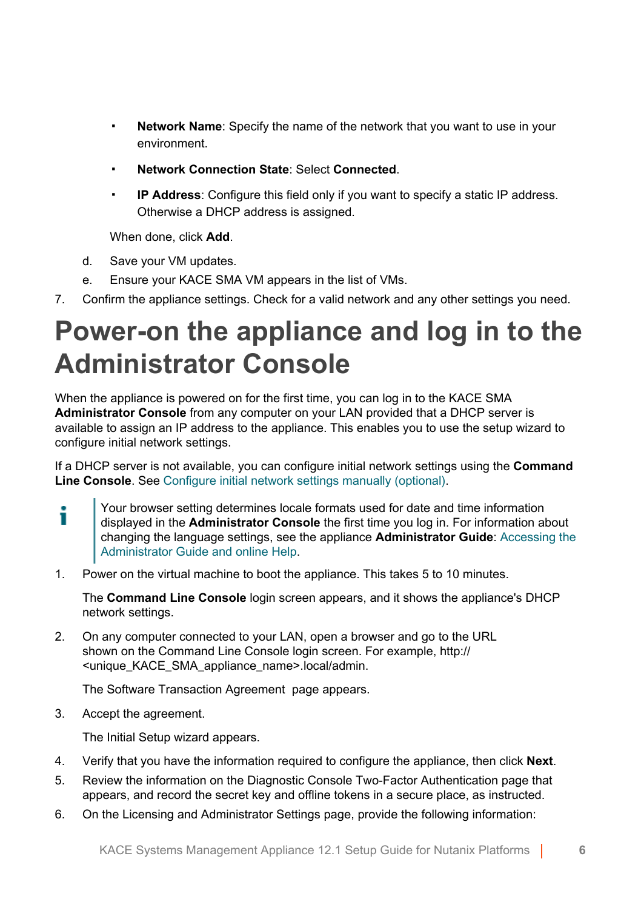- **Network Name**: Specify the name of the network that you want to use in your environment.
    - **Network Connection State**: Select **Connected**.
    - **IP Address**: Configure this field only if you want to specify a static IP address. Otherwise a DHCP address is assigned.

    When done, click **Add**.

  d. Save your VM updates.

  e. Ensure your KACE SMA VM appears in the list of VMs.

7. Confirm the appliance settings. Check for a valid network and any other settings you need.

# Power-on the appliance and log in to the Administrator Console

When the appliance is powered on for the first time, you can log in to the KACE SMA **Administrator Console** from any computer on your LAN provided that a DHCP server is available to assign an IP address to the appliance. This enables you to use the setup wizard to configure initial network settings.

If a DHCP server is not available, you can configure initial network settings using the **Command Line Console**. See Configure initial network settings manually (optional).

> Your browser setting determines locale formats used for date and time information displayed in the **Administrator Console** the first time you log in. For information about changing the language settings, see the appliance **Administrator Guide**: Accessing the Administrator Guide and online Help.

1. Power on the virtual machine to boot the appliance. This takes 5 to 10 minutes.

   The **Command Line Console** login screen appears, and it shows the appliance's DHCP network settings.

2. On any computer connected to your LAN, open a browser and go to the URL shown on the Command Line Console login screen. For example, http://<unique_KACE_SMA_appliance_name>.local/admin.

   The Software Transaction Agreement page appears.

3. Accept the agreement.

   The Initial Setup wizard appears.

4. Verify that you have the information required to configure the appliance, then click **Next**.
5. Review the information on the Diagnostic Console Two-Factor Authentication page that appears, and record the secret key and offline tokens in a secure place, as instructed.
6. On the Licensing and Administrator Settings page, provide the following information: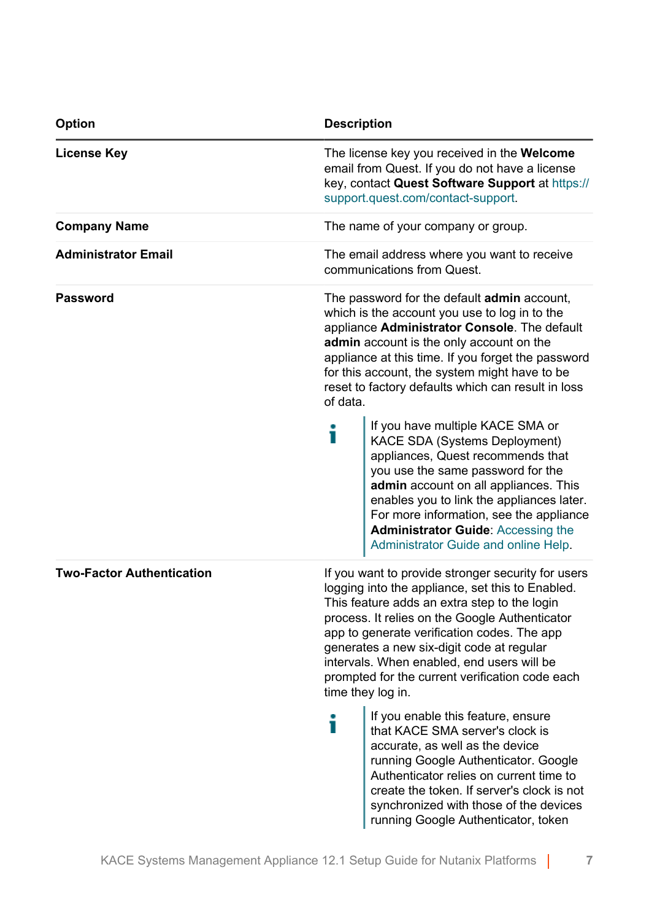| Option | Description |
| --- | --- |
| **License Key** | The license key you received in the **Welcome** email from Quest. If you do not have a license key, contact **Quest Software Support** at https://support.quest.com/contact-support. |
| **Company Name** | The name of your company or group. |
| **Administrator Email** | The email address where you want to receive communications from Quest. |
| **Password** | The password for the default **admin** account, which is the account you use to log in to the appliance **Administrator Console**. The default **admin** account is the only account on the appliance at this time. If you forget the password for this account, the system might have to be reset to factory defaults which can result in loss of data. <br><br> If you have multiple KACE SMA or KACE SDA (Systems Deployment) appliances, Quest recommends that you use the same password for the **admin** account on all appliances. This enables you to link the appliances later. For more information, see the appliance **Administrator Guide**: Accessing the Administrator Guide and online Help. |
| **Two-Factor Authentication** | If you want to provide stronger security for users logging into the appliance, set this to Enabled. This feature adds an extra step to the login process. It relies on the Google Authenticator app to generate verification codes. The app generates a new six-digit code at regular intervals. When enabled, end users will be prompted for the current verification code each time they log in. <br><br> If you enable this feature, ensure that KACE SMA server's clock is accurate, as well as the device running Google Authenticator. Google Authenticator relies on current time to create the token. If server's clock is not synchronized with those of the devices running Google Authenticator, token |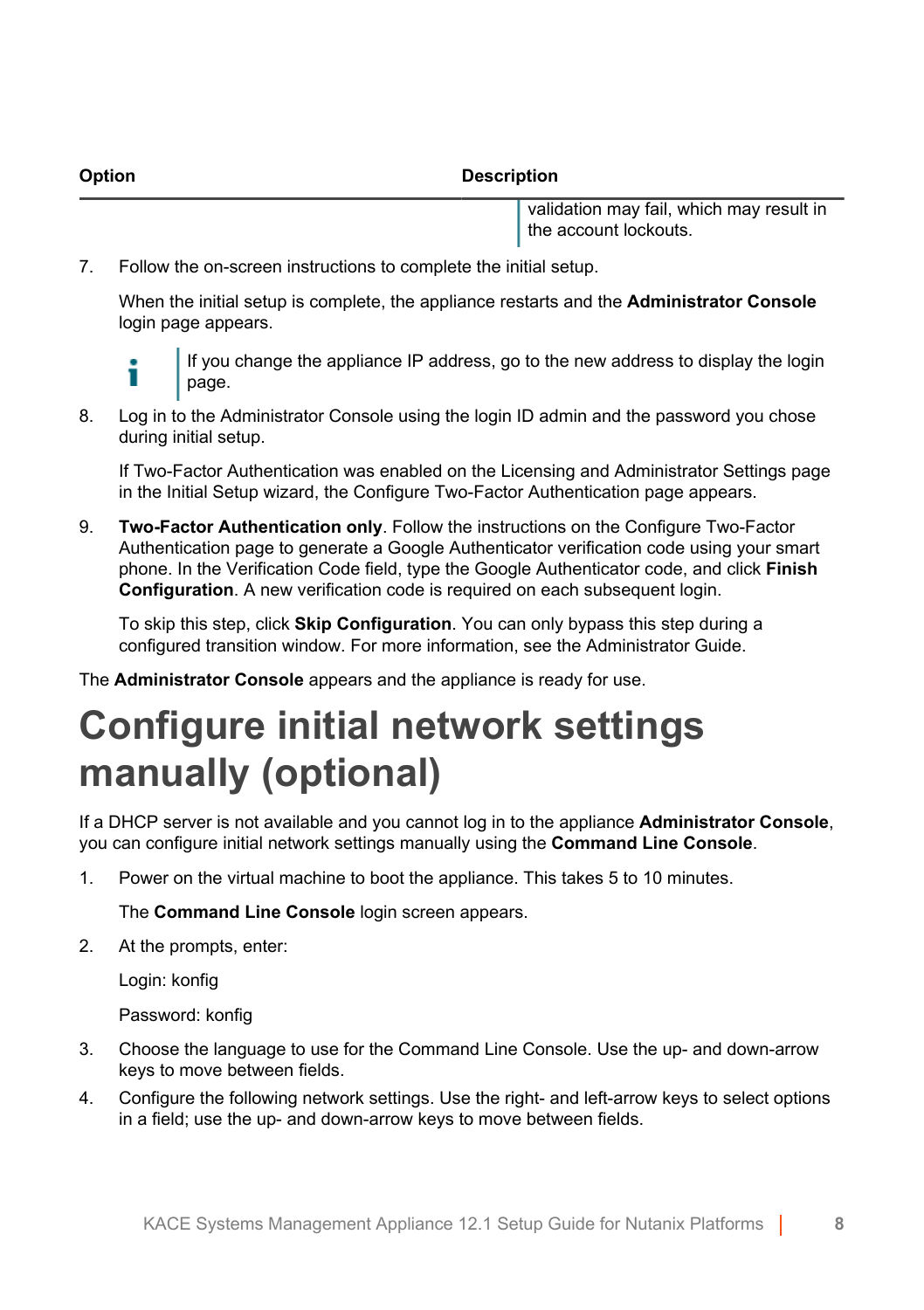| Option | Description |
| --- | --- |
| | validation may fail, which may result in the account lockouts. |

7. Follow the on-screen instructions to complete the initial setup.

   When the initial setup is complete, the appliance restarts and the **Administrator Console** login page appears.

   > If you change the appliance IP address, go to the new address to display the login page.

8. Log in to the Administrator Console using the login ID admin and the password you chose during initial setup.

   If Two-Factor Authentication was enabled on the Licensing and Administrator Settings page in the Initial Setup wizard, the Configure Two-Factor Authentication page appears.

9. **Two-Factor Authentication only**. Follow the instructions on the Configure Two-Factor Authentication page to generate a Google Authenticator verification code using your smart phone. In the Verification Code field, type the Google Authenticator code, and click **Finish Configuration**. A new verification code is required on each subsequent login.

   To skip this step, click **Skip Configuration**. You can only bypass this step during a configured transition window. For more information, see the Administrator Guide.

The **Administrator Console** appears and the appliance is ready for use.

# Configure initial network settings manually (optional)

If a DHCP server is not available and you cannot log in to the appliance **Administrator Console**, you can configure initial network settings manually using the **Command Line Console**.

1. Power on the virtual machine to boot the appliance. This takes 5 to 10 minutes.

   The **Command Line Console** login screen appears.

2. At the prompts, enter:

   Login: konfig

   Password: konfig

3. Choose the language to use for the Command Line Console. Use the up- and down-arrow keys to move between fields.
4. Configure the following network settings. Use the right- and left-arrow keys to select options in a field; use the up- and down-arrow keys to move between fields.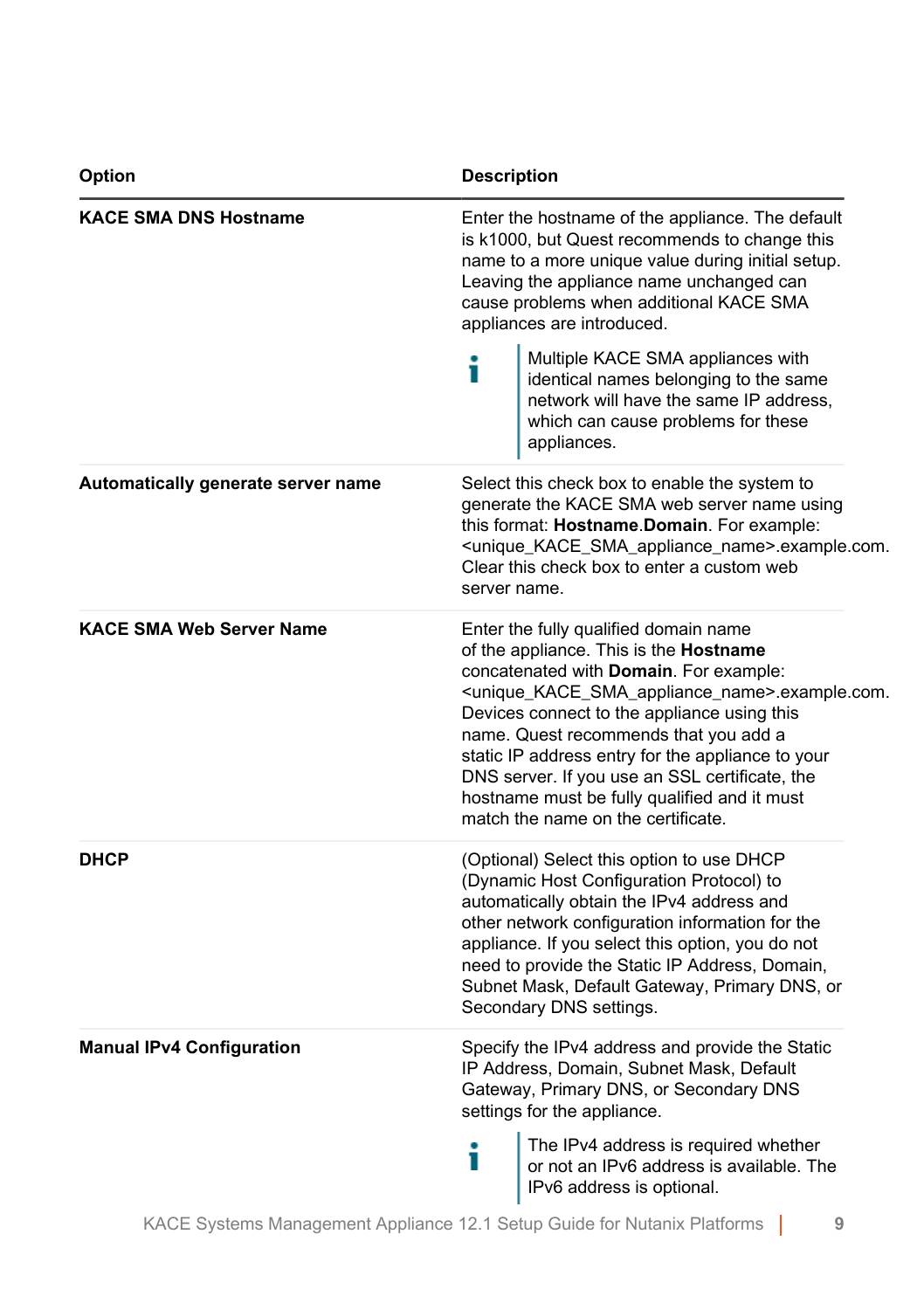| Option | Description |
| --- | --- |
| **KACE SMA DNS Hostname** | Enter the hostname of the appliance. The default is k1000, but Quest recommends to change this name to a more unique value during initial setup. Leaving the appliance name unchanged can cause problems when additional KACE SMA appliances are introduced.<br><br>Multiple KACE SMA appliances with identical names belonging to the same network will have the same IP address, which can cause problems for these appliances. |
| **Automatically generate server name** | Select this check box to enable the system to generate the KACE SMA web server name using this format: **Hostname**.**Domain**. For example: <unique_KACE_SMA_appliance_name>.example.com. Clear this check box to enter a custom web server name. |
| **KACE SMA Web Server Name** | Enter the fully qualified domain name of the appliance. This is the **Hostname** concatenated with **Domain**. For example: <unique_KACE_SMA_appliance_name>.example.com. Devices connect to the appliance using this name. Quest recommends that you add a static IP address entry for the appliance to your DNS server. If you use an SSL certificate, the hostname must be fully qualified and it must match the name on the certificate. |
| **DHCP** | (Optional) Select this option to use DHCP (Dynamic Host Configuration Protocol) to automatically obtain the IPv4 address and other network configuration information for the appliance. If you select this option, you do not need to provide the Static IP Address, Domain, Subnet Mask, Default Gateway, Primary DNS, or Secondary DNS settings. |
| **Manual IPv4 Configuration** | Specify the IPv4 address and provide the Static IP Address, Domain, Subnet Mask, Default Gateway, Primary DNS, or Secondary DNS settings for the appliance.<br><br>The IPv4 address is required whether or not an IPv6 address is available. The IPv6 address is optional. |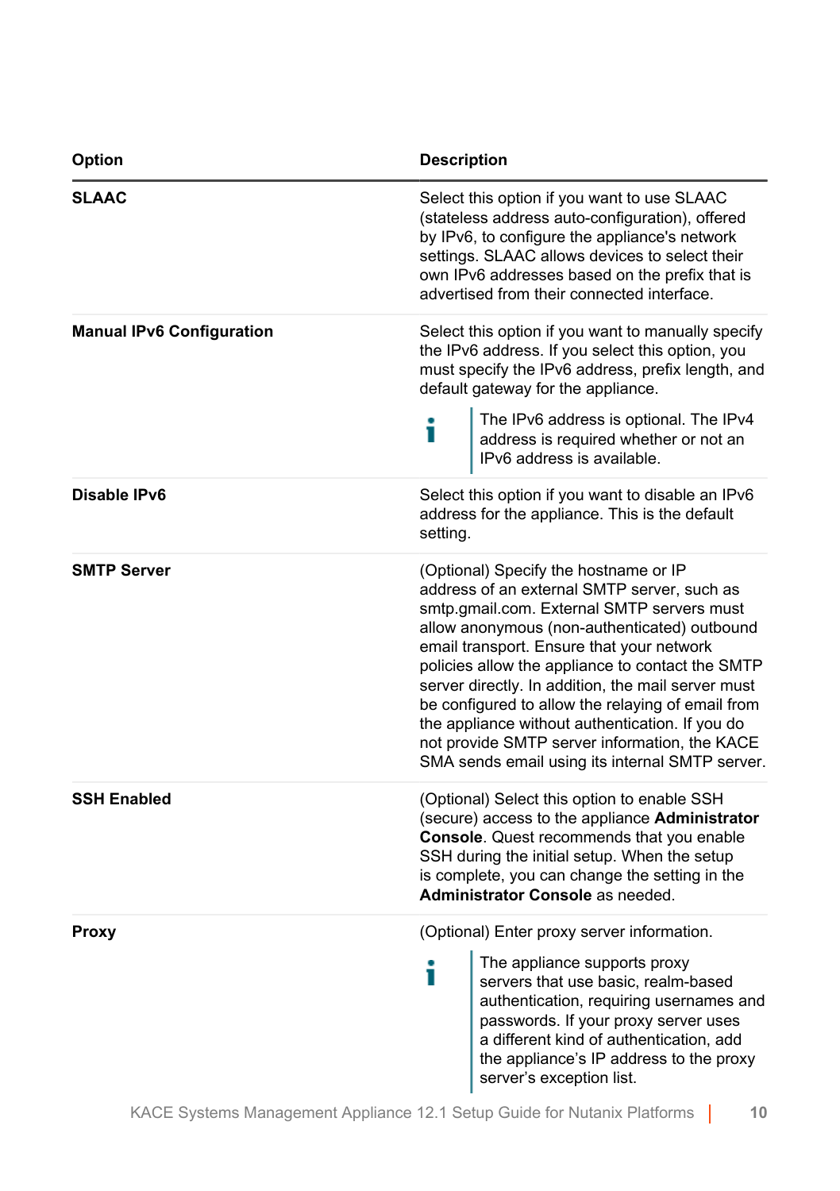| Option | Description |
| --- | --- |
| **SLAAC** | Select this option if you want to use SLAAC (stateless address auto-configuration), offered by IPv6, to configure the appliance's network settings. SLAAC allows devices to select their own IPv6 addresses based on the prefix that is advertised from their connected interface. |
| **Manual IPv6 Configuration** | Select this option if you want to manually specify the IPv6 address. If you select this option, you must specify the IPv6 address, prefix length, and default gateway for the appliance. <br><br> ℹ The IPv6 address is optional. The IPv4 address is required whether or not an IPv6 address is available. |
| **Disable IPv6** | Select this option if you want to disable an IPv6 address for the appliance. This is the default setting. |
| **SMTP Server** | (Optional) Specify the hostname or IP address of an external SMTP server, such as smtp.gmail.com. External SMTP servers must allow anonymous (non-authenticated) outbound email transport. Ensure that your network policies allow the appliance to contact the SMTP server directly. In addition, the mail server must be configured to allow the relaying of email from the appliance without authentication. If you do not provide SMTP server information, the KACE SMA sends email using its internal SMTP server. |
| **SSH Enabled** | (Optional) Select this option to enable SSH (secure) access to the appliance **Administrator Console**. Quest recommends that you enable SSH during the initial setup. When the setup is complete, you can change the setting in the **Administrator Console** as needed. |
| **Proxy** | (Optional) Enter proxy server information. <br><br> ℹ The appliance supports proxy servers that use basic, realm-based authentication, requiring usernames and passwords. If your proxy server uses a different kind of authentication, add the appliance's IP address to the proxy server's exception list. |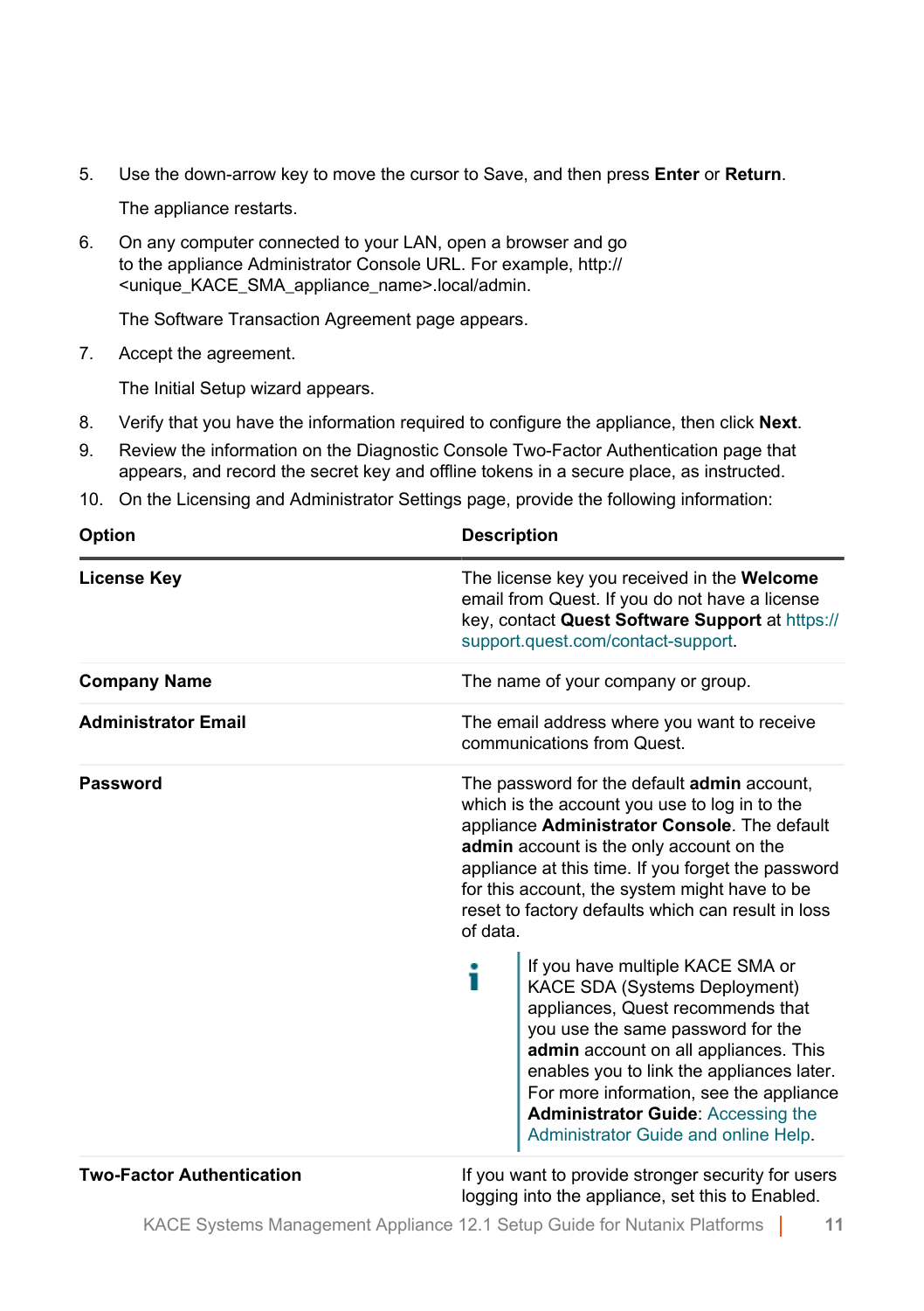5. Use the down-arrow key to move the cursor to Save, and then press **Enter** or **Return**.

   The appliance restarts.

6. On any computer connected to your LAN, open a browser and go to the appliance Administrator Console URL. For example, http://<unique_KACE_SMA_appliance_name>.local/admin.

   The Software Transaction Agreement page appears.

7. Accept the agreement.

   The Initial Setup wizard appears.

8. Verify that you have the information required to configure the appliance, then click **Next**.
9. Review the information on the Diagnostic Console Two-Factor Authentication page that appears, and record the secret key and offline tokens in a secure place, as instructed.
10. On the Licensing and Administrator Settings page, provide the following information:

| Option | Description |
|---|---|
| **License Key** | The license key you received in the **Welcome** email from Quest. If you do not have a license key, contact **Quest Software Support** at https://support.quest.com/contact-support. |
| **Company Name** | The name of your company or group. |
| **Administrator Email** | The email address where you want to receive communications from Quest. |
| **Password** | The password for the default **admin** account, which is the account you use to log in to the appliance **Administrator Console**. The default **admin** account is the only account on the appliance at this time. If you forget the password for this account, the system might have to be reset to factory defaults which can result in loss of data.<br><br>If you have multiple KACE SMA or KACE SDA (Systems Deployment) appliances, Quest recommends that you use the same password for the **admin** account on all appliances. This enables you to link the appliances later. For more information, see the appliance **Administrator Guide**: Accessing the Administrator Guide and online Help. |
| **Two-Factor Authentication** | If you want to provide stronger security for users logging into the appliance, set this to Enabled. |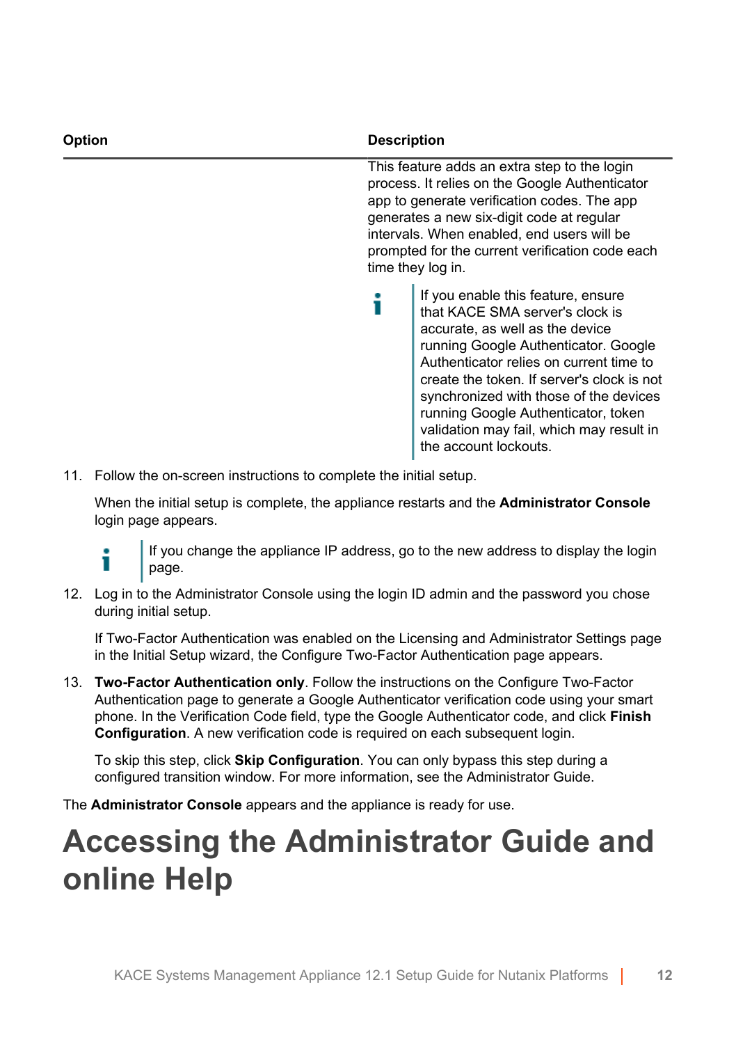| Option | Description |
| --- | --- |
| | This feature adds an extra step to the login process. It relies on the Google Authenticator app to generate verification codes. The app generates a new six-digit code at regular intervals. When enabled, end users will be prompted for the current verification code each time they log in. <br><br> If you enable this feature, ensure that KACE SMA server's clock is accurate, as well as the device running Google Authenticator. Google Authenticator relies on current time to create the token. If server's clock is not synchronized with those of the devices running Google Authenticator, token validation may fail, which may result in the account lockouts. |

11. Follow the on-screen instructions to complete the initial setup.

    When the initial setup is complete, the appliance restarts and the **Administrator Console** login page appears.

    If you change the appliance IP address, go to the new address to display the login page.

12. Log in to the Administrator Console using the login ID admin and the password you chose during initial setup.

    If Two-Factor Authentication was enabled on the Licensing and Administrator Settings page in the Initial Setup wizard, the Configure Two-Factor Authentication page appears.

13. **Two-Factor Authentication only**. Follow the instructions on the Configure Two-Factor Authentication page to generate a Google Authenticator verification code using your smart phone. In the Verification Code field, type the Google Authenticator code, and click **Finish Configuration**. A new verification code is required on each subsequent login.

    To skip this step, click **Skip Configuration**. You can only bypass this step during a configured transition window. For more information, see the Administrator Guide.

The **Administrator Console** appears and the appliance is ready for use.

# Accessing the Administrator Guide and online Help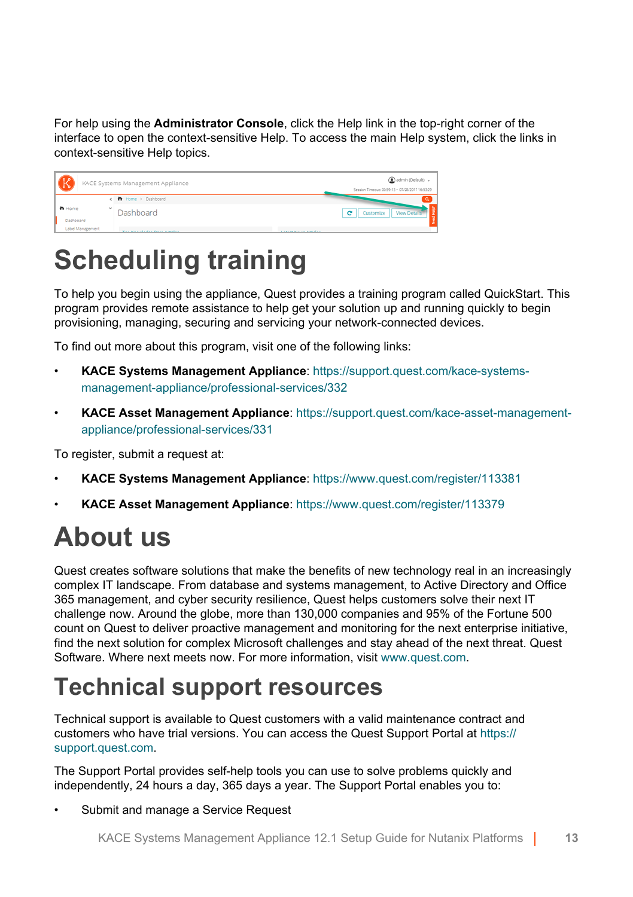For help using the **Administrator Console**, click the Help link in the top-right corner of the interface to open the context-sensitive Help. To access the main Help system, click the links in context-sensitive Help topics.

# Scheduling training

To help you begin using the appliance, Quest provides a training program called QuickStart. This program provides remote assistance to help get your solution up and running quickly to begin provisioning, managing, securing and servicing your network-connected devices.

To find out more about this program, visit one of the following links:

- **KACE Systems Management Appliance**: https://support.quest.com/kace-systems-management-appliance/professional-services/332
- **KACE Asset Management Appliance**: https://support.quest.com/kace-asset-management-appliance/professional-services/331

To register, submit a request at:

- **KACE Systems Management Appliance**: https://www.quest.com/register/113381
- **KACE Asset Management Appliance**: https://www.quest.com/register/113379

# About us

Quest creates software solutions that make the benefits of new technology real in an increasingly complex IT landscape. From database and systems management, to Active Directory and Office 365 management, and cyber security resilience, Quest helps customers solve their next IT challenge now. Around the globe, more than 130,000 companies and 95% of the Fortune 500 count on Quest to deliver proactive management and monitoring for the next enterprise initiative, find the next solution for complex Microsoft challenges and stay ahead of the next threat. Quest Software. Where next meets now. For more information, visit www.quest.com.

# Technical support resources

Technical support is available to Quest customers with a valid maintenance contract and customers who have trial versions. You can access the Quest Support Portal at https://support.quest.com.

The Support Portal provides self-help tools you can use to solve problems quickly and independently, 24 hours a day, 365 days a year. The Support Portal enables you to:

- Submit and manage a Service Request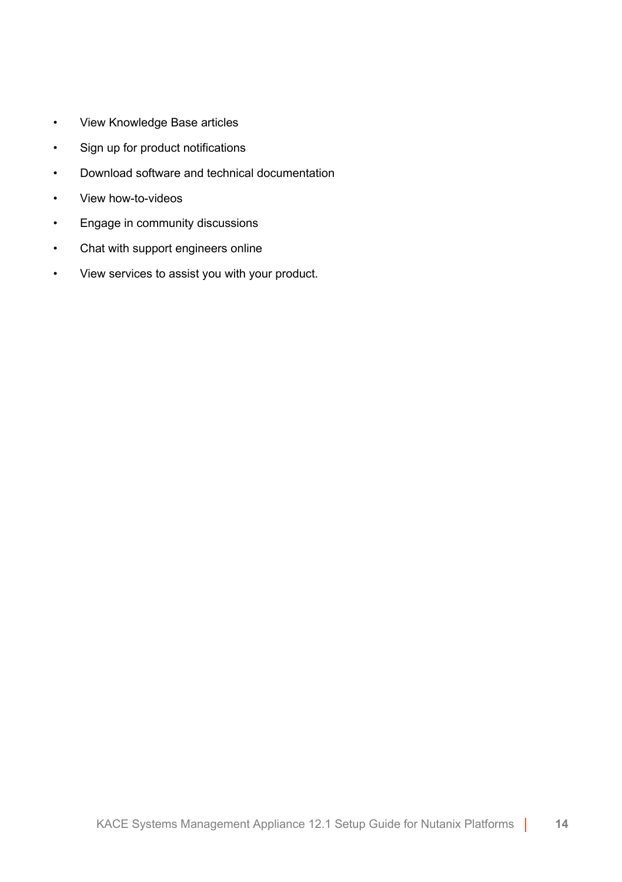- View Knowledge Base articles
- Sign up for product notifications
- Download software and technical documentation
- View how-to-videos
- Engage in community discussions
- Chat with support engineers online
- View services to assist you with your product.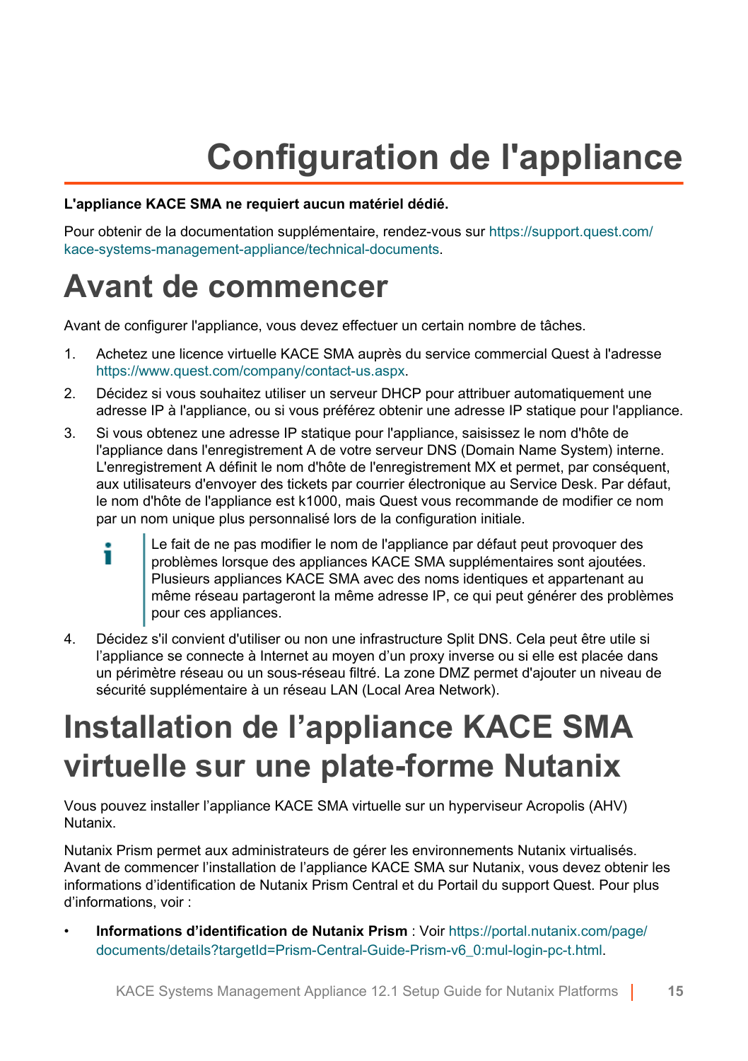# Configuration de l'appliance

**L'appliance KACE SMA ne requiert aucun matériel dédié.**

Pour obtenir de la documentation supplémentaire, rendez-vous sur https://support.quest.com/kace-systems-management-appliance/technical-documents.

## Avant de commencer

Avant de configurer l'appliance, vous devez effectuer un certain nombre de tâches.

1. Achetez une licence virtuelle KACE SMA auprès du service commercial Quest à l'adresse https://www.quest.com/company/contact-us.aspx.
2. Décidez si vous souhaitez utiliser un serveur DHCP pour attribuer automatiquement une adresse IP à l'appliance, ou si vous préférez obtenir une adresse IP statique pour l'appliance.
3. Si vous obtenez une adresse IP statique pour l'appliance, saisissez le nom d'hôte de l'appliance dans l'enregistrement A de votre serveur DNS (Domain Name System) interne. L'enregistrement A définit le nom d'hôte de l'enregistrement MX et permet, par conséquent, aux utilisateurs d'envoyer des tickets par courrier électronique au Service Desk. Par défaut, le nom d'hôte de l'appliance est k1000, mais Quest vous recommande de modifier ce nom par un nom unique plus personnalisé lors de la configuration initiale.

   > Le fait de ne pas modifier le nom de l'appliance par défaut peut provoquer des problèmes lorsque des appliances KACE SMA supplémentaires sont ajoutées. Plusieurs appliances KACE SMA avec des noms identiques et appartenant au même réseau partageront la même adresse IP, ce qui peut générer des problèmes pour ces appliances.

4. Décidez s'il convient d'utiliser ou non une infrastructure Split DNS. Cela peut être utile si l'appliance se connecte à Internet au moyen d'un proxy inverse ou si elle est placée dans un périmètre réseau ou un sous-réseau filtré. La zone DMZ permet d'ajouter un niveau de sécurité supplémentaire à un réseau LAN (Local Area Network).

## Installation de l'appliance KACE SMA virtuelle sur une plate-forme Nutanix

Vous pouvez installer l'appliance KACE SMA virtuelle sur un hyperviseur Acropolis (AHV) Nutanix.

Nutanix Prism permet aux administrateurs de gérer les environnements Nutanix virtualisés. Avant de commencer l'installation de l'appliance KACE SMA sur Nutanix, vous devez obtenir les informations d'identification de Nutanix Prism Central et du Portail du support Quest. Pour plus d'informations, voir :

- **Informations d'identification de Nutanix Prism** : Voir https://portal.nutanix.com/page/documents/details?targetId=Prism-Central-Guide-Prism-v6_0:mul-login-pc-t.html.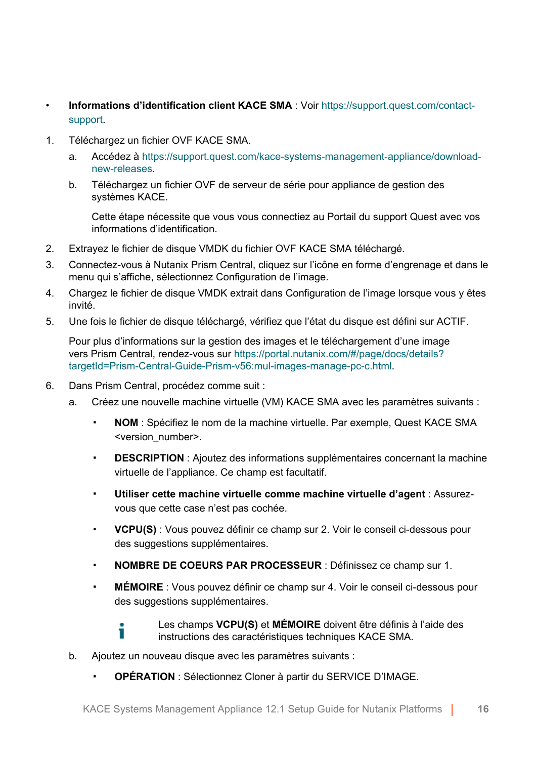- **Informations d'identification client KACE SMA** : Voir https://support.quest.com/contact-support.

1. Téléchargez un fichier OVF KACE SMA.
   a. Accédez à https://support.quest.com/kace-systems-management-appliance/download-new-releases.
   b. Téléchargez un fichier OVF de serveur de série pour appliance de gestion des systèmes KACE.

      Cette étape nécessite que vous vous connectiez au Portail du support Quest avec vos informations d'identification.
2. Extrayez le fichier de disque VMDK du fichier OVF KACE SMA téléchargé.
3. Connectez-vous à Nutanix Prism Central, cliquez sur l'icône en forme d'engrenage et dans le menu qui s'affiche, sélectionnez Configuration de l'image.
4. Chargez le fichier de disque VMDK extrait dans Configuration de l'image lorsque vous y êtes invité.
5. Une fois le fichier de disque téléchargé, vérifiez que l'état du disque est défini sur ACTIF.

   Pour plus d'informations sur la gestion des images et le téléchargement d'une image vers Prism Central, rendez-vous sur https://portal.nutanix.com/#/page/docs/details?targetId=Prism-Central-Guide-Prism-v56:mul-images-manage-pc-c.html.
6. Dans Prism Central, procédez comme suit :
   a. Créez une nouvelle machine virtuelle (VM) KACE SMA avec les paramètres suivants :
      - **NOM** : Spécifiez le nom de la machine virtuelle. Par exemple, Quest KACE SMA <version_number>.
      - **DESCRIPTION** : Ajoutez des informations supplémentaires concernant la machine virtuelle de l'appliance. Ce champ est facultatif.
      - **Utiliser cette machine virtuelle comme machine virtuelle d'agent** : Assurez-vous que cette case n'est pas cochée.
      - **VCPU(S)** : Vous pouvez définir ce champ sur 2. Voir le conseil ci-dessous pour des suggestions supplémentaires.
      - **NOMBRE DE COEURS PAR PROCESSEUR** : Définissez ce champ sur 1.
      - **MÉMOIRE** : Vous pouvez définir ce champ sur 4. Voir le conseil ci-dessous pour des suggestions supplémentaires.

      Les champs **VCPU(S)** et **MÉMOIRE** doivent être définis à l'aide des instructions des caractéristiques techniques KACE SMA.
   b. Ajoutez un nouveau disque avec les paramètres suivants :
      - **OPÉRATION** : Sélectionnez Cloner à partir du SERVICE D'IMAGE.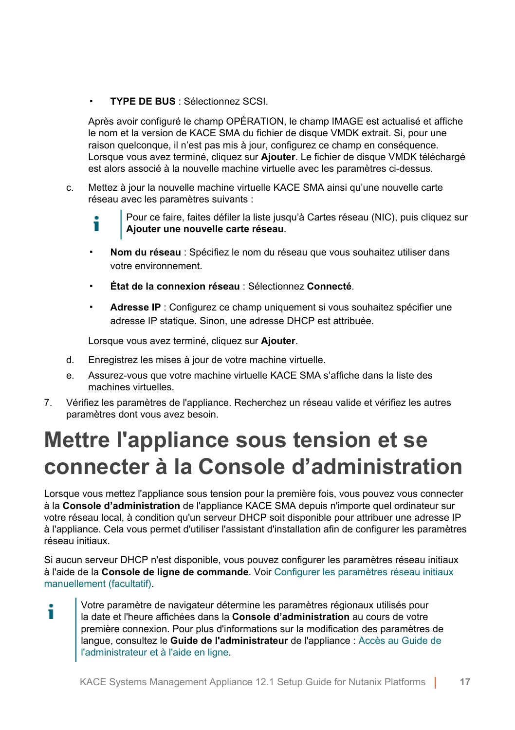- **TYPE DE BUS** : Sélectionnez SCSI.

  Après avoir configuré le champ OPÉRATION, le champ IMAGE est actualisé et affiche le nom et la version de KACE SMA du fichier de disque VMDK extrait. Si, pour une raison quelconque, il n'est pas mis à jour, configurez ce champ en conséquence. Lorsque vous avez terminé, cliquez sur **Ajouter**. Le fichier de disque VMDK téléchargé est alors associé à la nouvelle machine virtuelle avec les paramètres ci-dessus.

c. Mettez à jour la nouvelle machine virtuelle KACE SMA ainsi qu'une nouvelle carte réseau avec les paramètres suivants :

   > Pour ce faire, faites défiler la liste jusqu'à Cartes réseau (NIC), puis cliquez sur **Ajouter une nouvelle carte réseau**.

   - **Nom du réseau** : Spécifiez le nom du réseau que vous souhaitez utiliser dans votre environnement.
   - **État de la connexion réseau** : Sélectionnez **Connecté**.
   - **Adresse IP** : Configurez ce champ uniquement si vous souhaitez spécifier une adresse IP statique. Sinon, une adresse DHCP est attribuée.

   Lorsque vous avez terminé, cliquez sur **Ajouter**.

d. Enregistrez les mises à jour de votre machine virtuelle.

e. Assurez-vous que votre machine virtuelle KACE SMA s'affiche dans la liste des machines virtuelles.

7. Vérifiez les paramètres de l'appliance. Recherchez un réseau valide et vérifiez les autres paramètres dont vous avez besoin.

# Mettre l'appliance sous tension et se connecter à la Console d'administration

Lorsque vous mettez l'appliance sous tension pour la première fois, vous pouvez vous connecter à la **Console d'administration** de l'appliance KACE SMA depuis n'importe quel ordinateur sur votre réseau local, à condition qu'un serveur DHCP soit disponible pour attribuer une adresse IP à l'appliance. Cela vous permet d'utiliser l'assistant d'installation afin de configurer les paramètres réseau initiaux.

Si aucun serveur DHCP n'est disponible, vous pouvez configurer les paramètres réseau initiaux à l'aide de la **Console de ligne de commande**. Voir Configurer les paramètres réseau initiaux manuellement (facultatif).

> Votre paramètre de navigateur détermine les paramètres régionaux utilisés pour la date et l'heure affichées dans la **Console d'administration** au cours de votre première connexion. Pour plus d'informations sur la modification des paramètres de langue, consultez le **Guide de l'administrateur** de l'appliance : Accès au Guide de l'administrateur et à l'aide en ligne.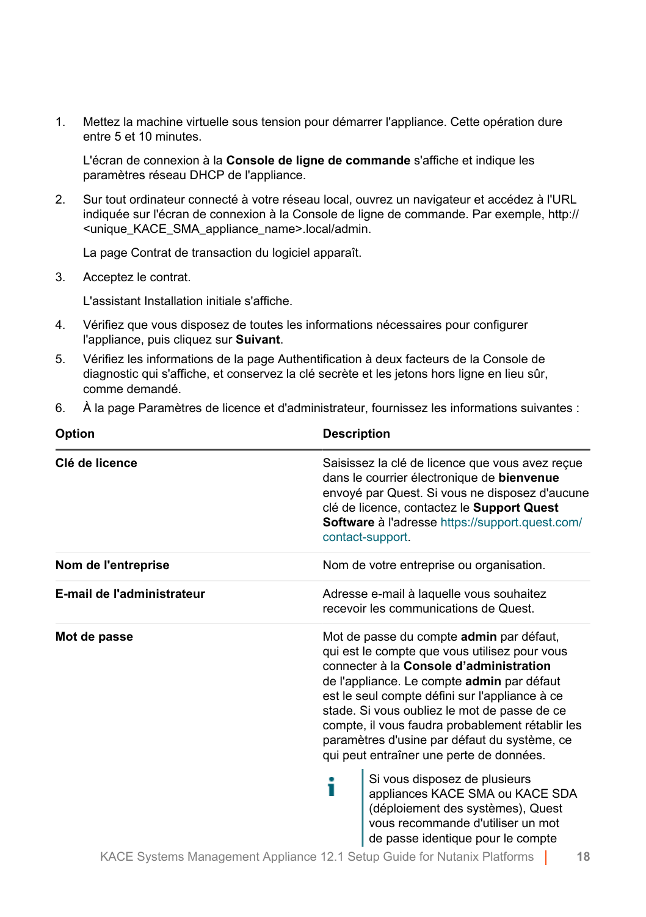1. Mettez la machine virtuelle sous tension pour démarrer l'appliance. Cette opération dure entre 5 et 10 minutes.

   L'écran de connexion à la **Console de ligne de commande** s'affiche et indique les paramètres réseau DHCP de l'appliance.

2. Sur tout ordinateur connecté à votre réseau local, ouvrez un navigateur et accédez à l'URL indiquée sur l'écran de connexion à la Console de ligne de commande. Par exemple, http://<unique_KACE_SMA_appliance_name>.local/admin.

   La page Contrat de transaction du logiciel apparaît.

3. Acceptez le contrat.

   L'assistant Installation initiale s'affiche.

4. Vérifiez que vous disposez de toutes les informations nécessaires pour configurer l'appliance, puis cliquez sur **Suivant**.
5. Vérifiez les informations de la page Authentification à deux facteurs de la Console de diagnostic qui s'affiche, et conservez la clé secrète et les jetons hors ligne en lieu sûr, comme demandé.
6. À la page Paramètres de licence et d'administrateur, fournissez les informations suivantes :

| Option | Description |
|---|---|
| **Clé de licence** | Saisissez la clé de licence que vous avez reçue dans le courrier électronique de **bienvenue** envoyé par Quest. Si vous ne disposez d'aucune clé de licence, contactez le **Support Quest Software** à l'adresse https://support.quest.com/contact-support. |
| **Nom de l'entreprise** | Nom de votre entreprise ou organisation. |
| **E-mail de l'administrateur** | Adresse e-mail à laquelle vous souhaitez recevoir les communications de Quest. |
| **Mot de passe** | Mot de passe du compte **admin** par défaut, qui est le compte que vous utilisez pour vous connecter à la **Console d'administration** de l'appliance. Le compte **admin** par défaut est le seul compte défini sur l'appliance à ce stade. Si vous oubliez le mot de passe de ce compte, il vous faudra probablement rétablir les paramètres d'usine par défaut du système, ce qui peut entraîner une perte de données.<br><br>Si vous disposez de plusieurs appliances KACE SMA ou KACE SDA (déploiement des systèmes), Quest vous recommande d'utiliser un mot de passe identique pour le compte |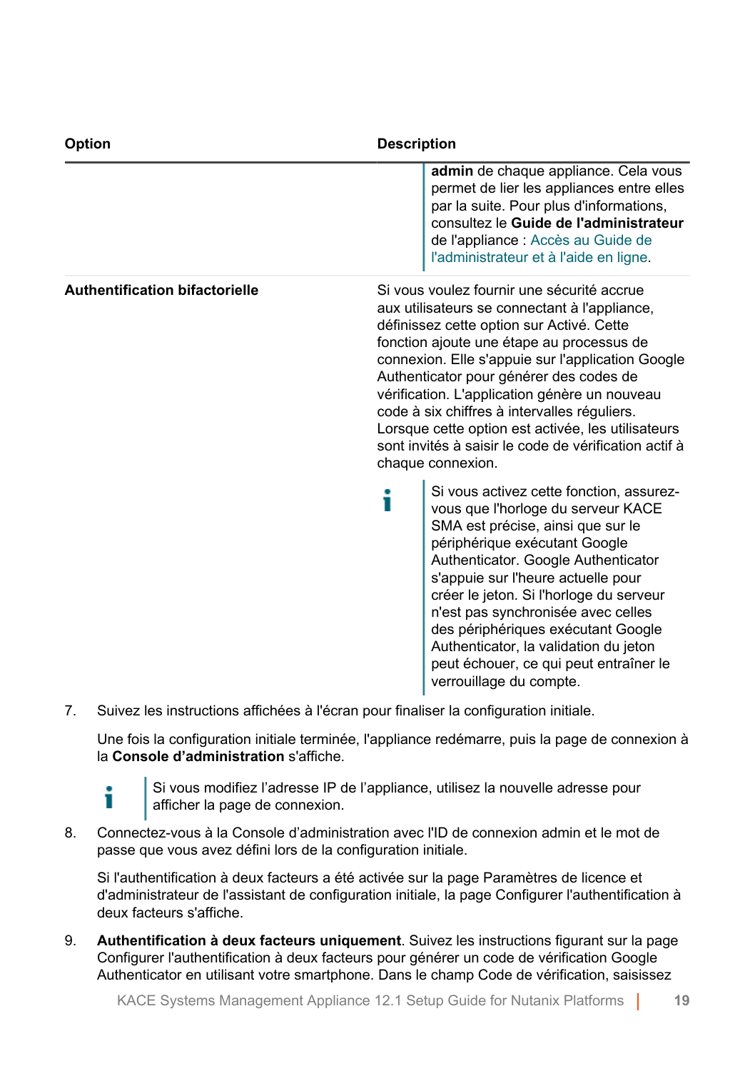| Option | Description |
|---|---|
| | **admin** de chaque appliance. Cela vous permet de lier les appliances entre elles par la suite. Pour plus d'informations, consultez le **Guide de l'administrateur** de l'appliance : Accès au Guide de l'administrateur et à l'aide en ligne. |
| **Authentification bifactorielle** | Si vous voulez fournir une sécurité accrue aux utilisateurs se connectant à l'appliance, définissez cette option sur Activé. Cette fonction ajoute une étape au processus de connexion. Elle s'appuie sur l'application Google Authenticator pour générer des codes de vérification. L'application génère un nouveau code à six chiffres à intervalles réguliers. Lorsque cette option est activée, les utilisateurs sont invités à saisir le code de vérification actif à chaque connexion.<br><br>Si vous activez cette fonction, assurez-vous que l'horloge du serveur KACE SMA est précise, ainsi que sur le périphérique exécutant Google Authenticator. Google Authenticator s'appuie sur l'heure actuelle pour créer le jeton. Si l'horloge du serveur n'est pas synchronisée avec celles des périphériques exécutant Google Authenticator, la validation du jeton peut échouer, ce qui peut entraîner le verrouillage du compte. |

7. Suivez les instructions affichées à l'écran pour finaliser la configuration initiale.

   Une fois la configuration initiale terminée, l'appliance redémarre, puis la page de connexion à la **Console d'administration** s'affiche.

   > Si vous modifiez l'adresse IP de l'appliance, utilisez la nouvelle adresse pour afficher la page de connexion.

8. Connectez-vous à la Console d'administration avec l'ID de connexion admin et le mot de passe que vous avez défini lors de la configuration initiale.

   Si l'authentification à deux facteurs a été activée sur la page Paramètres de licence et d'administrateur de l'assistant de configuration initiale, la page Configurer l'authentification à deux facteurs s'affiche.

9. **Authentification à deux facteurs uniquement**. Suivez les instructions figurant sur la page Configurer l'authentification à deux facteurs pour générer un code de vérification Google Authenticator en utilisant votre smartphone. Dans le champ Code de vérification, saisissez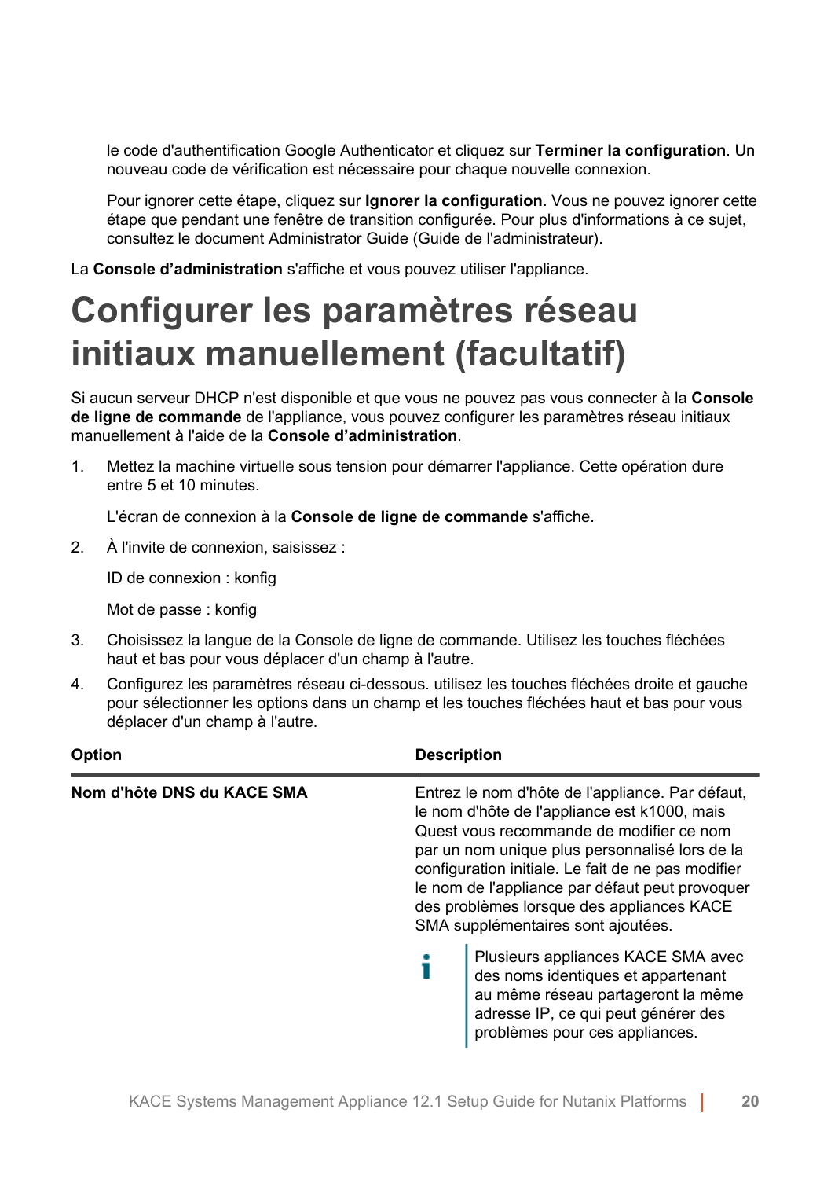le code d'authentification Google Authenticator et cliquez sur **Terminer la configuration**. Un nouveau code de vérification est nécessaire pour chaque nouvelle connexion.

Pour ignorer cette étape, cliquez sur **Ignorer la configuration**. Vous ne pouvez ignorer cette étape que pendant une fenêtre de transition configurée. Pour plus d'informations à ce sujet, consultez le document Administrator Guide (Guide de l'administrateur).

La **Console d'administration** s'affiche et vous pouvez utiliser l'appliance.

# Configurer les paramètres réseau initiaux manuellement (facultatif)

Si aucun serveur DHCP n'est disponible et que vous ne pouvez pas vous connecter à la **Console de ligne de commande** de l'appliance, vous pouvez configurer les paramètres réseau initiaux manuellement à l'aide de la **Console d'administration**.

1. Mettez la machine virtuelle sous tension pour démarrer l'appliance. Cette opération dure entre 5 et 10 minutes.

   L'écran de connexion à la **Console de ligne de commande** s'affiche.

2. À l'invite de connexion, saisissez :

   ID de connexion : konfig

   Mot de passe : konfig

3. Choisissez la langue de la Console de ligne de commande. Utilisez les touches fléchées haut et bas pour vous déplacer d'un champ à l'autre.
4. Configurez les paramètres réseau ci-dessous. utilisez les touches fléchées droite et gauche pour sélectionner les options dans un champ et les touches fléchées haut et bas pour vous déplacer d'un champ à l'autre.

| Option | Description |
|---|---|
| **Nom d'hôte DNS du KACE SMA** | Entrez le nom d'hôte de l'appliance. Par défaut, le nom d'hôte de l'appliance est k1000, mais Quest vous recommande de modifier ce nom par un nom unique plus personnalisé lors de la configuration initiale. Le fait de ne pas modifier le nom de l'appliance par défaut peut provoquer des problèmes lorsque des appliances KACE SMA supplémentaires sont ajoutées.<br><br>Plusieurs appliances KACE SMA avec des noms identiques et appartenant au même réseau partageront la même adresse IP, ce qui peut générer des problèmes pour ces appliances. |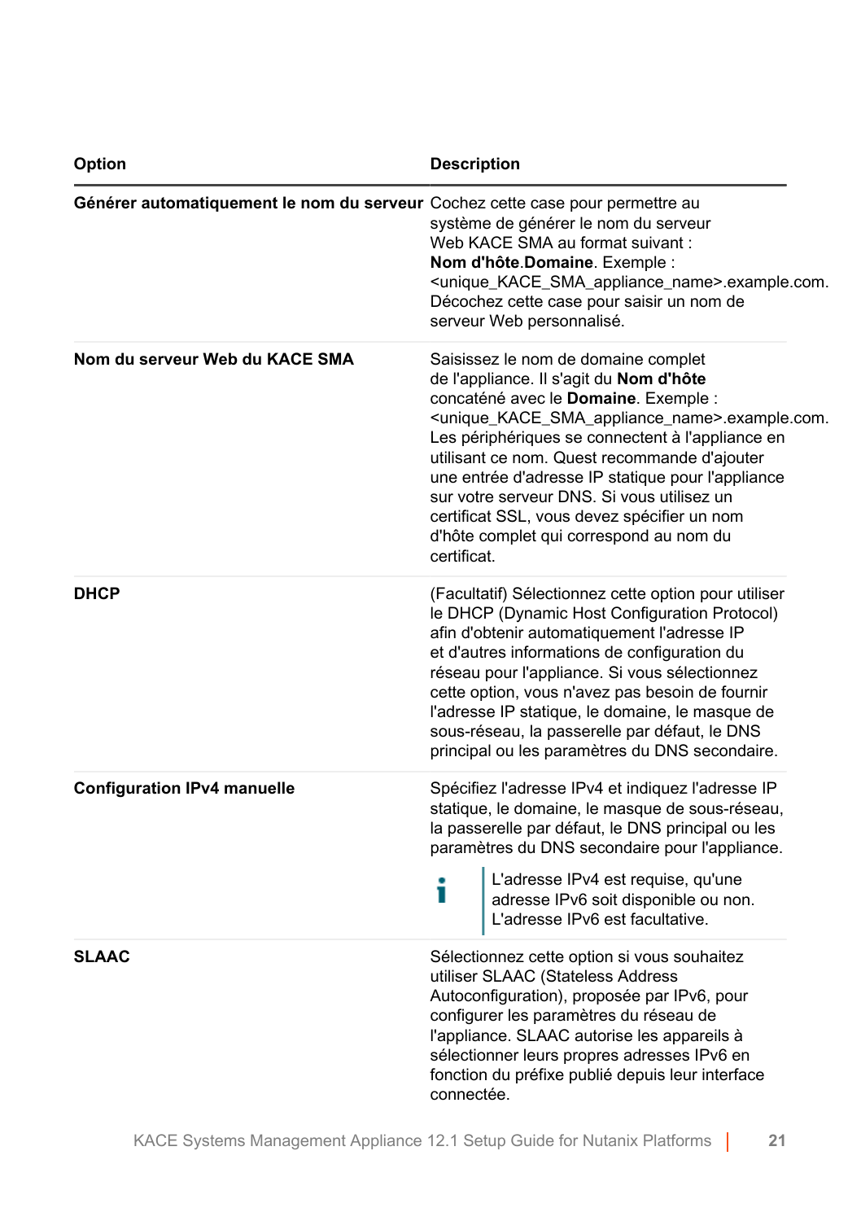| Option | Description |
| --- | --- |
| **Générer automatiquement le nom du serveur** | Cochez cette case pour permettre au système de générer le nom du serveur Web KACE SMA au format suivant : **Nom d'hôte**.**Domaine**. Exemple : <unique_KACE_SMA_appliance_name>.example.com. Décochez cette case pour saisir un nom de serveur Web personnalisé. |
| **Nom du serveur Web du KACE SMA** | Saisissez le nom de domaine complet de l'appliance. Il s'agit du **Nom d'hôte** concaténé avec le **Domaine**. Exemple : <unique_KACE_SMA_appliance_name>.example.com. Les périphériques se connectent à l'appliance en utilisant ce nom. Quest recommande d'ajouter une entrée d'adresse IP statique pour l'appliance sur votre serveur DNS. Si vous utilisez un certificat SSL, vous devez spécifier un nom d'hôte complet qui correspond au nom du certificat. |
| **DHCP** | (Facultatif) Sélectionnez cette option pour utiliser le DHCP (Dynamic Host Configuration Protocol) afin d'obtenir automatiquement l'adresse IP et d'autres informations de configuration du réseau pour l'appliance. Si vous sélectionnez cette option, vous n'avez pas besoin de fournir l'adresse IP statique, le domaine, le masque de sous-réseau, la passerelle par défaut, le DNS principal ou les paramètres du DNS secondaire. |
| **Configuration IPv4 manuelle** | Spécifiez l'adresse IPv4 et indiquez l'adresse IP statique, le domaine, le masque de sous-réseau, la passerelle par défaut, le DNS principal ou les paramètres du DNS secondaire pour l'appliance.<br><br>L'adresse IPv4 est requise, qu'une adresse IPv6 soit disponible ou non. L'adresse IPv6 est facultative. |
| **SLAAC** | Sélectionnez cette option si vous souhaitez utiliser SLAAC (Stateless Address Autoconfiguration), proposée par IPv6, pour configurer les paramètres du réseau de l'appliance. SLAAC autorise les appareils à sélectionner leurs propres adresses IPv6 en fonction du préfixe publié depuis leur interface connectée. |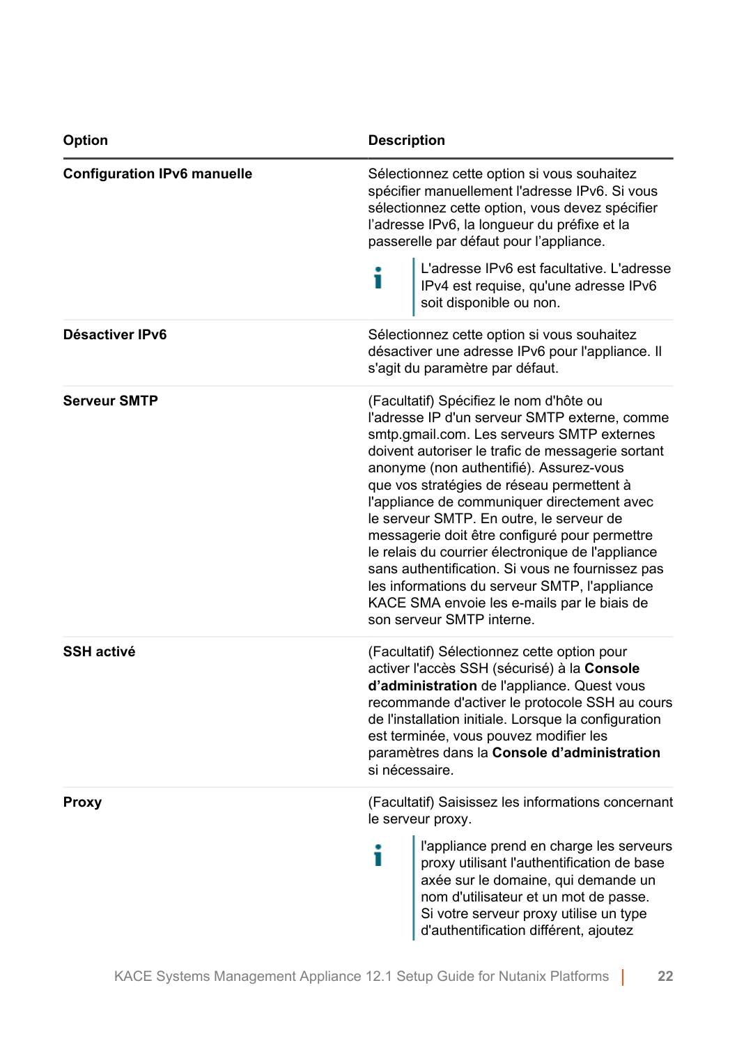| Option | Description |
|---|---|
| **Configuration IPv6 manuelle** | Sélectionnez cette option si vous souhaitez spécifier manuellement l'adresse IPv6. Si vous sélectionnez cette option, vous devez spécifier l'adresse IPv6, la longueur du préfixe et la passerelle par défaut pour l'appliance.<br><br>ℹ L'adresse IPv6 est facultative. L'adresse IPv4 est requise, qu'une adresse IPv6 soit disponible ou non. |
| **Désactiver IPv6** | Sélectionnez cette option si vous souhaitez désactiver une adresse IPv6 pour l'appliance. Il s'agit du paramètre par défaut. |
| **Serveur SMTP** | (Facultatif) Spécifiez le nom d'hôte ou l'adresse IP d'un serveur SMTP externe, comme smtp.gmail.com. Les serveurs SMTP externes doivent autoriser le trafic de messagerie sortant anonyme (non authentifié). Assurez-vous que vos stratégies de réseau permettent à l'appliance de communiquer directement avec le serveur SMTP. En outre, le serveur de messagerie doit être configuré pour permettre le relais du courrier électronique de l'appliance sans authentification. Si vous ne fournissez pas les informations du serveur SMTP, l'appliance KACE SMA envoie les e-mails par le biais de son serveur SMTP interne. |
| **SSH activé** | (Facultatif) Sélectionnez cette option pour activer l'accès SSH (sécurisé) à la **Console d'administration** de l'appliance. Quest vous recommande d'activer le protocole SSH au cours de l'installation initiale. Lorsque la configuration est terminée, vous pouvez modifier les paramètres dans la **Console d'administration** si nécessaire. |
| **Proxy** | (Facultatif) Saisissez les informations concernant le serveur proxy.<br><br>ℹ l'appliance prend en charge les serveurs proxy utilisant l'authentification de base axée sur le domaine, qui demande un nom d'utilisateur et un mot de passe. Si votre serveur proxy utilise un type d'authentification différent, ajoutez |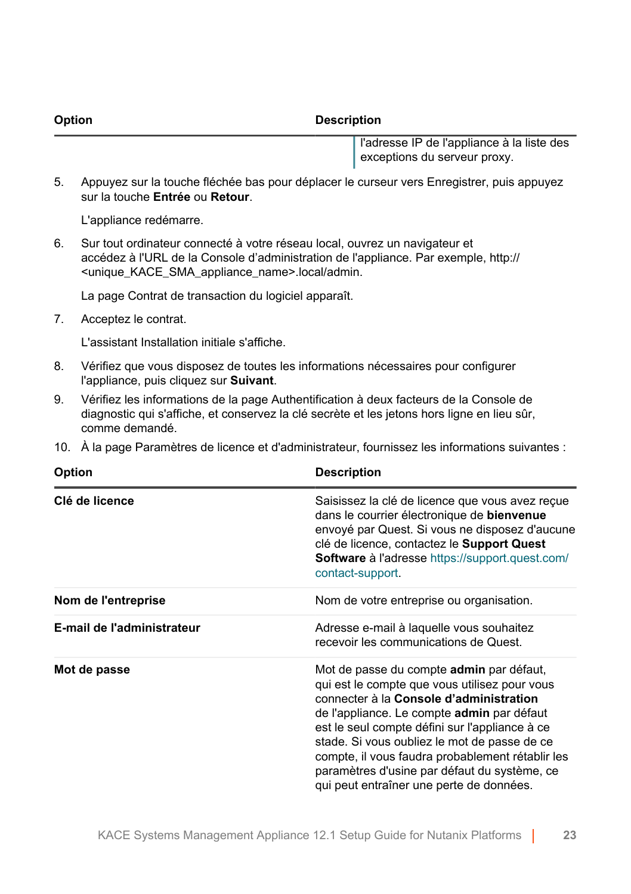| Option | Description |
| --- | --- |
| | l'adresse IP de l'appliance à la liste des exceptions du serveur proxy. |

5. Appuyez sur la touche fléchée bas pour déplacer le curseur vers Enregistrer, puis appuyez sur la touche **Entrée** ou **Retour**.

   L'appliance redémarre.

6. Sur tout ordinateur connecté à votre réseau local, ouvrez un navigateur et accédez à l'URL de la Console d'administration de l'appliance. Par exemple, http://<unique_KACE_SMA_appliance_name>.local/admin.

   La page Contrat de transaction du logiciel apparaît.

7. Acceptez le contrat.

   L'assistant Installation initiale s'affiche.

8. Vérifiez que vous disposez de toutes les informations nécessaires pour configurer l'appliance, puis cliquez sur **Suivant**.
9. Vérifiez les informations de la page Authentification à deux facteurs de la Console de diagnostic qui s'affiche, et conservez la clé secrète et les jetons hors ligne en lieu sûr, comme demandé.
10. À la page Paramètres de licence et d'administrateur, fournissez les informations suivantes :

| Option | Description |
| --- | --- |
| **Clé de licence** | Saisissez la clé de licence que vous avez reçue dans le courrier électronique de **bienvenue** envoyé par Quest. Si vous ne disposez d'aucune clé de licence, contactez le **Support Quest Software** à l'adresse https://support.quest.com/contact-support. |
| **Nom de l'entreprise** | Nom de votre entreprise ou organisation. |
| **E-mail de l'administrateur** | Adresse e-mail à laquelle vous souhaitez recevoir les communications de Quest. |
| **Mot de passe** | Mot de passe du compte **admin** par défaut, qui est le compte que vous utilisez pour vous connecter à la **Console d'administration** de l'appliance. Le compte **admin** par défaut est le seul compte défini sur l'appliance à ce stade. Si vous oubliez le mot de passe de ce compte, il vous faudra probablement rétablir les paramètres d'usine par défaut du système, ce qui peut entraîner une perte de données. |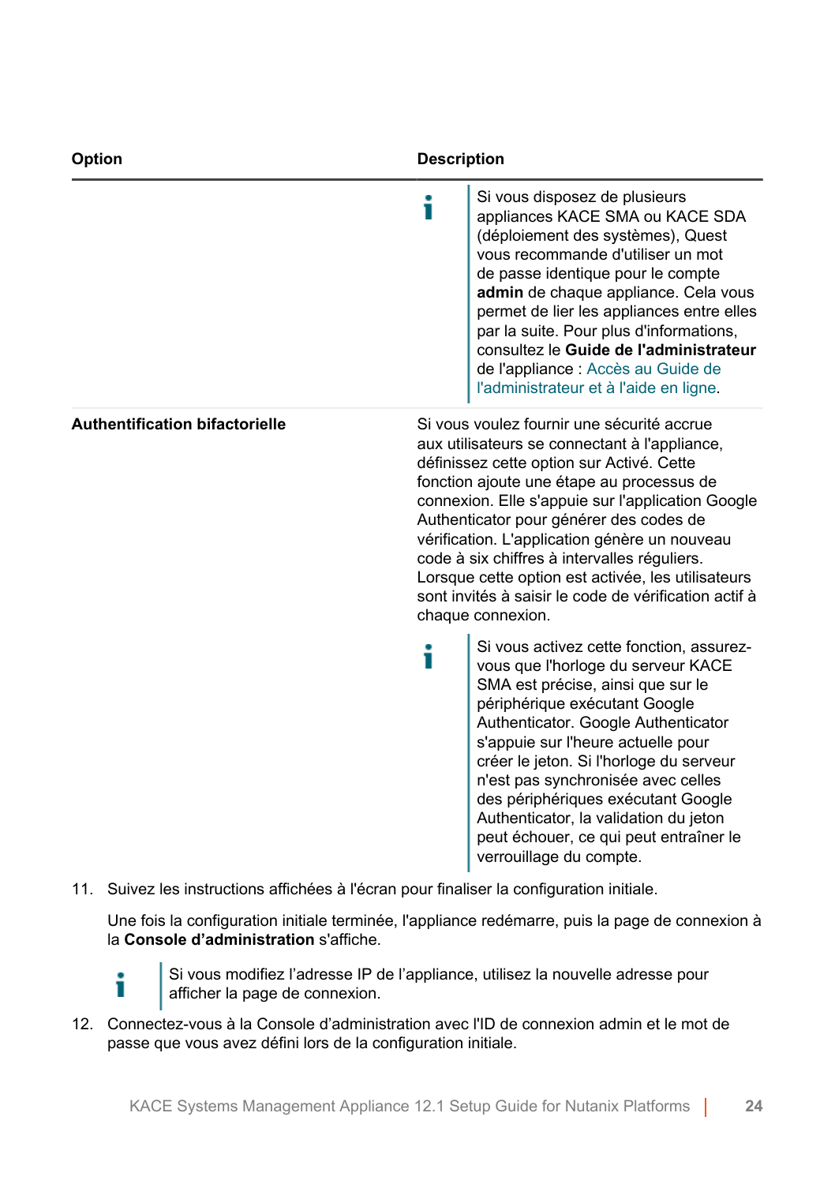| Option | Description |
|---|---|
| | ℹ Si vous disposez de plusieurs appliances KACE SMA ou KACE SDA (déploiement des systèmes), Quest vous recommande d'utiliser un mot de passe identique pour le compte **admin** de chaque appliance. Cela vous permet de lier les appliances entre elles par la suite. Pour plus d'informations, consultez le **Guide de l'administrateur** de l'appliance : Accès au Guide de l'administrateur et à l'aide en ligne. |
| **Authentification bifactorielle** | Si vous voulez fournir une sécurité accrue aux utilisateurs se connectant à l'appliance, définissez cette option sur Activé. Cette fonction ajoute une étape au processus de connexion. Elle s'appuie sur l'application Google Authenticator pour générer des codes de vérification. L'application génère un nouveau code à six chiffres à intervalles réguliers. Lorsque cette option est activée, les utilisateurs sont invités à saisir le code de vérification actif à chaque connexion.<br><br>ℹ Si vous activez cette fonction, assurez-vous que l'horloge du serveur KACE SMA est précise, ainsi que sur le périphérique exécutant Google Authenticator. Google Authenticator s'appuie sur l'heure actuelle pour créer le jeton. Si l'horloge du serveur n'est pas synchronisée avec celles des périphériques exécutant Google Authenticator, la validation du jeton peut échouer, ce qui peut entraîner le verrouillage du compte. |

11. Suivez les instructions affichées à l'écran pour finaliser la configuration initiale.

    Une fois la configuration initiale terminée, l'appliance redémarre, puis la page de connexion à la **Console d'administration** s'affiche.

    ℹ Si vous modifiez l'adresse IP de l'appliance, utilisez la nouvelle adresse pour afficher la page de connexion.

12. Connectez-vous à la Console d'administration avec l'ID de connexion admin et le mot de passe que vous avez défini lors de la configuration initiale.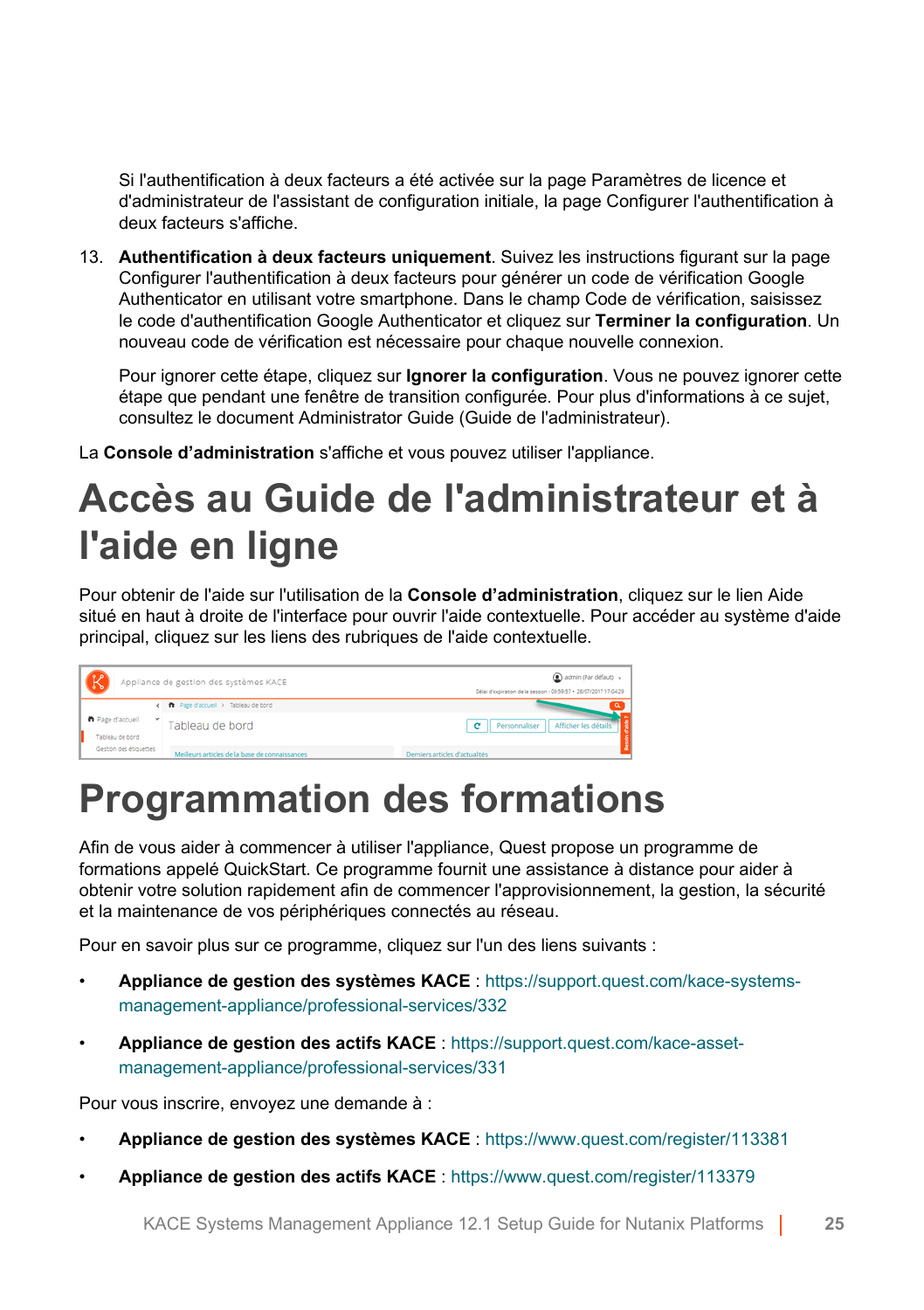Si l'authentification à deux facteurs a été activée sur la page Paramètres de licence et d'administrateur de l'assistant de configuration initiale, la page Configurer l'authentification à deux facteurs s'affiche.

13. **Authentification à deux facteurs uniquement**. Suivez les instructions figurant sur la page Configurer l'authentification à deux facteurs pour générer un code de vérification Google Authenticator en utilisant votre smartphone. Dans le champ Code de vérification, saisissez le code d'authentification Google Authenticator et cliquez sur **Terminer la configuration**. Un nouveau code de vérification est nécessaire pour chaque nouvelle connexion.

   Pour ignorer cette étape, cliquez sur **Ignorer la configuration**. Vous ne pouvez ignorer cette étape que pendant une fenêtre de transition configurée. Pour plus d'informations à ce sujet, consultez le document Administrator Guide (Guide de l'administrateur).

La **Console d'administration** s'affiche et vous pouvez utiliser l'appliance.

# Accès au Guide de l'administrateur et à l'aide en ligne

Pour obtenir de l'aide sur l'utilisation de la **Console d'administration**, cliquez sur le lien Aide situé en haut à droite de l'interface pour ouvrir l'aide contextuelle. Pour accéder au système d'aide principal, cliquez sur les liens des rubriques de l'aide contextuelle.

# Programmation des formations

Afin de vous aider à commencer à utiliser l'appliance, Quest propose un programme de formations appelé QuickStart. Ce programme fournit une assistance à distance pour aider à obtenir votre solution rapidement afin de commencer l'approvisionnement, la gestion, la sécurité et la maintenance de vos périphériques connectés au réseau.

Pour en savoir plus sur ce programme, cliquez sur l'un des liens suivants :

- **Appliance de gestion des systèmes KACE** : https://support.quest.com/kace-systems-management-appliance/professional-services/332
- **Appliance de gestion des actifs KACE** : https://support.quest.com/kace-asset-management-appliance/professional-services/331

Pour vous inscrire, envoyez une demande à :

- **Appliance de gestion des systèmes KACE** : https://www.quest.com/register/113381
- **Appliance de gestion des actifs KACE** : https://www.quest.com/register/113379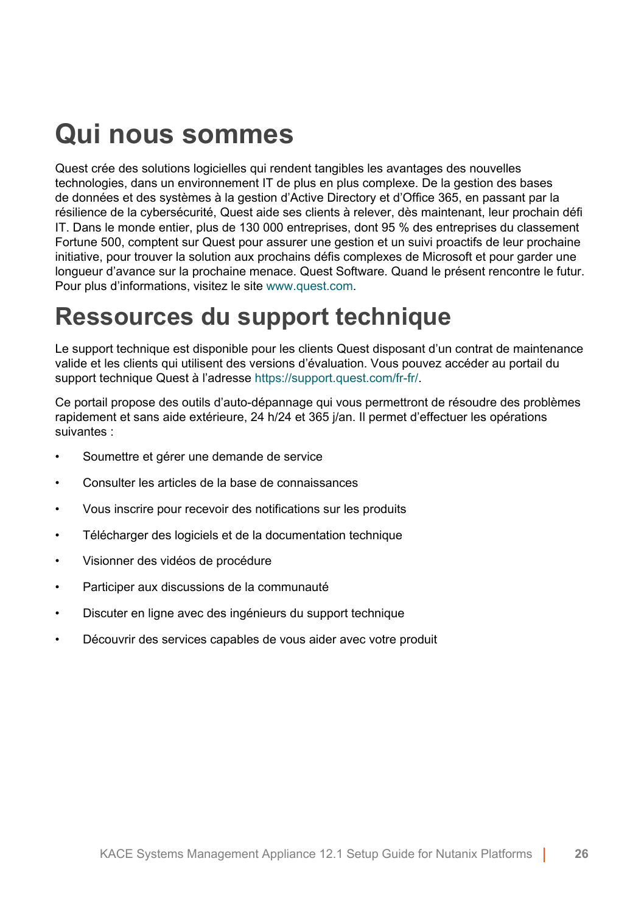# Qui nous sommes

Quest crée des solutions logicielles qui rendent tangibles les avantages des nouvelles technologies, dans un environnement IT de plus en plus complexe. De la gestion des bases de données et des systèmes à la gestion d'Active Directory et d'Office 365, en passant par la résilience de la cybersécurité, Quest aide ses clients à relever, dès maintenant, leur prochain défi IT. Dans le monde entier, plus de 130 000 entreprises, dont 95 % des entreprises du classement Fortune 500, comptent sur Quest pour assurer une gestion et un suivi proactifs de leur prochaine initiative, pour trouver la solution aux prochains défis complexes de Microsoft et pour garder une longueur d'avance sur la prochaine menace. Quest Software. Quand le présent rencontre le futur. Pour plus d'informations, visitez le site www.quest.com.

# Ressources du support technique

Le support technique est disponible pour les clients Quest disposant d'un contrat de maintenance valide et les clients qui utilisent des versions d'évaluation. Vous pouvez accéder au portail du support technique Quest à l'adresse https://support.quest.com/fr-fr/.

Ce portail propose des outils d'auto-dépannage qui vous permettront de résoudre des problèmes rapidement et sans aide extérieure, 24 h/24 et 365 j/an. Il permet d'effectuer les opérations suivantes :

- Soumettre et gérer une demande de service
- Consulter les articles de la base de connaissances
- Vous inscrire pour recevoir des notifications sur les produits
- Télécharger des logiciels et de la documentation technique
- Visionner des vidéos de procédure
- Participer aux discussions de la communauté
- Discuter en ligne avec des ingénieurs du support technique
- Découvrir des services capables de vous aider avec votre produit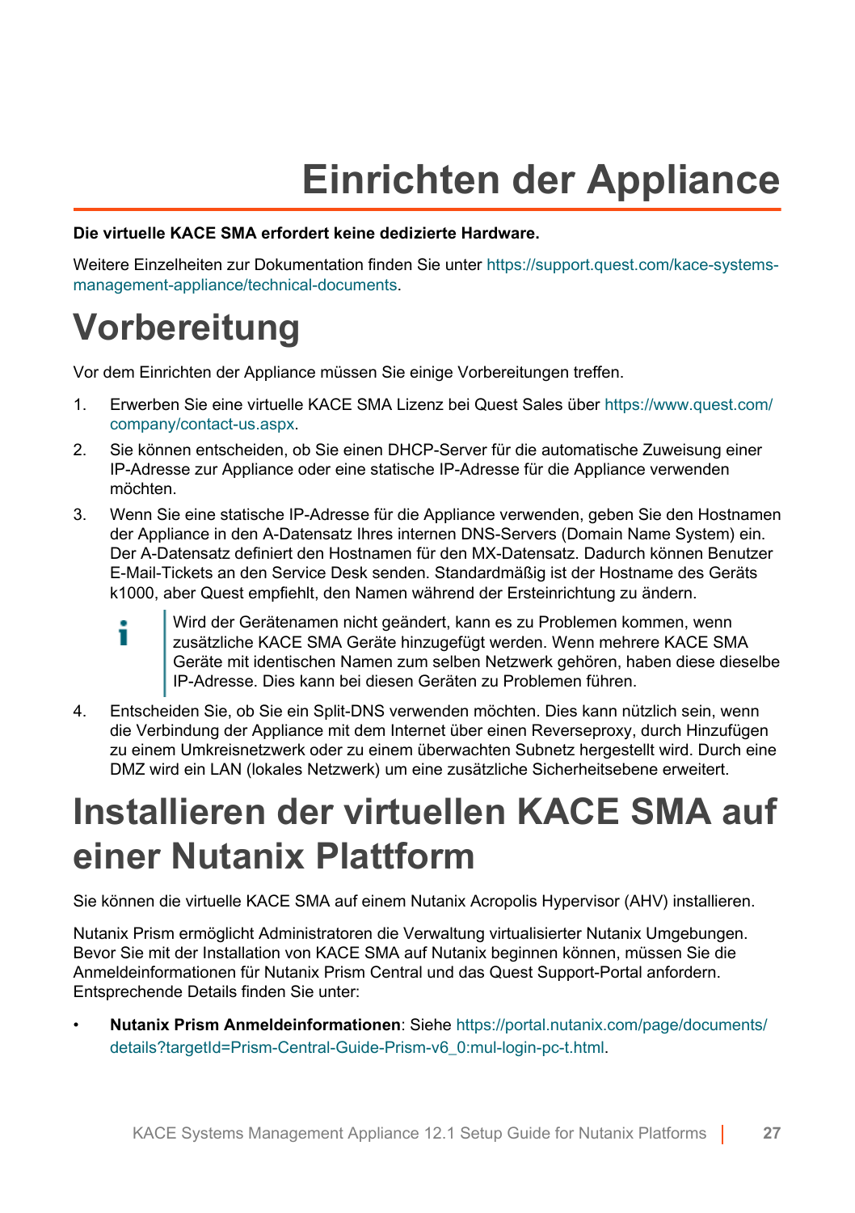# Einrichten der Appliance

**Die virtuelle KACE SMA erfordert keine dedizierte Hardware.**

Weitere Einzelheiten zur Dokumentation finden Sie unter https://support.quest.com/kace-systems-management-appliance/technical-documents.

## Vorbereitung

Vor dem Einrichten der Appliance müssen Sie einige Vorbereitungen treffen.

1. Erwerben Sie eine virtuelle KACE SMA Lizenz bei Quest Sales über https://www.quest.com/company/contact-us.aspx.
2. Sie können entscheiden, ob Sie einen DHCP-Server für die automatische Zuweisung einer IP-Adresse zur Appliance oder eine statische IP-Adresse für die Appliance verwenden möchten.
3. Wenn Sie eine statische IP-Adresse für die Appliance verwenden, geben Sie den Hostnamen der Appliance in den A-Datensatz Ihres internen DNS-Servers (Domain Name System) ein. Der A-Datensatz definiert den Hostnamen für den MX-Datensatz. Dadurch können Benutzer E-Mail-Tickets an den Service Desk senden. Standardmäßig ist der Hostname des Geräts k1000, aber Quest empfiehlt, den Namen während der Ersteinrichtung zu ändern.

   > Wird der Gerätenamen nicht geändert, kann es zu Problemen kommen, wenn zusätzliche KACE SMA Geräte hinzugefügt werden. Wenn mehrere KACE SMA Geräte mit identischen Namen zum selben Netzwerk gehören, haben diese dieselbe IP-Adresse. Dies kann bei diesen Geräten zu Problemen führen.

4. Entscheiden Sie, ob Sie ein Split-DNS verwenden möchten. Dies kann nützlich sein, wenn die Verbindung der Appliance mit dem Internet über einen Reverseproxy, durch Hinzufügen zu einem Umkreisnetzwerk oder zu einem überwachten Subnetz hergestellt wird. Durch eine DMZ wird ein LAN (lokales Netzwerk) um eine zusätzliche Sicherheitsebene erweitert.

## Installieren der virtuellen KACE SMA auf einer Nutanix Plattform

Sie können die virtuelle KACE SMA auf einem Nutanix Acropolis Hypervisor (AHV) installieren.

Nutanix Prism ermöglicht Administratoren die Verwaltung virtualisierter Nutanix Umgebungen. Bevor Sie mit der Installation von KACE SMA auf Nutanix beginnen können, müssen Sie die Anmeldeinformationen für Nutanix Prism Central und das Quest Support-Portal anfordern. Entsprechende Details finden Sie unter:

- **Nutanix Prism Anmeldeinformationen**: Siehe https://portal.nutanix.com/page/documents/details?targetId=Prism-Central-Guide-Prism-v6_0:mul-login-pc-t.html.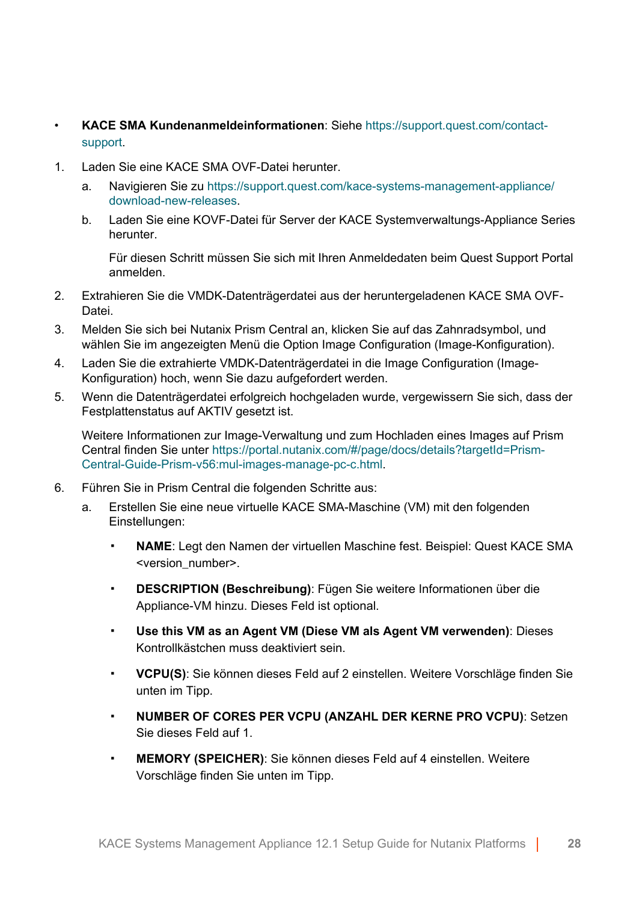- **KACE SMA Kundenanmeldeinformationen**: Siehe https://support.quest.com/contact-support.

1. Laden Sie eine KACE SMA OVF-Datei herunter.
   a. Navigieren Sie zu https://support.quest.com/kace-systems-management-appliance/download-new-releases.
   b. Laden Sie eine KOVF-Datei für Server der KACE Systemverwaltungs-Appliance Series herunter.

      Für diesen Schritt müssen Sie sich mit Ihren Anmeldedaten beim Quest Support Portal anmelden.
2. Extrahieren Sie die VMDK-Datenträgerdatei aus der heruntergeladenen KACE SMA OVF-Datei.
3. Melden Sie sich bei Nutanix Prism Central an, klicken Sie auf das Zahnradsymbol, und wählen Sie im angezeigten Menü die Option Image Configuration (Image-Konfiguration).
4. Laden Sie die extrahierte VMDK-Datenträgerdatei in die Image Configuration (Image-Konfiguration) hoch, wenn Sie dazu aufgefordert werden.
5. Wenn die Datenträgerdatei erfolgreich hochgeladen wurde, vergewissern Sie sich, dass der Festplattenstatus auf AKTIV gesetzt ist.

   Weitere Informationen zur Image-Verwaltung und zum Hochladen eines Images auf Prism Central finden Sie unter https://portal.nutanix.com/#/page/docs/details?targetId=Prism-Central-Guide-Prism-v56:mul-images-manage-pc-c.html.
6. Führen Sie in Prism Central die folgenden Schritte aus:
   a. Erstellen Sie eine neue virtuelle KACE SMA-Maschine (VM) mit den folgenden Einstellungen:
      - **NAME**: Legt den Namen der virtuellen Maschine fest. Beispiel: Quest KACE SMA <version_number>.
      - **DESCRIPTION (Beschreibung)**: Fügen Sie weitere Informationen über die Appliance-VM hinzu. Dieses Feld ist optional.
      - **Use this VM as an Agent VM (Diese VM als Agent VM verwenden)**: Dieses Kontrollkästchen muss deaktiviert sein.
      - **VCPU(S)**: Sie können dieses Feld auf 2 einstellen. Weitere Vorschläge finden Sie unten im Tipp.
      - **NUMBER OF CORES PER VCPU (ANZAHL DER KERNE PRO VCPU)**: Setzen Sie dieses Feld auf 1.
      - **MEMORY (SPEICHER)**: Sie können dieses Feld auf 4 einstellen. Weitere Vorschläge finden Sie unten im Tipp.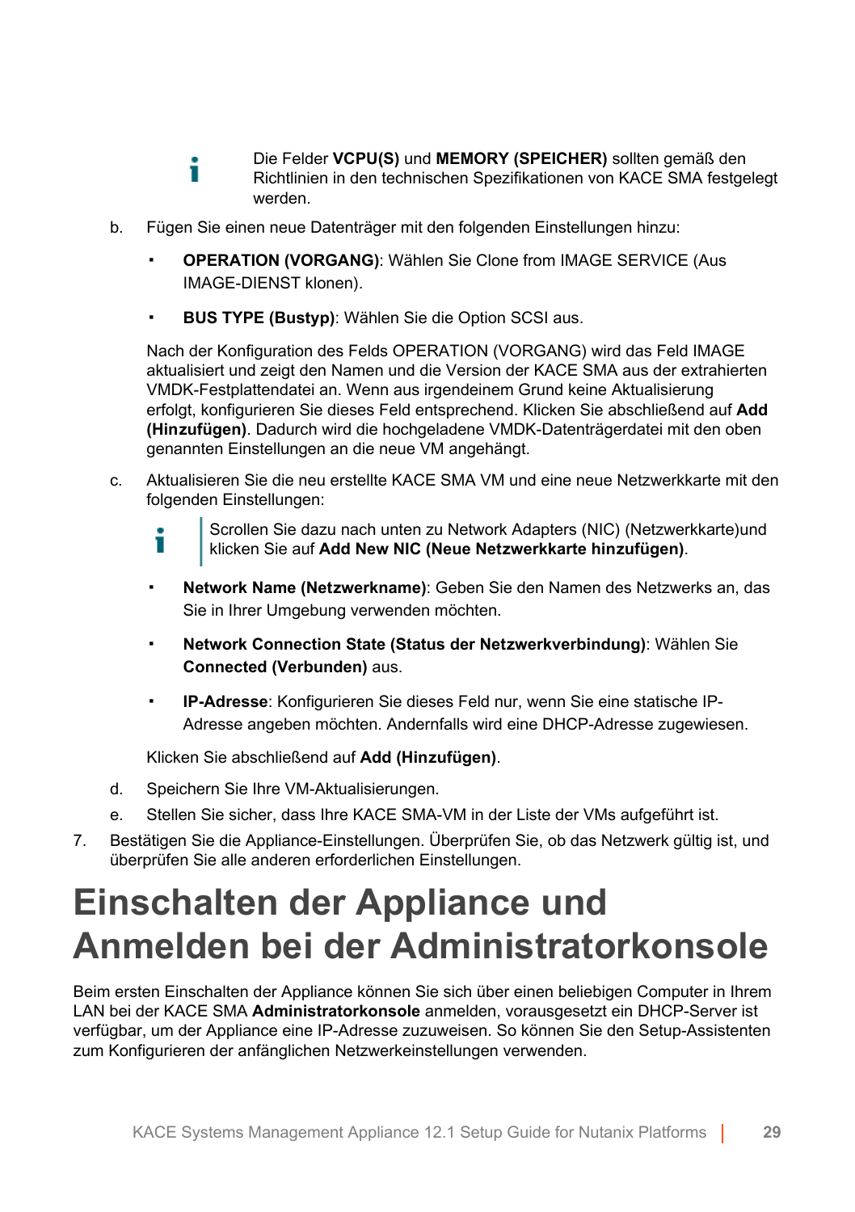> Die Felder **VCPU(S)** und **MEMORY (SPEICHER)** sollten gemäß den Richtlinien in den technischen Spezifikationen von KACE SMA festgelegt werden.

b. Fügen Sie einen neue Datenträger mit den folgenden Einstellungen hinzu:

- **OPERATION (VORGANG)**: Wählen Sie Clone from IMAGE SERVICE (Aus IMAGE-DIENST klonen).
- **BUS TYPE (Bustyp)**: Wählen Sie die Option SCSI aus.

Nach der Konfiguration des Felds OPERATION (VORGANG) wird das Feld IMAGE aktualisiert und zeigt den Namen und die Version der KACE SMA aus der extrahierten VMDK-Festplattendatei an. Wenn aus irgendeinem Grund keine Aktualisierung erfolgt, konfigurieren Sie dieses Feld entsprechend. Klicken Sie abschließend auf **Add (Hinzufügen)**. Dadurch wird die hochgeladene VMDK-Datenträgerdatei mit den oben genannten Einstellungen an die neue VM angehängt.

c. Aktualisieren Sie die neu erstellte KACE SMA VM und eine neue Netzwerkkarte mit den folgenden Einstellungen:

> Scrollen Sie dazu nach unten zu Network Adapters (NIC) (Netzwerkkarte)und klicken Sie auf **Add New NIC (Neue Netzwerkkarte hinzufügen)**.

- **Network Name (Netzwerkname)**: Geben Sie den Namen des Netzwerks an, das Sie in Ihrer Umgebung verwenden möchten.
- **Network Connection State (Status der Netzwerkverbindung)**: Wählen Sie **Connected (Verbunden)** aus.
- **IP-Adresse**: Konfigurieren Sie dieses Feld nur, wenn Sie eine statische IP-Adresse angeben möchten. Andernfalls wird eine DHCP-Adresse zugewiesen.

Klicken Sie abschließend auf **Add (Hinzufügen)**.

d. Speichern Sie Ihre VM-Aktualisierungen.

e. Stellen Sie sicher, dass Ihre KACE SMA-VM in der Liste der VMs aufgeführt ist.

7. Bestätigen Sie die Appliance-Einstellungen. Überprüfen Sie, ob das Netzwerk gültig ist, und überprüfen Sie alle anderen erforderlichen Einstellungen.

# Einschalten der Appliance und Anmelden bei der Administratorkonsole

Beim ersten Einschalten der Appliance können Sie sich über einen beliebigen Computer in Ihrem LAN bei der KACE SMA **Administratorkonsole** anmelden, vorausgesetzt ein DHCP-Server ist verfügbar, um der Appliance eine IP-Adresse zuzuweisen. So können Sie den Setup-Assistenten zum Konfigurieren der anfänglichen Netzwerkeinstellungen verwenden.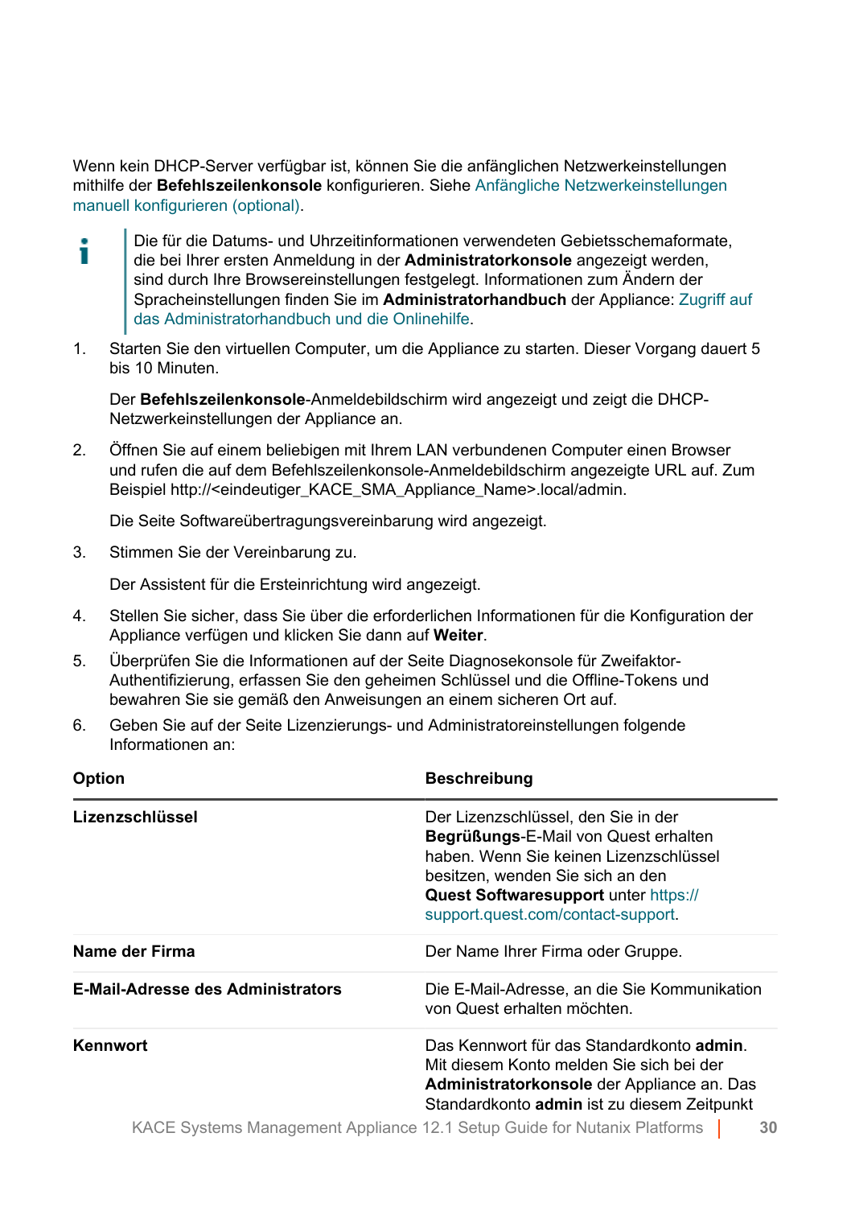Wenn kein DHCP-Server verfügbar ist, können Sie die anfänglichen Netzwerkeinstellungen mithilfe der **Befehlszeilenkonsole** konfigurieren. Siehe Anfängliche Netzwerkeinstellungen manuell konfigurieren (optional).

> Die für die Datums- und Uhrzeitinformationen verwendeten Gebietsschemaformate, die bei Ihrer ersten Anmeldung in der **Administratorkonsole** angezeigt werden, sind durch Ihre Browsereinstellungen festgelegt. Informationen zum Ändern der Spracheinstellungen finden Sie im **Administratorhandbuch** der Appliance: Zugriff auf das Administratorhandbuch und die Onlinehilfe.

1. Starten Sie den virtuellen Computer, um die Appliance zu starten. Dieser Vorgang dauert 5 bis 10 Minuten.

   Der **Befehlszeilenkonsole**-Anmeldebildschirm wird angezeigt und zeigt die DHCP-Netzwerkeinstellungen der Appliance an.

2. Öffnen Sie auf einem beliebigen mit Ihrem LAN verbundenen Computer einen Browser und rufen die auf dem Befehlszeilenkonsole-Anmeldebildschirm angezeigte URL auf. Zum Beispiel http://<eindeutiger_KACE_SMA_Appliance_Name>.local/admin.

   Die Seite Softwareübertragungsvereinbarung wird angezeigt.

3. Stimmen Sie der Vereinbarung zu.

   Der Assistent für die Ersteinrichtung wird angezeigt.

4. Stellen Sie sicher, dass Sie über die erforderlichen Informationen für die Konfiguration der Appliance verfügen und klicken Sie dann auf **Weiter**.
5. Überprüfen Sie die Informationen auf der Seite Diagnosekonsole für Zweifaktor-Authentifizierung, erfassen Sie den geheimen Schlüssel und die Offline-Tokens und bewahren Sie sie gemäß den Anweisungen an einem sicheren Ort auf.
6. Geben Sie auf der Seite Lizenzierungs- und Administratoreinstellungen folgende Informationen an:

| Option | Beschreibung |
|---|---|
| **Lizenzschlüssel** | Der Lizenzschlüssel, den Sie in der **Begrüßungs**-E-Mail von Quest erhalten haben. Wenn Sie keinen Lizenzschlüssel besitzen, wenden Sie sich an den **Quest Softwaresupport** unter https://support.quest.com/contact-support. |
| **Name der Firma** | Der Name Ihrer Firma oder Gruppe. |
| **E-Mail-Adresse des Administrators** | Die E-Mail-Adresse, an die Sie Kommunikation von Quest erhalten möchten. |
| **Kennwort** | Das Kennwort für das Standardkonto **admin**. Mit diesem Konto melden Sie sich bei der **Administratorkonsole** der Appliance an. Das Standardkonto **admin** ist zu diesem Zeitpunkt |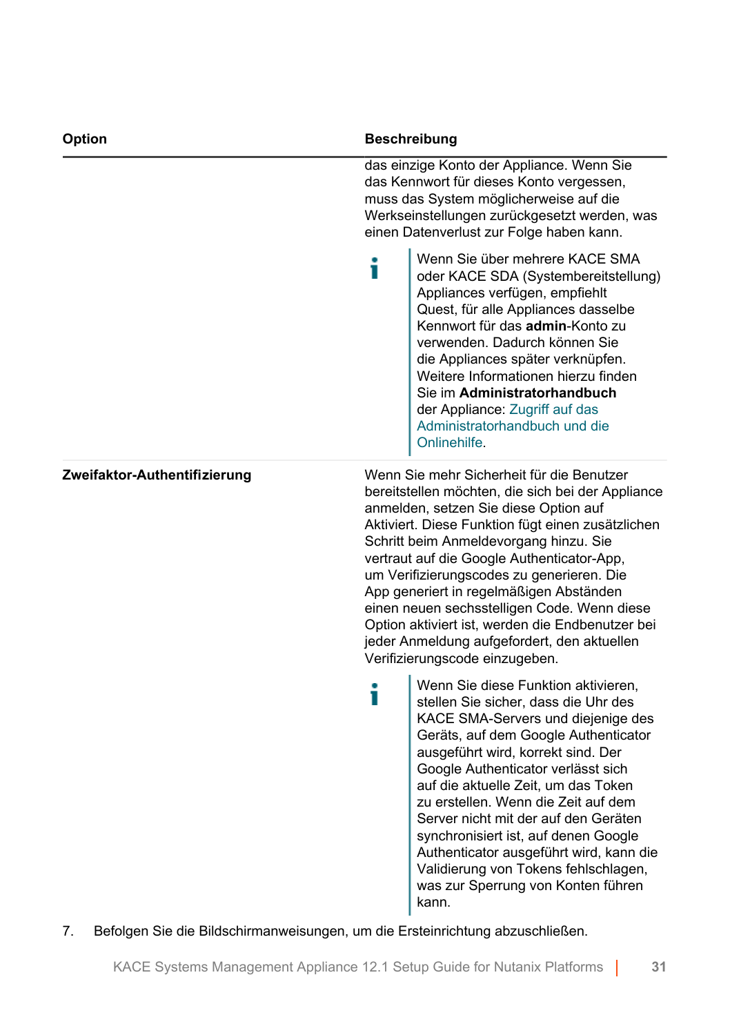| Option | Beschreibung |
|---|---|
| | das einzige Konto der Appliance. Wenn Sie das Kennwort für dieses Konto vergessen, muss das System möglicherweise auf die Werkseinstellungen zurückgesetzt werden, was einen Datenverlust zur Folge haben kann.<br><br>Wenn Sie über mehrere KACE SMA oder KACE SDA (Systembereitstellung) Appliances verfügen, empfiehlt Quest, für alle Appliances dasselbe Kennwort für das **admin**-Konto zu verwenden. Dadurch können Sie die Appliances später verknüpfen. Weitere Informationen hierzu finden Sie im **Administratorhandbuch** der Appliance: Zugriff auf das Administratorhandbuch und die Onlinehilfe. |
| **Zweifaktor-Authentifizierung** | Wenn Sie mehr Sicherheit für die Benutzer bereitstellen möchten, die sich bei der Appliance anmelden, setzen Sie diese Option auf Aktiviert. Diese Funktion fügt einen zusätzlichen Schritt beim Anmeldevorgang hinzu. Sie vertraut auf die Google Authenticator-App, um Verifizierungscodes zu generieren. Die App generiert in regelmäßigen Abständen einen neuen sechsstelligen Code. Wenn diese Option aktiviert ist, werden die Endbenutzer bei jeder Anmeldung aufgefordert, den aktuellen Verifizierungscode einzugeben.<br><br>Wenn Sie diese Funktion aktivieren, stellen Sie sicher, dass die Uhr des KACE SMA-Servers und diejenige des Geräts, auf dem Google Authenticator ausgeführt wird, korrekt sind. Der Google Authenticator verlässt sich auf die aktuelle Zeit, um das Token zu erstellen. Wenn die Zeit auf dem Server nicht mit der auf den Geräten synchronisiert ist, auf denen Google Authenticator ausgeführt wird, kann die Validierung von Tokens fehlschlagen, was zur Sperrung von Konten führen kann. |

7. Befolgen Sie die Bildschirmanweisungen, um die Ersteinrichtung abzuschließen.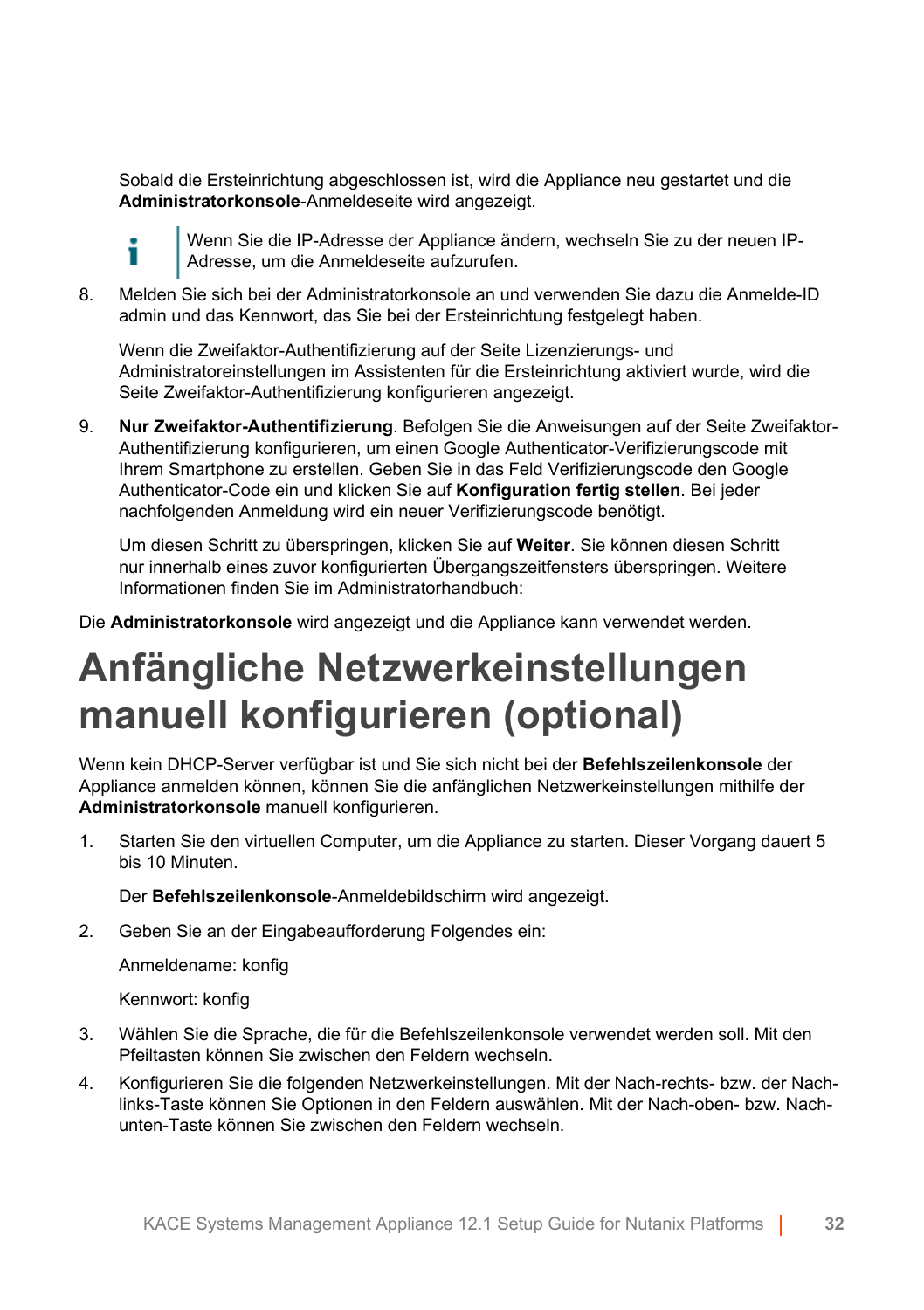Sobald die Ersteinrichtung abgeschlossen ist, wird die Appliance neu gestartet und die **Administratorkonsole**-Anmeldeseite wird angezeigt.

> Wenn Sie die IP-Adresse der Appliance ändern, wechseln Sie zu der neuen IP-Adresse, um die Anmeldeseite aufzurufen.

8. Melden Sie sich bei der Administratorkonsole an und verwenden Sie dazu die Anmelde-ID admin und das Kennwort, das Sie bei der Ersteinrichtung festgelegt haben.

   Wenn die Zweifaktor-Authentifizierung auf der Seite Lizenzierungs- und Administratoreinstellungen im Assistenten für die Ersteinrichtung aktiviert wurde, wird die Seite Zweifaktor-Authentifizierung konfigurieren angezeigt.

9. **Nur Zweifaktor-Authentifizierung**. Befolgen Sie die Anweisungen auf der Seite Zweifaktor-Authentifizierung konfigurieren, um einen Google Authenticator-Verifizierungscode mit Ihrem Smartphone zu erstellen. Geben Sie in das Feld Verifizierungscode den Google Authenticator-Code ein und klicken Sie auf **Konfiguration fertig stellen**. Bei jeder nachfolgenden Anmeldung wird ein neuer Verifizierungscode benötigt.

   Um diesen Schritt zu überspringen, klicken Sie auf **Weiter**. Sie können diesen Schritt nur innerhalb eines zuvor konfigurierten Übergangszeitfensters überspringen. Weitere Informationen finden Sie im Administratorhandbuch:

Die **Administratorkonsole** wird angezeigt und die Appliance kann verwendet werden.

# Anfängliche Netzwerkeinstellungen manuell konfigurieren (optional)

Wenn kein DHCP-Server verfügbar ist und Sie sich nicht bei der **Befehlszeilenkonsole** der Appliance anmelden können, können Sie die anfänglichen Netzwerkeinstellungen mithilfe der **Administratorkonsole** manuell konfigurieren.

1. Starten Sie den virtuellen Computer, um die Appliance zu starten. Dieser Vorgang dauert 5 bis 10 Minuten.

   Der **Befehlszeilenkonsole**-Anmeldebildschirm wird angezeigt.

2. Geben Sie an der Eingabeaufforderung Folgendes ein:

   Anmeldename: konfig

   Kennwort: konfig

3. Wählen Sie die Sprache, die für die Befehlszeilenkonsole verwendet werden soll. Mit den Pfeiltasten können Sie zwischen den Feldern wechseln.
4. Konfigurieren Sie die folgenden Netzwerkeinstellungen. Mit der Nach-rechts- bzw. der Nach-links-Taste können Sie Optionen in den Feldern auswählen. Mit der Nach-oben- bzw. Nach-unten-Taste können Sie zwischen den Feldern wechseln.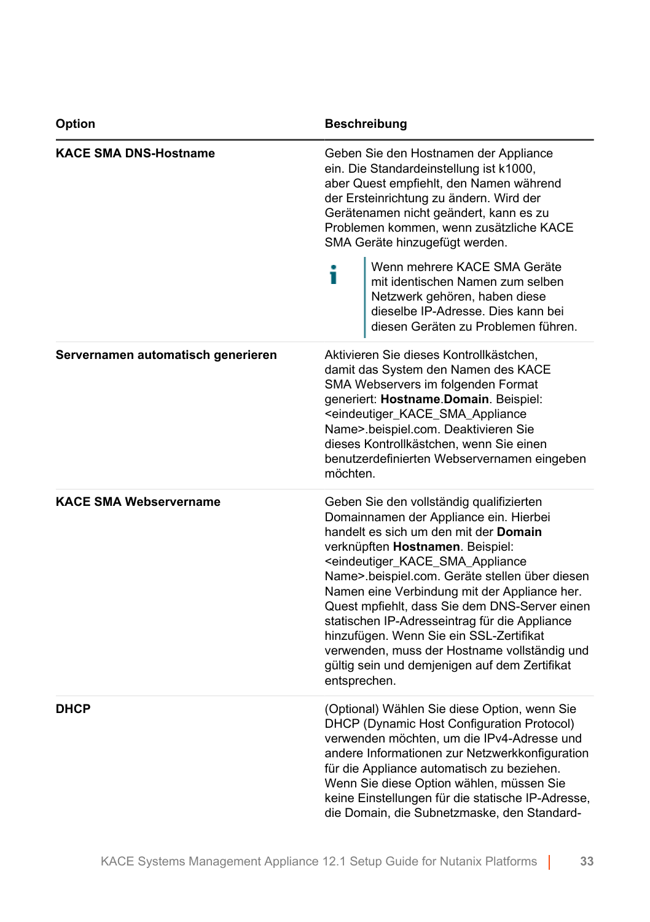| Option | Beschreibung |
| --- | --- |
| **KACE SMA DNS-Hostname** | Geben Sie den Hostnamen der Appliance ein. Die Standardeinstellung ist k1000, aber Quest empfiehlt, den Namen während der Ersteinrichtung zu ändern. Wird der Gerätenamen nicht geändert, kann es zu Problemen kommen, wenn zusätzliche KACE SMA Geräte hinzugefügt werden.<br><br>Wenn mehrere KACE SMA Geräte mit identischen Namen zum selben Netzwerk gehören, haben diese dieselbe IP-Adresse. Dies kann bei diesen Geräten zu Problemen führen. |
| **Servernamen automatisch generieren** | Aktivieren Sie dieses Kontrollkästchen, damit das System den Namen des KACE SMA Webservers im folgenden Format generiert: **Hostname**.**Domain**. Beispiel: <eindeutiger_KACE_SMA_Appliance Name>.beispiel.com. Deaktivieren Sie dieses Kontrollkästchen, wenn Sie einen benutzerdefinierten Webservernamen eingeben möchten. |
| **KACE SMA Webservername** | Geben Sie den vollständig qualifizierten Domainnamen der Appliance ein. Hierbei handelt es sich um den mit der **Domain** verknüpften **Hostnamen**. Beispiel: <eindeutiger_KACE_SMA_Appliance Name>.beispiel.com. Geräte stellen über diesen Namen eine Verbindung mit der Appliance her. Quest mpfiehlt, dass Sie dem DNS-Server einen statischen IP-Adresseintrag für die Appliance hinzufügen. Wenn Sie ein SSL-Zertifikat verwenden, muss der Hostname vollständig und gültig sein und demjenigen auf dem Zertifikat entsprechen. |
| **DHCP** | (Optional) Wählen Sie diese Option, wenn Sie DHCP (Dynamic Host Configuration Protocol) verwenden möchten, um die IPv4-Adresse und andere Informationen zur Netzwerkkonfiguration für die Appliance automatisch zu beziehen. Wenn Sie diese Option wählen, müssen Sie keine Einstellungen für die statische IP-Adresse, die Domain, die Subnetzmaske, den Standard- |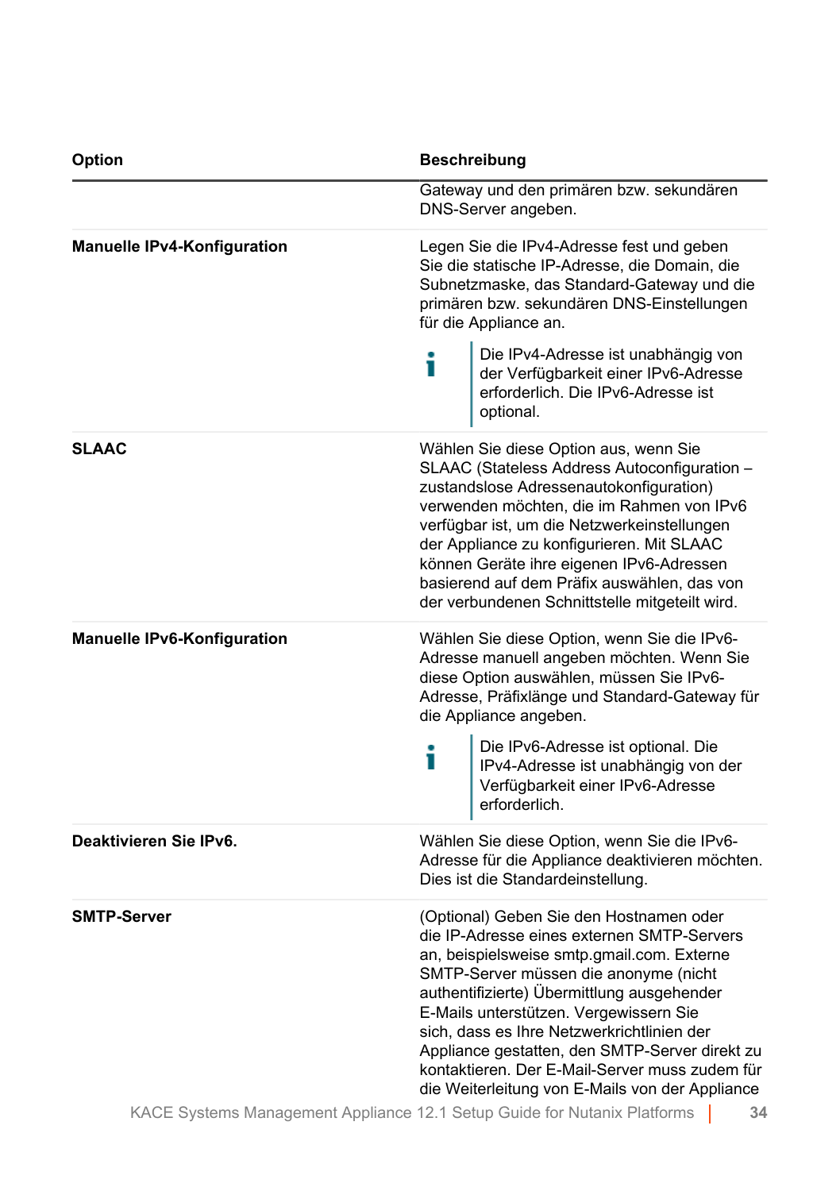| Option | Beschreibung |
| --- | --- |
| | Gateway und den primären bzw. sekundären DNS-Server angeben. |
| **Manuelle IPv4-Konfiguration** | Legen Sie die IPv4-Adresse fest und geben Sie die statische IP-Adresse, die Domain, die Subnetzmaske, das Standard-Gateway und die primären bzw. sekundären DNS-Einstellungen für die Appliance an. <br><br> Die IPv4-Adresse ist unabhängig von der Verfügbarkeit einer IPv6-Adresse erforderlich. Die IPv6-Adresse ist optional. |
| **SLAAC** | Wählen Sie diese Option aus, wenn Sie SLAAC (Stateless Address Autoconfiguration – zustandslose Adressenautokonfiguration) verwenden möchten, die im Rahmen von IPv6 verfügbar ist, um die Netzwerkeinstellungen der Appliance zu konfigurieren. Mit SLAAC können Geräte ihre eigenen IPv6-Adressen basierend auf dem Präfix auswählen, das von der verbundenen Schnittstelle mitgeteilt wird. |
| **Manuelle IPv6-Konfiguration** | Wählen Sie diese Option, wenn Sie die IPv6-Adresse manuell angeben möchten. Wenn Sie diese Option auswählen, müssen Sie IPv6-Adresse, Präfixlänge und Standard-Gateway für die Appliance angeben. <br><br> Die IPv6-Adresse ist optional. Die IPv4-Adresse ist unabhängig von der Verfügbarkeit einer IPv6-Adresse erforderlich. |
| **Deaktivieren Sie IPv6.** | Wählen Sie diese Option, wenn Sie die IPv6-Adresse für die Appliance deaktivieren möchten. Dies ist die Standardeinstellung. |
| **SMTP-Server** | (Optional) Geben Sie den Hostnamen oder die IP-Adresse eines externen SMTP-Servers an, beispielsweise smtp.gmail.com. Externe SMTP-Server müssen die anonyme (nicht authentifizierte) Übermittlung ausgehender E-Mails unterstützen. Vergewissern Sie sich, dass es Ihre Netzwerkrichtlinien der Appliance gestatten, den SMTP-Server direkt zu kontaktieren. Der E-Mail-Server muss zudem für die Weiterleitung von E-Mails von der Appliance |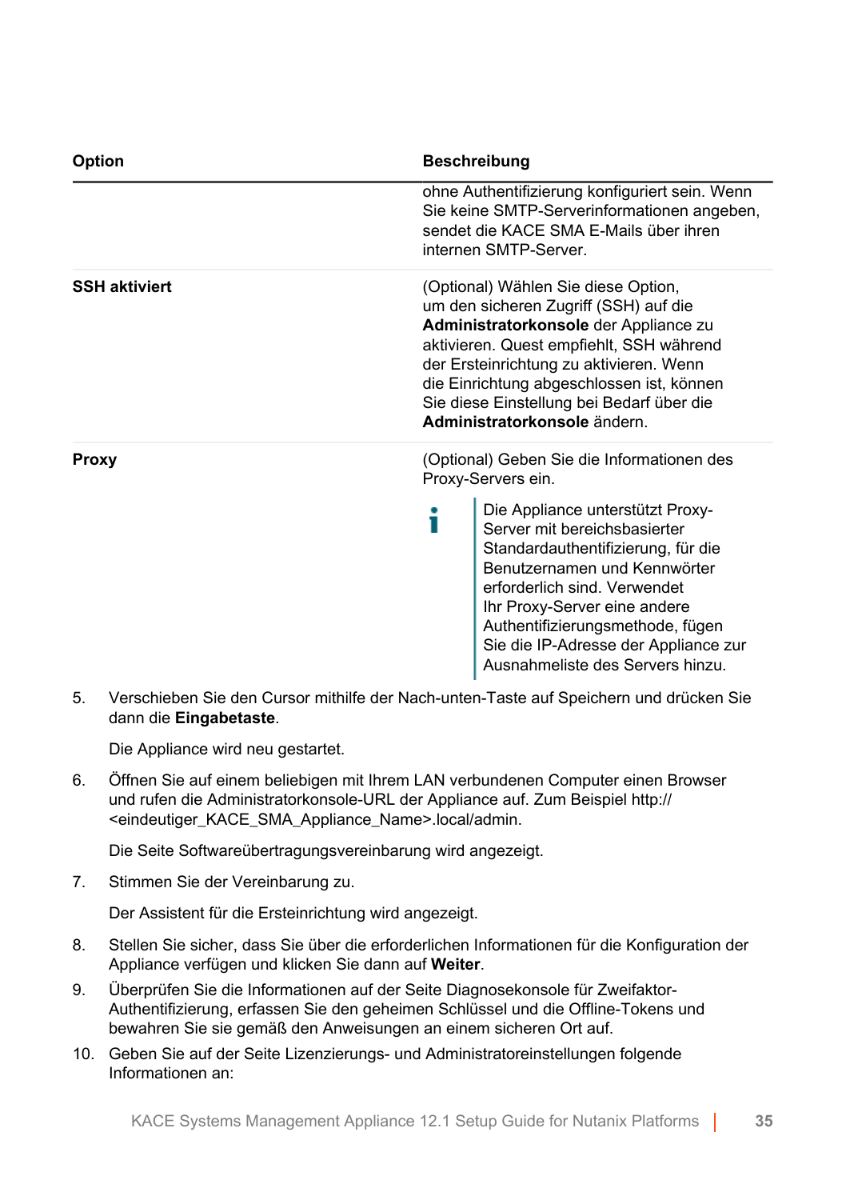| Option | Beschreibung |
| --- | --- |
| | ohne Authentifizierung konfiguriert sein. Wenn Sie keine SMTP-Serverinformationen angeben, sendet die KACE SMA E-Mails über ihren internen SMTP-Server. |
| **SSH aktiviert** | (Optional) Wählen Sie diese Option, um den sicheren Zugriff (SSH) auf die **Administratorkonsole** der Appliance zu aktivieren. Quest empfiehlt, SSH während der Ersteinrichtung zu aktivieren. Wenn die Einrichtung abgeschlossen ist, können Sie diese Einstellung bei Bedarf über die **Administratorkonsole** ändern. |
| **Proxy** | (Optional) Geben Sie die Informationen des Proxy-Servers ein. <br><br> Die Appliance unterstützt Proxy-Server mit bereichsbasierter Standardauthentifizierung, für die Benutzernamen und Kennwörter erforderlich sind. Verwendet Ihr Proxy-Server eine andere Authentifizierungsmethode, fügen Sie die IP-Adresse der Appliance zur Ausnahmeliste des Servers hinzu. |

5. Verschieben Sie den Cursor mithilfe der Nach-unten-Taste auf Speichern und drücken Sie dann die **Eingabetaste**.

   Die Appliance wird neu gestartet.

6. Öffnen Sie auf einem beliebigen mit Ihrem LAN verbundenen Computer einen Browser und rufen die Administratorkonsole-URL der Appliance auf. Zum Beispiel http://<eindeutiger_KACE_SMA_Appliance_Name>.local/admin.

   Die Seite Softwareübertragungsvereinbarung wird angezeigt.

7. Stimmen Sie der Vereinbarung zu.

   Der Assistent für die Ersteinrichtung wird angezeigt.

8. Stellen Sie sicher, dass Sie über die erforderlichen Informationen für die Konfiguration der Appliance verfügen und klicken Sie dann auf **Weiter**.
9. Überprüfen Sie die Informationen auf der Seite Diagnosekonsole für Zweifaktor-Authentifizierung, erfassen Sie den geheimen Schlüssel und die Offline-Tokens und bewahren Sie sie gemäß den Anweisungen an einem sicheren Ort auf.
10. Geben Sie auf der Seite Lizenzierungs- und Administratoreinstellungen folgende Informationen an: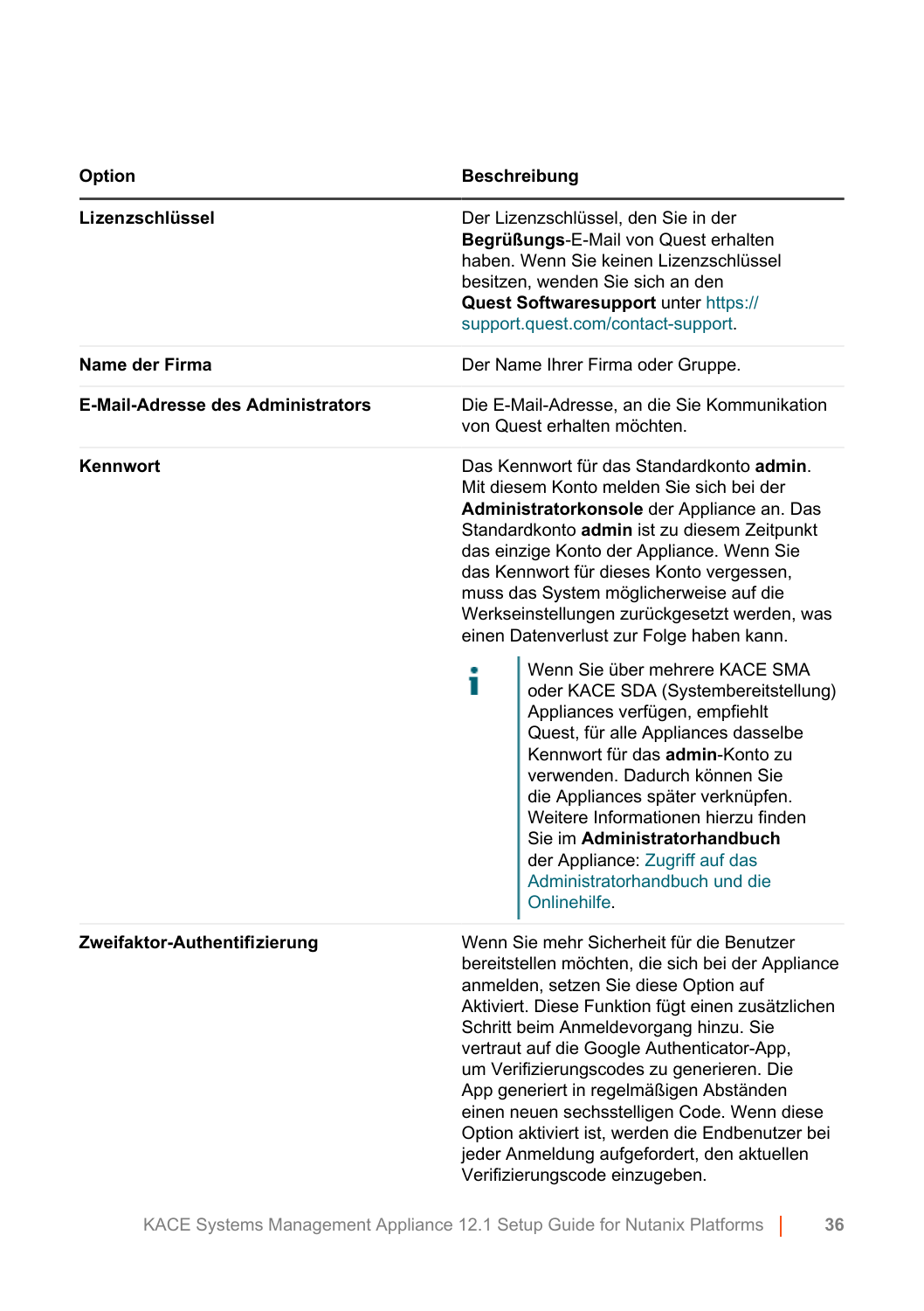| Option | Beschreibung |
| --- | --- |
| **Lizenzschlüssel** | Der Lizenzschlüssel, den Sie in der **Begrüßungs**-E-Mail von Quest erhalten haben. Wenn Sie keinen Lizenzschlüssel besitzen, wenden Sie sich an den **Quest Softwaresupport** unter https://support.quest.com/contact-support. |
| **Name der Firma** | Der Name Ihrer Firma oder Gruppe. |
| **E-Mail-Adresse des Administrators** | Die E-Mail-Adresse, an die Sie Kommunikation von Quest erhalten möchten. |
| **Kennwort** | Das Kennwort für das Standardkonto **admin**. Mit diesem Konto melden Sie sich bei der **Administratorkonsole** der Appliance an. Das Standardkonto **admin** ist zu diesem Zeitpunkt das einzige Konto der Appliance. Wenn Sie das Kennwort für dieses Konto vergessen, muss das System möglicherweise auf die Werkseinstellungen zurückgesetzt werden, was einen Datenverlust zur Folge haben kann. <br><br> Wenn Sie über mehrere KACE SMA oder KACE SDA (Systembereitstellung) Appliances verfügen, empfiehlt Quest, für alle Appliances dasselbe Kennwort für das **admin**-Konto zu verwenden. Dadurch können Sie die Appliances später verknüpfen. Weitere Informationen hierzu finden Sie im **Administratorhandbuch** der Appliance: Zugriff auf das Administratorhandbuch und die Onlinehilfe. |
| **Zweifaktor-Authentifizierung** | Wenn Sie mehr Sicherheit für die Benutzer bereitstellen möchten, die sich bei der Appliance anmelden, setzen Sie diese Option auf Aktiviert. Diese Funktion fügt einen zusätzlichen Schritt beim Anmeldevorgang hinzu. Sie vertraut auf die Google Authenticator-App, um Verifizierungscodes zu generieren. Die App generiert in regelmäßigen Abständen einen neuen sechsstelligen Code. Wenn diese Option aktiviert ist, werden die Endbenutzer bei jeder Anmeldung aufgefordert, den aktuellen Verifizierungscode einzugeben. |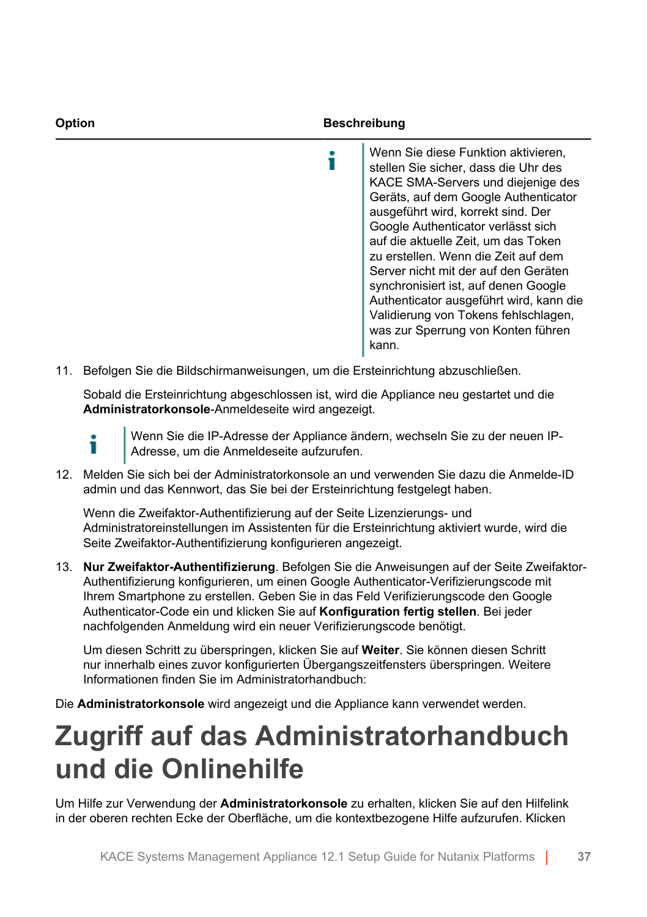| Option | Beschreibung |
|---|---|
| | **i** Wenn Sie diese Funktion aktivieren, stellen Sie sicher, dass die Uhr des KACE SMA-Servers und diejenige des Geräts, auf dem Google Authenticator ausgeführt wird, korrekt sind. Der Google Authenticator verlässt sich auf die aktuelle Zeit, um das Token zu erstellen. Wenn die Zeit auf dem Server nicht mit der auf den Geräten synchronisiert ist, auf denen Google Authenticator ausgeführt wird, kann die Validierung von Tokens fehlschlagen, was zur Sperrung von Konten führen kann. |

11. Befolgen Sie die Bildschirmanweisungen, um die Ersteinrichtung abzuschließen.

    Sobald die Ersteinrichtung abgeschlossen ist, wird die Appliance neu gestartet und die **Administratorkonsole**-Anmeldeseite wird angezeigt.

    > **i** Wenn Sie die IP-Adresse der Appliance ändern, wechseln Sie zu der neuen IP-Adresse, um die Anmeldeseite aufzurufen.

12. Melden Sie sich bei der Administratorkonsole an und verwenden Sie dazu die Anmelde-ID admin und das Kennwort, das Sie bei der Ersteinrichtung festgelegt haben.

    Wenn die Zweifaktor-Authentifizierung auf der Seite Lizenzierungs- und Administratoreinstellungen im Assistenten für die Ersteinrichtung aktiviert wurde, wird die Seite Zweifaktor-Authentifizierung konfigurieren angezeigt.

13. **Nur Zweifaktor-Authentifizierung**. Befolgen Sie die Anweisungen auf der Seite Zweifaktor-Authentifizierung konfigurieren, um einen Google Authenticator-Verifizierungscode mit Ihrem Smartphone zu erstellen. Geben Sie in das Feld Verifizierungscode den Google Authenticator-Code ein und klicken Sie auf **Konfiguration fertig stellen**. Bei jeder nachfolgenden Anmeldung wird ein neuer Verifizierungscode benötigt.

    Um diesen Schritt zu überspringen, klicken Sie auf **Weiter**. Sie können diesen Schritt nur innerhalb eines zuvor konfigurierten Übergangszeitfensters überspringen. Weitere Informationen finden Sie im Administratorhandbuch:

Die **Administratorkonsole** wird angezeigt und die Appliance kann verwendet werden.

# Zugriff auf das Administratorhandbuch und die Onlinehilfe

Um Hilfe zur Verwendung der **Administratorkonsole** zu erhalten, klicken Sie auf den Hilfelink in der oberen rechten Ecke der Oberfläche, um die kontextbezogene Hilfe aufzurufen. Klicken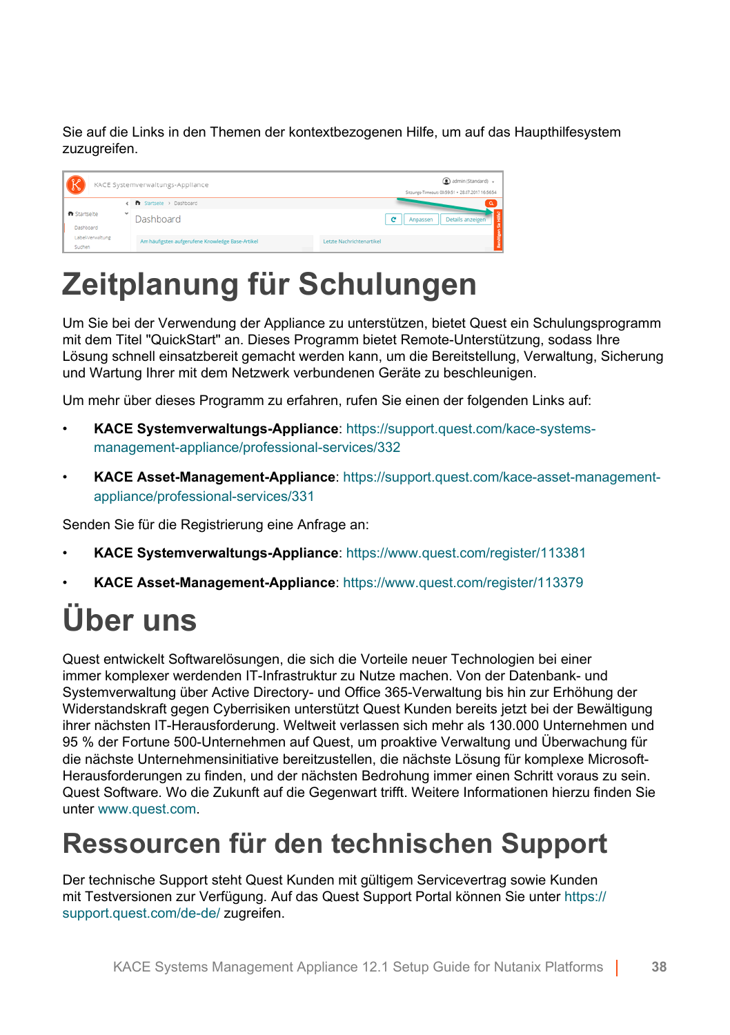Sie auf die Links in den Themen der kontextbezogenen Hilfe, um auf das Haupthilfesystem zuzugreifen.

# Zeitplanung für Schulungen

Um Sie bei der Verwendung der Appliance zu unterstützen, bietet Quest ein Schulungsprogramm mit dem Titel "QuickStart" an. Dieses Programm bietet Remote-Unterstützung, sodass Ihre Lösung schnell einsatzbereit gemacht werden kann, um die Bereitstellung, Verwaltung, Sicherung und Wartung Ihrer mit dem Netzwerk verbundenen Geräte zu beschleunigen.

Um mehr über dieses Programm zu erfahren, rufen Sie einen der folgenden Links auf:

- **KACE Systemverwaltungs-Appliance**: https://support.quest.com/kace-systems-management-appliance/professional-services/332
- **KACE Asset-Management-Appliance**: https://support.quest.com/kace-asset-management-appliance/professional-services/331

Senden Sie für die Registrierung eine Anfrage an:

- **KACE Systemverwaltungs-Appliance**: https://www.quest.com/register/113381
- **KACE Asset-Management-Appliance**: https://www.quest.com/register/113379

# Über uns

Quest entwickelt Softwarelösungen, die sich die Vorteile neuer Technologien bei einer immer komplexer werdenden IT-Infrastruktur zu Nutze machen. Von der Datenbank- und Systemverwaltung über Active Directory- und Office 365-Verwaltung bis hin zur Erhöhung der Widerstandskraft gegen Cyberrisiken unterstützt Quest Kunden bereits jetzt bei der Bewältigung ihrer nächsten IT-Herausforderung. Weltweit verlassen sich mehr als 130.000 Unternehmen und 95 % der Fortune 500-Unternehmen auf Quest, um proaktive Verwaltung und Überwachung für die nächste Unternehmensinitiative bereitzustellen, die nächste Lösung für komplexe Microsoft-Herausforderungen zu finden, und der nächsten Bedrohung immer einen Schritt voraus zu sein. Quest Software. Wo die Zukunft auf die Gegenwart trifft. Weitere Informationen hierzu finden Sie unter www.quest.com.

# Ressourcen für den technischen Support

Der technische Support steht Quest Kunden mit gültigem Servicevertrag sowie Kunden mit Testversionen zur Verfügung. Auf das Quest Support Portal können Sie unter https://support.quest.com/de-de/ zugreifen.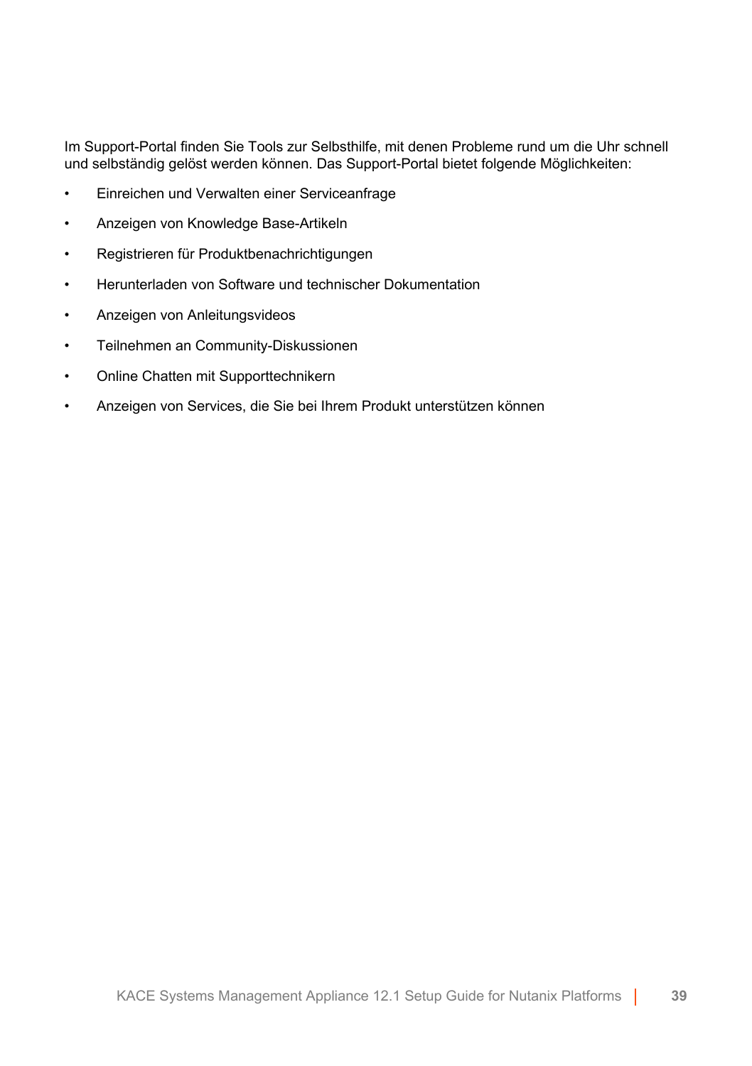Im Support-Portal finden Sie Tools zur Selbsthilfe, mit denen Probleme rund um die Uhr schnell und selbständig gelöst werden können. Das Support-Portal bietet folgende Möglichkeiten:

- Einreichen und Verwalten einer Serviceanfrage
- Anzeigen von Knowledge Base-Artikeln
- Registrieren für Produktbenachrichtigungen
- Herunterladen von Software und technischer Dokumentation
- Anzeigen von Anleitungsvideos
- Teilnehmen an Community-Diskussionen
- Online Chatten mit Supporttechnikern
- Anzeigen von Services, die Sie bei Ihrem Produkt unterstützen können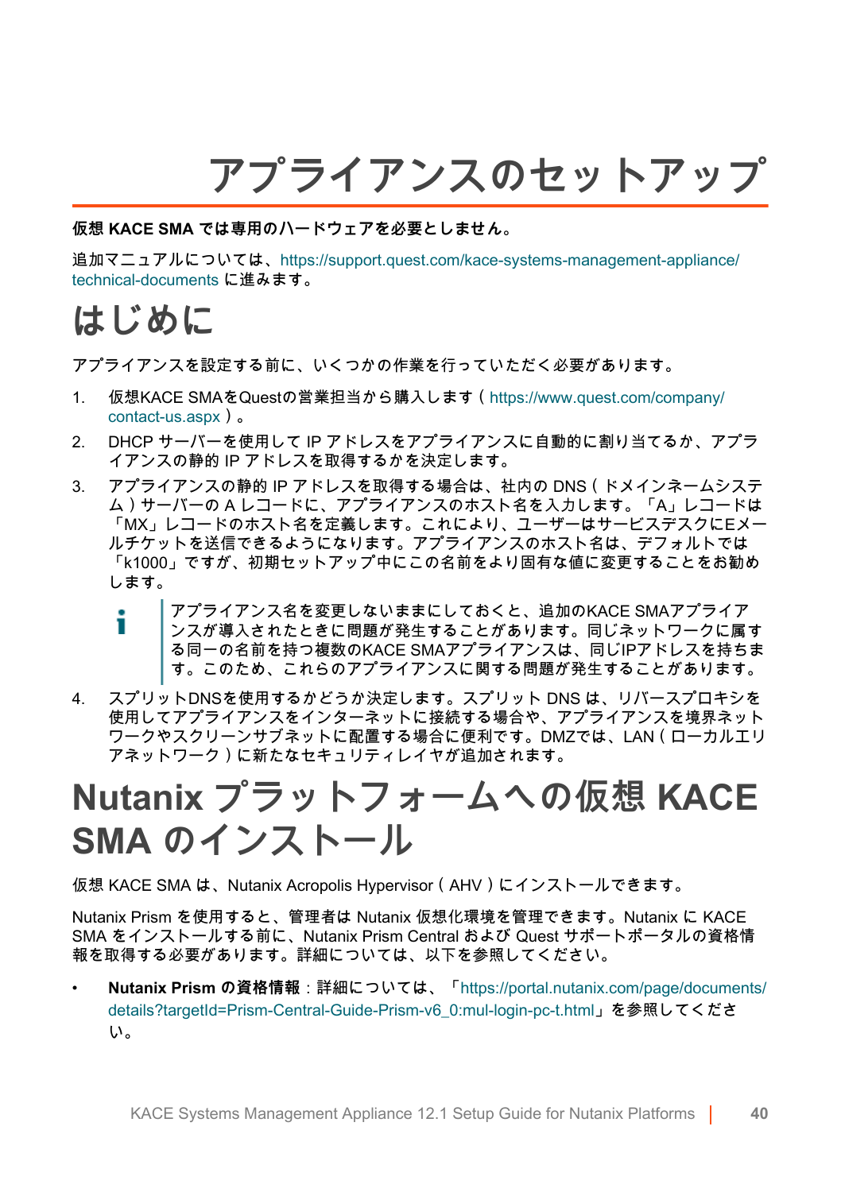# アプライアンスのセットアップ

**仮想 KACE SMA では専用のハードウェアを必要としません。**

追加マニュアルについては、https://support.quest.com/kace-systems-management-appliance/technical-documents に進みます。

## はじめに

アプライアンスを設定する前に、いくつかの作業を行っていただく必要があります。

1. 仮想KACE SMAをQuestの営業担当から購入します（https://www.quest.com/company/contact-us.aspx）。
2. DHCP サーバーを使用して IP アドレスをアプライアンスに自動的に割り当てるか、アプライアンスの静的 IP アドレスを取得するかを決定します。
3. アプライアンスの静的 IP アドレスを取得する場合は、社内の DNS（ドメインネームシステム）サーバーの A レコードに、アプライアンスのホスト名を入力します。「A」レコードは「MX」レコードのホスト名を定義します。これにより、ユーザーはサービスデスクにEメールチケットを送信できるようになります。アプライアンスのホスト名は、デフォルトでは「k1000」ですが、初期セットアップ中にこの名前をより固有な値に変更することをお勧めします。

   > **i** アプライアンス名を変更しないままにしておくと、追加のKACE SMAアプライアンスが導入されたときに問題が発生することがあります。同じネットワークに属する同一の名前を持つ複数のKACE SMAアプライアンスは、同じIPアドレスを持ちます。このため、これらのアプライアンスに関する問題が発生することがあります。

4. スプリットDNSを使用するかどうか決定します。スプリット DNS は、リバースプロキシを使用してアプライアンスをインターネットに接続する場合や、アプライアンスを境界ネットワークやスクリーンサブネットに配置する場合に便利です。DMZでは、LAN（ローカルエリアネットワーク）に新たなセキュリティレイヤが追加されます。

## Nutanix プラットフォームへの仮想 KACE SMA のインストール

仮想 KACE SMA は、Nutanix Acropolis Hypervisor（AHV）にインストールできます。

Nutanix Prism を使用すると、管理者は Nutanix 仮想化環境を管理できます。Nutanix に KACE SMA をインストールする前に、Nutanix Prism Central および Quest サポートポータルの資格情報を取得する必要があります。詳細については、以下を参照してください。

- **Nutanix Prism の資格情報**：詳細については、「https://portal.nutanix.com/page/documents/details?targetId=Prism-Central-Guide-Prism-v6_0:mul-login-pc-t.html」を参照してください。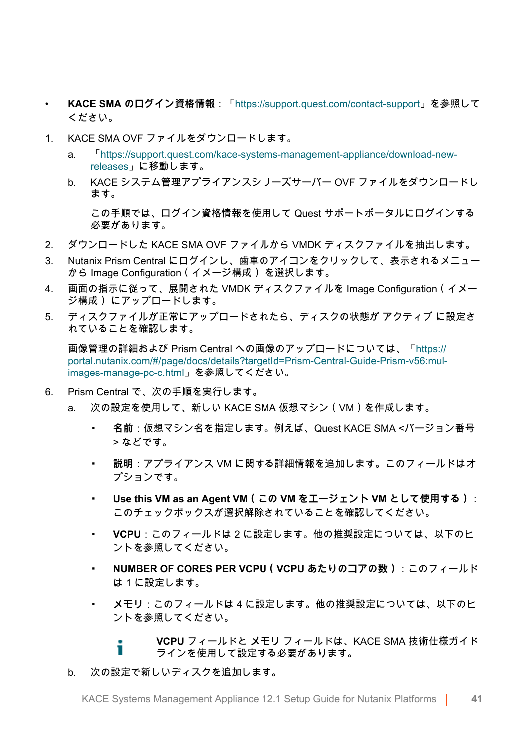- **KACE SMA のログイン資格情報**：「https://support.quest.com/contact-support」を参照してください。

1. KACE SMA OVF ファイルをダウンロードします。
   a. 「https://support.quest.com/kace-systems-management-appliance/download-new-releases」に移動します。
   b. KACE システム管理アプライアンスシリーズサーバー OVF ファイルをダウンロードします。

      この手順では、ログイン資格情報を使用して Quest サポートポータルにログインする必要があります。

2. ダウンロードした KACE SMA OVF ファイルから VMDK ディスクファイルを抽出します。
3. Nutanix Prism Central にログインし、歯車のアイコンをクリックして、表示されるメニューから Image Configuration（イメージ構成）を選択します。
4. 画面の指示に従って、展開された VMDK ディスクファイルを Image Configuration（イメージ構成）にアップロードします。
5. ディスクファイルが正常にアップロードされたら、ディスクの状態が アクティブ に設定されていることを確認します。

   画像管理の詳細および Prism Central への画像のアップロードについては、「https://portal.nutanix.com/#/page/docs/details?targetId=Prism-Central-Guide-Prism-v56:mul-images-manage-pc-c.html」を参照してください。

6. Prism Central で、次の手順を実行します。
   a. 次の設定を使用して、新しい KACE SMA 仮想マシン（VM）を作成します。
      - **名前**：仮想マシン名を指定します。例えば、Quest KACE SMA <バージョン番号> などです。
      - **説明**：アプライアンス VM に関する詳細情報を追加します。このフィールドはオプションです。
      - **Use this VM as an Agent VM（この VM をエージェント VM として使用する）**：このチェックボックスが選択解除されていることを確認してください。
      - **VCPU**：このフィールドは 2 に設定します。他の推奨設定については、以下のヒントを参照してください。
      - **NUMBER OF CORES PER VCPU（VCPU あたりのコアの数）**：このフィールドは 1 に設定します。
      - **メモリ**：このフィールドは 4 に設定します。他の推奨設定については、以下のヒントを参照してください。

      **VCPU** フィールドと **メモリ** フィールドは、KACE SMA 技術仕様ガイドラインを使用して設定する必要があります。

   b. 次の設定で新しいディスクを追加します。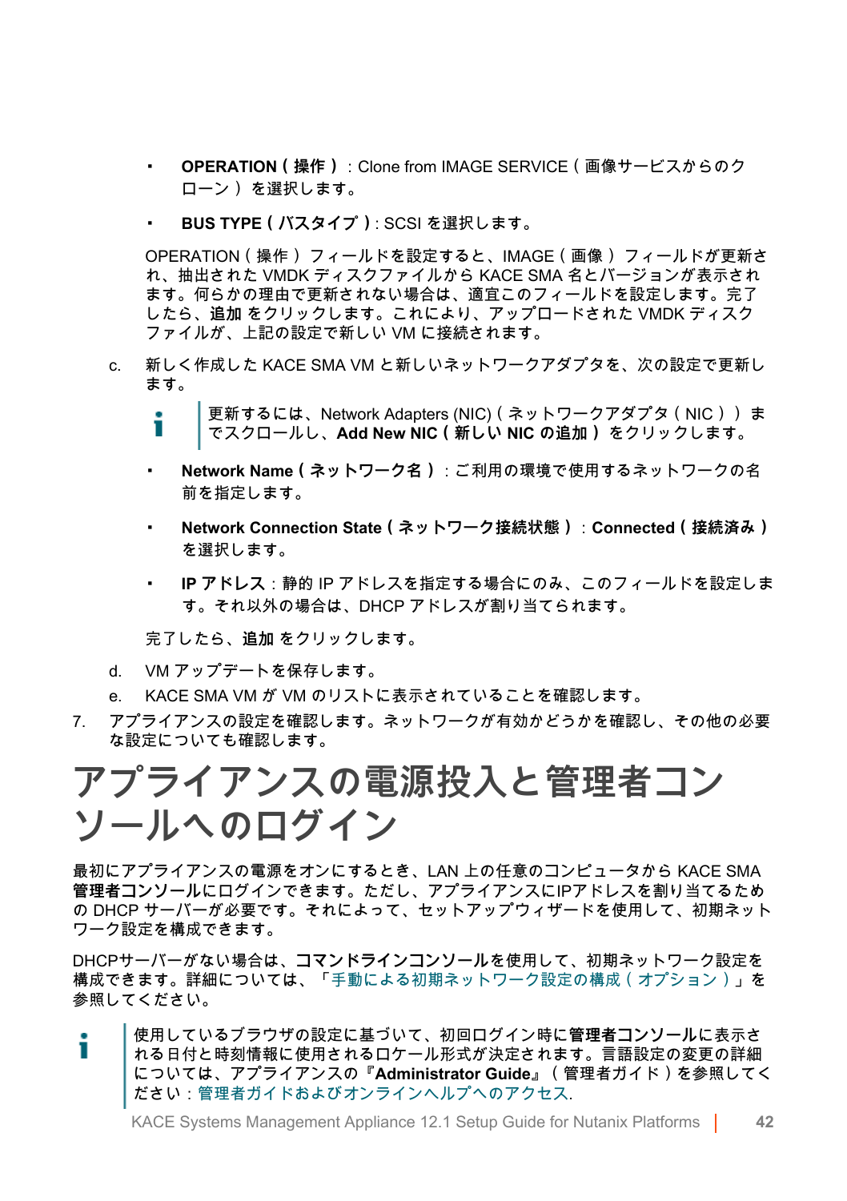- **OPERATION（操作）**：Clone from IMAGE SERVICE（画像サービスからのクローン）を選択します。
- **BUS TYPE（バスタイプ）**: SCSI を選択します。

  OPERATION（操作）フィールドを設定すると、IMAGE（画像）フィールドが更新され、抽出された VMDK ディスクファイルから KACE SMA 名とバージョンが表示されます。何らかの理由で更新されない場合は、適宜このフィールドを設定します。完了したら、**追加** をクリックします。これにより、アップロードされた VMDK ディスクファイルが、上記の設定で新しい VM に接続されます。

c. 新しく作成した KACE SMA VM と新しいネットワークアダプタを、次の設定で更新します。

> 更新するには、Network Adapters (NIC)（ネットワークアダプタ（NIC））までスクロールし、**Add New NIC（新しい NIC の追加）**をクリックします。

- **Network Name（ネットワーク名）**：ご利用の環境で使用するネットワークの名前を指定します。
- **Network Connection State（ネットワーク接続状態）**：**Connected（接続済み）**を選択します。
- **IP アドレス**：静的 IP アドレスを指定する場合にのみ、このフィールドを設定します。それ以外の場合は、DHCP アドレスが割り当てられます。

  完了したら、**追加** をクリックします。

d. VM アップデートを保存します。

e. KACE SMA VM が VM のリストに表示されていることを確認します。

7. アプライアンスの設定を確認します。ネットワークが有効かどうかを確認し、その他の必要な設定についても確認します。

# アプライアンスの電源投入と管理者コンソールへのログイン

最初にアプライアンスの電源をオンにするとき、LAN 上の任意のコンピュータから KACE SMA **管理者コンソール**にログインできます。ただし、アプライアンスにIPアドレスを割り当てるための DHCP サーバーが必要です。それによって、セットアップウィザードを使用して、初期ネットワーク設定を構成できます。

DHCPサーバーがない場合は、**コマンドラインコンソール**を使用して、初期ネットワーク設定を構成できます。詳細については、「手動による初期ネットワーク設定の構成（オプション）」を参照してください。

> 使用しているブラウザの設定に基づいて、初回ログイン時に**管理者コンソール**に表示される日付と時刻情報に使用されるロケール形式が決定されます。言語設定の変更の詳細については、アプライアンスの『**Administrator Guide**』（管理者ガイド）を参照してください：管理者ガイドおよびオンラインヘルプへのアクセス.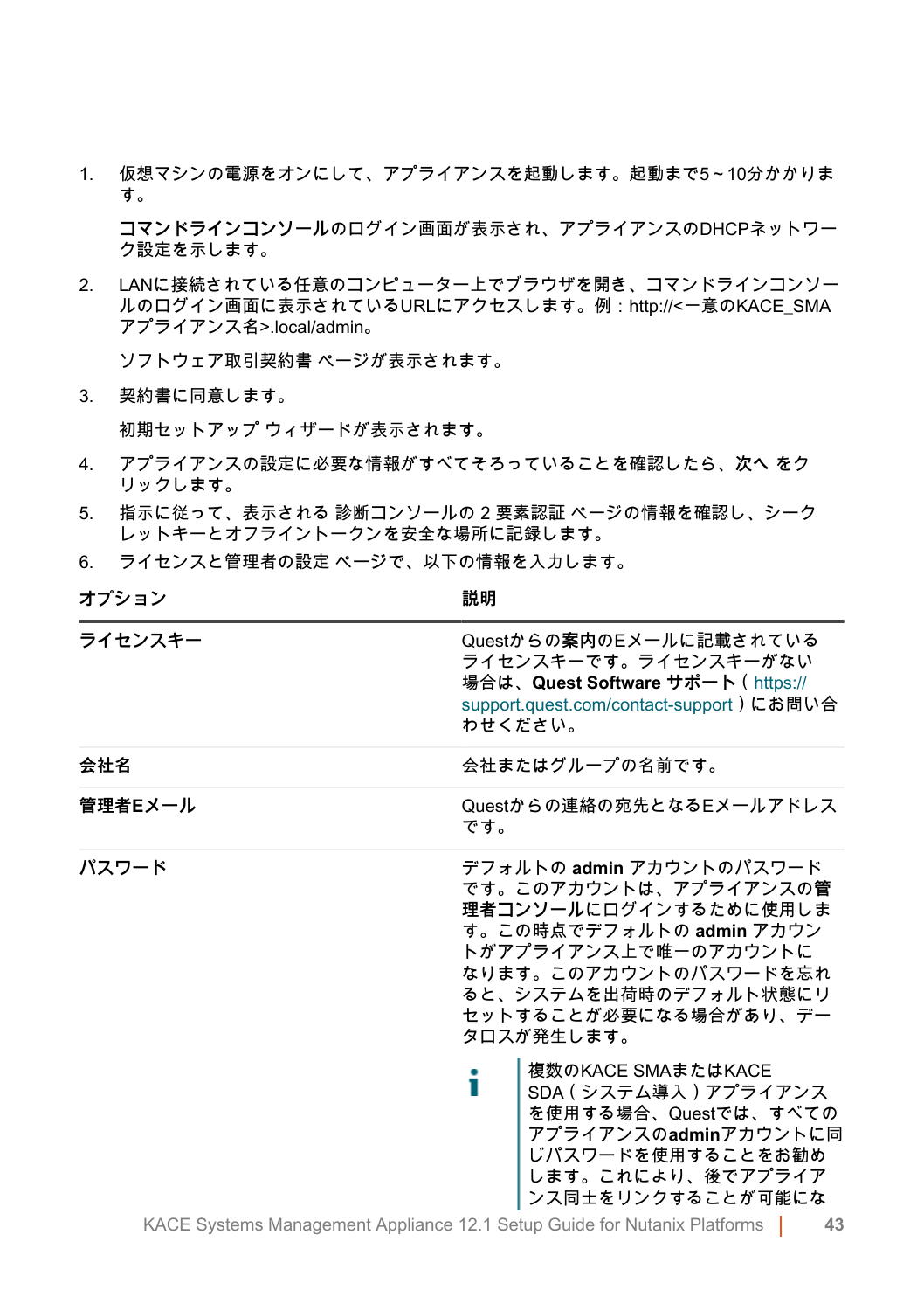1. 仮想マシンの電源をオンにして、アプライアンスを起動します。起動まで5 ~ 10分かかります。

   **コマンドラインコンソール**のログイン画面が表示され、アプライアンスのDHCPネットワーク設定を示します。

2. LANに接続されている任意のコンピューター上でブラウザを開き、コマンドラインコンソールのログイン画面に表示されているURLにアクセスします。例：http://<一意のKACE_SMAアプライアンス名>.local/admin。

   ソフトウェア取引契約書 ページが表示されます。

3. 契約書に同意します。

   初期セットアップ ウィザードが表示されます。

4. アプライアンスの設定に必要な情報がすべてそろっていることを確認したら、**次へ** をクリックします。

5. 指示に従って、表示される 診断コンソールの 2 要素認証 ページの情報を確認し、シークレットキーとオフライントークンを安全な場所に記録します。

6. ライセンスと管理者の設定 ページで、以下の情報を入力します。

| オプション | 説明 |
|---|---|
| **ライセンスキー** | Questからの案内のEメールに記載されているライセンスキーです。ライセンスキーがない場合は、**Quest Software サポート**（https://support.quest.com/contact-support）にお問い合わせください。 |
| **会社名** | 会社またはグループの名前です。 |
| **管理者Eメール** | Questからの連絡の宛先となるEメールアドレスです。 |
| **パスワード** | デフォルトの **admin** アカウントのパスワードです。このアカウントは、アプライアンスの**管理者コンソール**にログインするために使用します。この時点でデフォルトの **admin** アカウントがアプライアンス上で唯一のアカウントになります。このアカウントのパスワードを忘れると、システムを出荷時のデフォルト状態にリセットすることが必要になる場合があり、データロスが発生します。<br><br>ℹ 複数のKACE SMAまたはKACE SDA（システム導入）アプライアンスを使用する場合、Questでは、すべてのアプライアンスの**admin**アカウントに同じパスワードを使用することをお勧めします。これにより、後でアプライアンス同士をリンクすることが可能にな |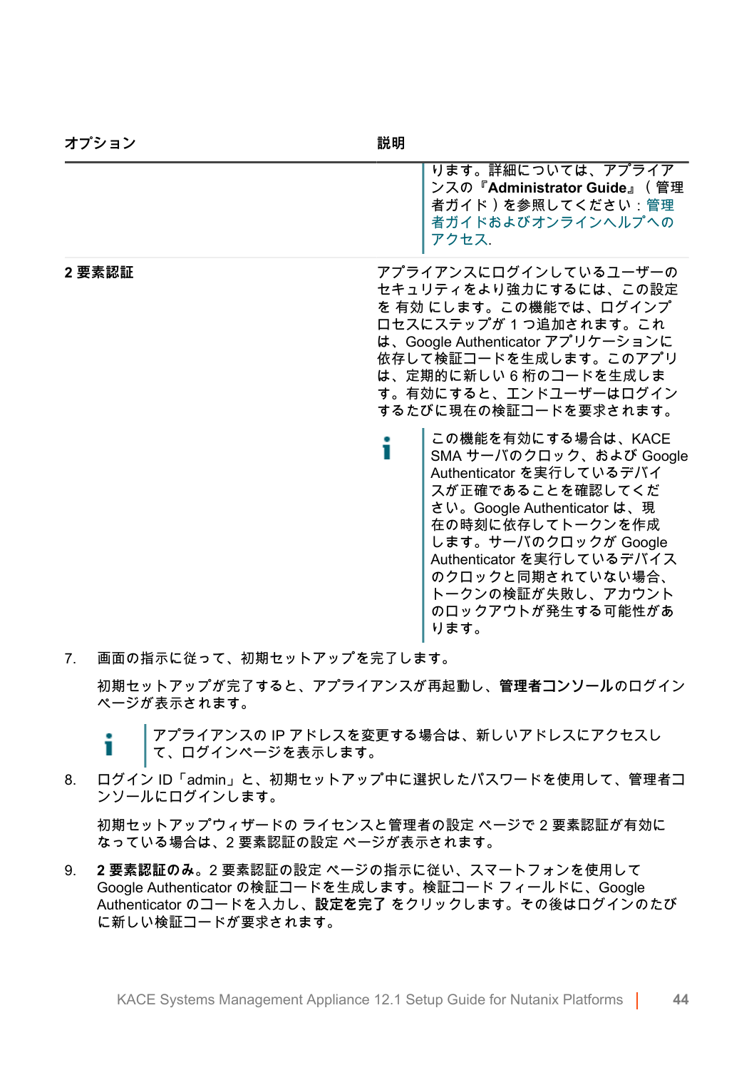| オプション | 説明 |
| --- | --- |
| | ります。詳細については、アプライアンスの『**Administrator Guide**』（管理者ガイド）を参照してください：管理者ガイドおよびオンラインヘルプへのアクセス. |
| **2 要素認証** | アプライアンスにログインしているユーザーのセキュリティをより強力にするには、この設定を 有効 にします。この機能では、ログインプロセスにステップが 1 つ追加されます。これは、Google Authenticator アプリケーションに依存して検証コードを生成します。このアプリは、定期的に新しい 6 桁のコードを生成します。有効にすると、エンドユーザーはログインするたびに現在の検証コードを要求されます。<br><br>この機能を有効にする場合は、KACE SMA サーバのクロック、および Google Authenticator を実行しているデバイスが正確であることを確認してください。Google Authenticator は、現在の時刻に依存してトークンを作成します。サーバのクロックが Google Authenticator を実行しているデバイスのクロックと同期されていない場合、トークンの検証が失敗し、アカウントのロックアウトが発生する可能性があります。 |

7. 画面の指示に従って、初期セットアップを完了します。

   初期セットアップが完了すると、アプライアンスが再起動し、**管理者コンソール**のログインページが表示されます。

   アプライアンスの IP アドレスを変更する場合は、新しいアドレスにアクセスして、ログインページを表示します。

8. ログイン ID「admin」と、初期セットアップ中に選択したパスワードを使用して、管理者コンソールにログインします。

   初期セットアップウィザードの ライセンスと管理者の設定 ページで 2 要素認証が有効になっている場合は、2 要素認証の設定 ページが表示されます。

9. **2 要素認証のみ。**2 要素認証の設定 ページの指示に従い、スマートフォンを使用して Google Authenticator の検証コードを生成します。検証コード フィールドに、Google Authenticator のコードを入力し、**設定を完了** をクリックします。その後はログインのたびに新しい検証コードが要求されます。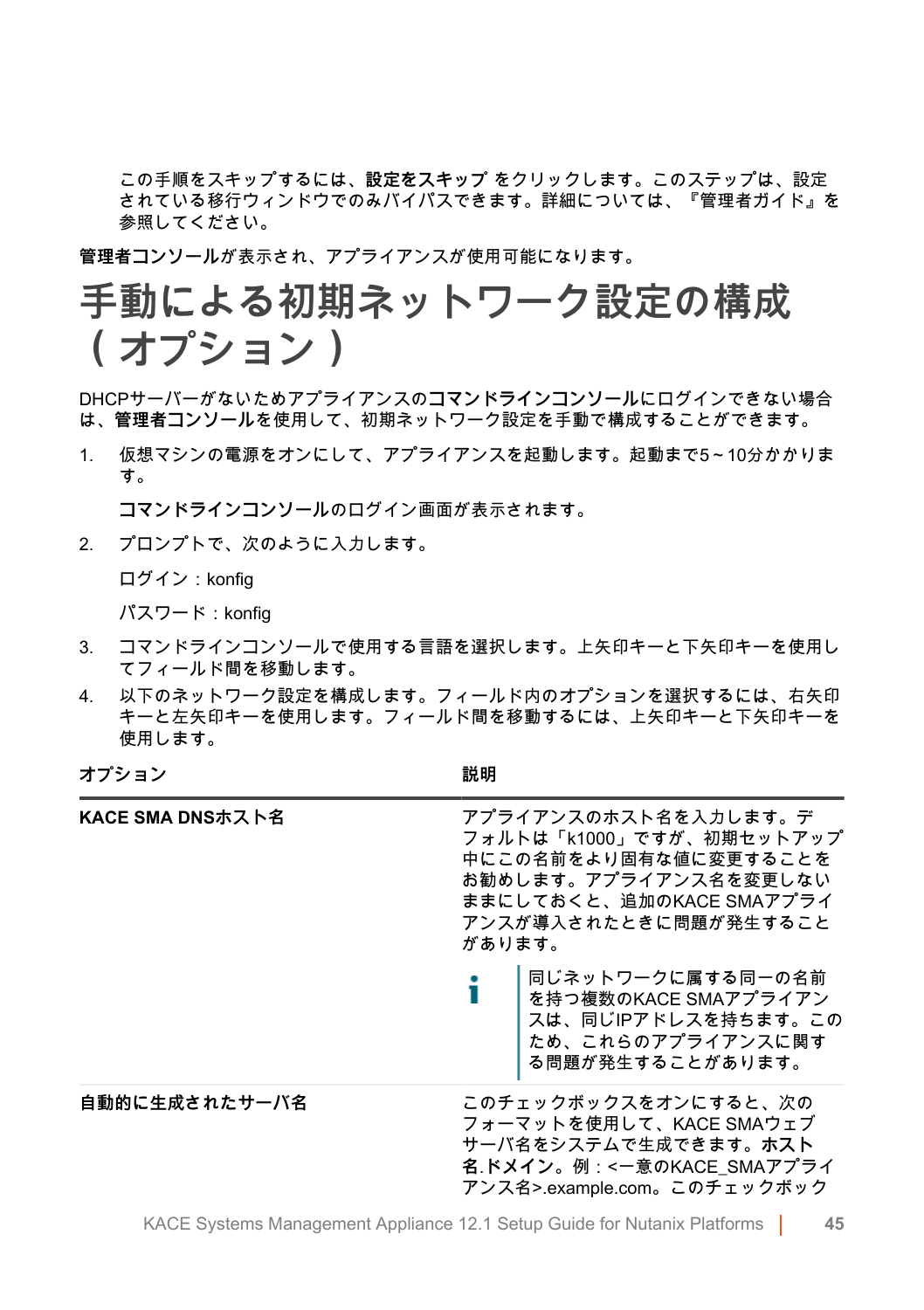この手順をスキップするには、**設定をスキップ** をクリックします。このステップは、設定されている移行ウィンドウでのみバイパスできます。詳細については、『管理者ガイド』を参照してください。

**管理者コンソール**が表示され、アプライアンスが使用可能になります。

# 手動による初期ネットワーク設定の構成（オプション）

DHCPサーバーがないためアプライアンスの**コマンドラインコンソール**にログインできない場合は、**管理者コンソール**を使用して、初期ネットワーク設定を手動で構成することができます。

1. 仮想マシンの電源をオンにして、アプライアンスを起動します。起動まで5～10分かかります。

   **コマンドラインコンソール**のログイン画面が表示されます。

2. プロンプトで、次のように入力します。

   ログイン：konfig

   パスワード：konfig

3. コマンドラインコンソールで使用する言語を選択します。上矢印キーと下矢印キーを使用してフィールド間を移動します。
4. 以下のネットワーク設定を構成します。フィールド内のオプションを選択するには、右矢印キーと左矢印キーを使用します。フィールド間を移動するには、上矢印キーと下矢印キーを使用します。

| オプション | 説明 |
| --- | --- |
| **KACE SMA DNSホスト名** | アプライアンスのホスト名を入力します。デフォルトは「k1000」ですが、初期セットアップ中にこの名前をより固有な値に変更することをお勧めします。アプライアンス名を変更しないままにしておくと、追加のKACE SMAアプライアンスが導入されたときに問題が発生することがあります。<br><br>同じネットワークに属する同一の名前を持つ複数のKACE SMAアプライアンスは、同じIPアドレスを持ちます。このため、これらのアプライアンスに関する問題が発生することがあります。 |
| **自動的に生成されたサーバ名** | このチェックボックスをオンにすると、次のフォーマットを使用して、KACE SMAウェブサーバ名をシステムで生成できます。**ホスト名.ドメイン**。例：<一意のKACE_SMAアプライアンス名>.example.com。このチェックボック |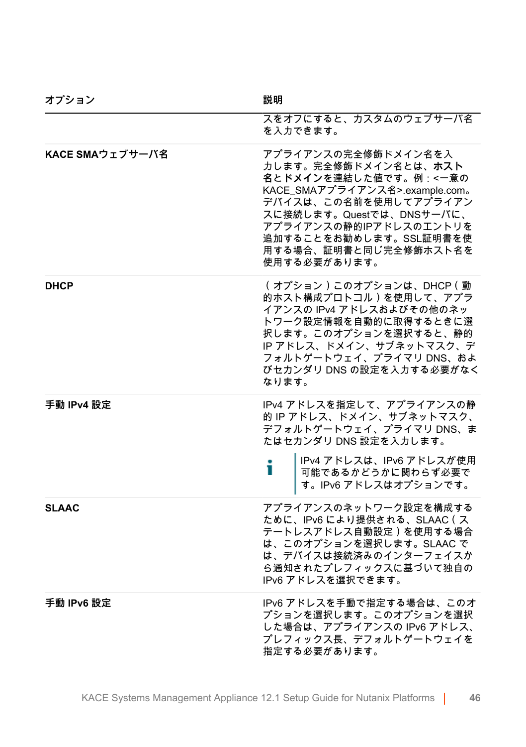| オプション | 説明 |
|---|---|
| | スをオフにすると、カスタムのウェブサーバ名を入力できます。 |
| **KACE SMAウェブサーバ名** | アプライアンスの完全修飾ドメイン名を入力します。完全修飾ドメイン名とは、**ホスト名**と**ドメイン**を連結した値です。例：<一意のKACE_SMAアプライアンス名>.example.com。デバイスは、この名前を使用してアプライアンスに接続します。Questでは、DNSサーバに、アプライアンスの静的IPアドレスのエントリを追加することをお勧めします。SSL証明書を使用する場合、証明書と同じ完全修飾ホスト名を使用する必要があります。 |
| **DHCP** | （オプション）このオプションは、DHCP（動的ホスト構成プロトコル）を使用して、アプライアンスの IPv4 アドレスおよびその他のネットワーク設定情報を自動的に取得するときに選択します。このオプションを選択すると、静的 IP アドレス、ドメイン、サブネットマスク、デフォルトゲートウェイ、プライマリ DNS、およびセカンダリ DNS の設定を入力する必要がなくなります。 |
| **手動 IPv4 設定** | IPv4 アドレスを指定して、アプライアンスの静的 IP アドレス、ドメイン、サブネットマスク、デフォルトゲートウェイ、プライマリ DNS、またはセカンダリ DNS 設定を入力します。<br><br>IPv4 アドレスは、IPv6 アドレスが使用可能であるかどうかに関わらず必要です。IPv6 アドレスはオプションです。 |
| **SLAAC** | アプライアンスのネットワーク設定を構成するために、IPv6 により提供される、SLAAC（ステートレスアドレス自動設定）を使用する場合は、このオプションを選択します。SLAAC では、デバイスは接続済みのインターフェイスから通知されたプレフィックスに基づいて独自の IPv6 アドレスを選択できます。 |
| **手動 IPv6 設定** | IPv6 アドレスを手動で指定する場合は、このオプションを選択します。このオプションを選択した場合は、アプライアンスの IPv6 アドレス、プレフィックス長、デフォルトゲートウェイを指定する必要があります。 |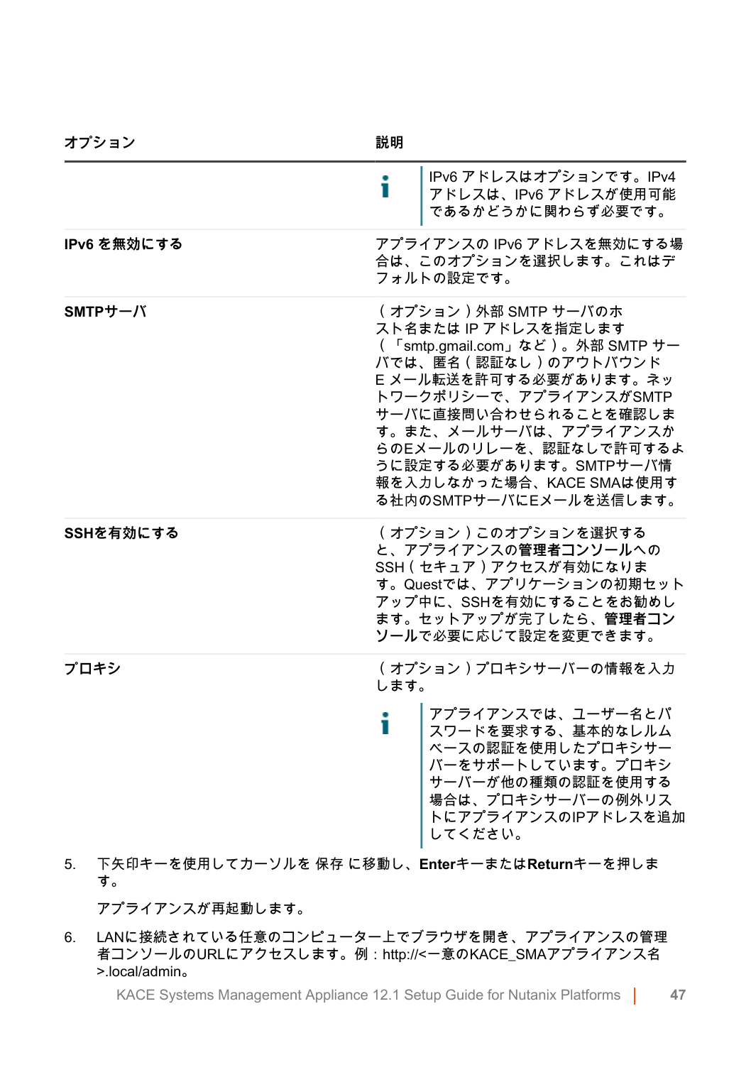| オプション | 説明 |
|---|---|
| | IPv6 アドレスはオプションです。IPv4 アドレスは、IPv6 アドレスが使用可能であるかどうかに関わらず必要です。 |
| **IPv6 を無効にする** | アプライアンスの IPv6 アドレスを無効にする場合は、このオプションを選択します。これはデフォルトの設定です。 |
| **SMTPサーバ** | ( オプション ) 外部 SMTP サーバのホスト名または IP アドレスを指定します ( 「smtp.gmail.com」など )。外部 SMTP サーバでは、匿名 ( 認証なし ) のアウトバウンド E メール転送を許可する必要があります。ネットワークポリシーで、アプライアンスがSMTPサーバに直接問い合わせられることを確認します。また、メールサーバは、アプライアンスからのEメールのリレーを、認証なしで許可するように設定する必要があります。SMTPサーバ情報を入力しなかった場合、KACE SMAは使用する社内のSMTPサーバにEメールを送信します。 |
| **SSHを有効にする** | ( オプション ) このオプションを選択すると、アプライアンスの**管理者コンソール**への SSH ( セキュア ) アクセスが有効になります。Questでは、アプリケーションの初期セットアップ中に、SSHを有効にすることをお勧めします。セットアップが完了したら、**管理者コンソール**で必要に応じて設定を変更できます。 |
| **プロキシ** | ( オプション ) プロキシサーバーの情報を入力します。<br><br>アプライアンスでは、ユーザー名とパスワードを要求する、基本的なレルムベースの認証を使用したプロキシサーバーをサポートしています。プロキシサーバーが他の種類の認証を使用する場合は、プロキシサーバーの例外リストにアプライアンスのIPアドレスを追加してください。 |

5. 下矢印キーを使用してカーソルを 保存 に移動し、**Enter**キーまたは**Return**キーを押します。

   アプライアンスが再起動します。

6. LANに接続されている任意のコンピューター上でブラウザを開き、アプライアンスの管理者コンソールのURLにアクセスします。例：http://<一意のKACE_SMAアプライアンス名>.local/admin。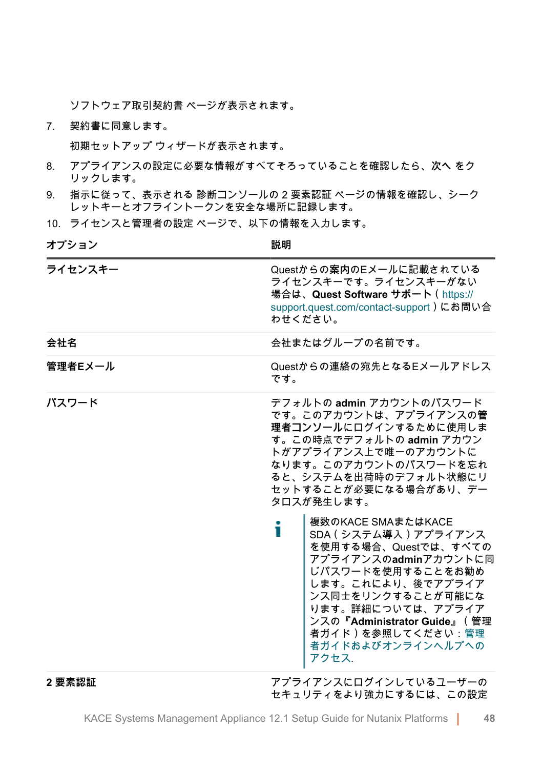ソフトウェア取引契約書 ページが表示されます。

7. 契約書に同意します。

   初期セットアップ ウィザードが表示されます。

8. アプライアンスの設定に必要な情報がすべてそろっていることを確認したら、次へ をクリックします。

9. 指示に従って、表示される 診断コンソールの 2 要素認証 ページの情報を確認し、シークレットキーとオフライントークンを安全な場所に記録します。

10. ライセンスと管理者の設定 ページで、以下の情報を入力します。

| オプション | 説明 |
|---|---|
| ライセンスキー | Questからの案内のEメールに記載されているライセンスキーです。ライセンスキーがない場合は、**Quest Software サポート**（https://support.quest.com/contact-support）にお問い合わせください。 |
| 会社名 | 会社またはグループの名前です。 |
| 管理者Eメール | Questからの連絡の宛先となるEメールアドレスです。 |
| パスワード | デフォルトの **admin** アカウントのパスワードです。このアカウントは、アプライアンスの**管理者コンソール**にログインするために使用します。この時点でデフォルトの **admin** アカウントがアプライアンス上で唯一のアカウントになります。このアカウントのパスワードを忘れると、システムを出荷時のデフォルト状態にリセットすることが必要になる場合があり、データロスが発生します。<br><br>ℹ 複数のKACE SMAまたはKACE SDA（システム導入）アプライアンスを使用する場合、Questでは、すべてのアプライアンスの**admin**アカウントに同じパスワードを使用することをお勧めします。これにより、後でアプライアンス同士をリンクすることが可能になります。詳細については、アプライアンスの『**Administrator Guide**』（管理者ガイド）を参照してください：管理者ガイドおよびオンラインヘルプへのアクセス. |
| 2 要素認証 | アプライアンスにログインしているユーザーのセキュリティをより強力にするには、この設定 |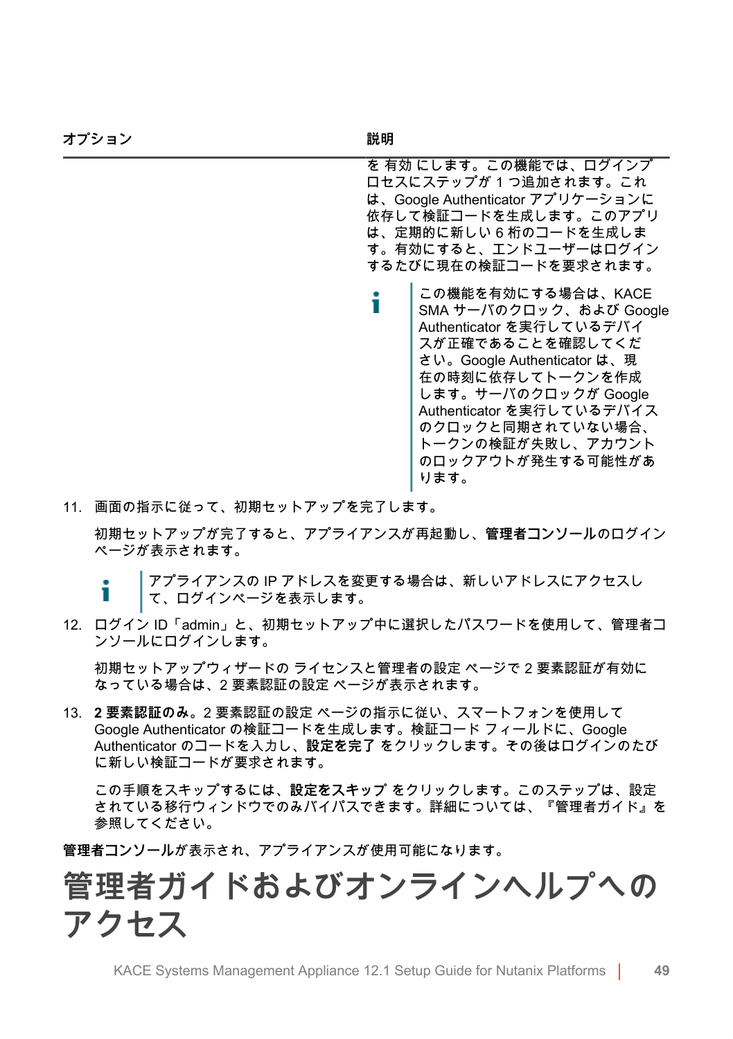| オプション | 説明 |
| --- | --- |
| | を 有効 にします。この機能では、ログインプロセスにステップが 1 つ追加されます。これは、Google Authenticator アプリケーションに依存して検証コードを生成します。このアプリは、定期的に新しい 6 桁のコードを生成します。有効にすると、エンドユーザーはログインするたびに現在の検証コードを要求されます。<br><br>この機能を有効にする場合は、KACE SMA サーバのクロック、および Google Authenticator を実行しているデバイスが正確であることを確認してください。Google Authenticator は、現在の時刻に依存してトークンを作成します。サーバのクロックが Google Authenticator を実行しているデバイスのクロックと同期されていない場合、トークンの検証が失敗し、アカウントのロックアウトが発生する可能性があります。 |

11. 画面の指示に従って、初期セットアップを完了します。

    初期セットアップが完了すると、アプライアンスが再起動し、**管理者コンソール**のログインページが表示されます。

    アプライアンスの IP アドレスを変更する場合は、新しいアドレスにアクセスして、ログインページを表示します。

12. ログイン ID「admin」と、初期セットアップ中に選択したパスワードを使用して、管理者コンソールにログインします。

    初期セットアップウィザードの ライセンスと管理者の設定 ページで 2 要素認証が有効になっている場合は、2 要素認証の設定 ページが表示されます。

13. **2 要素認証のみ。**2 要素認証の設定 ページの指示に従い、スマートフォンを使用して Google Authenticator の検証コードを生成します。検証コード フィールドに、Google Authenticator のコードを入力し、**設定を完了** をクリックします。その後はログインのたびに新しい検証コードが要求されます。

    この手順をスキップするには、**設定をスキップ** をクリックします。このステップは、設定されている移行ウィンドウでのみバイパスできます。詳細については、『管理者ガイド』を参照してください。

**管理者コンソール**が表示され、アプライアンスが使用可能になります。

# 管理者ガイドおよびオンラインヘルプへのアクセス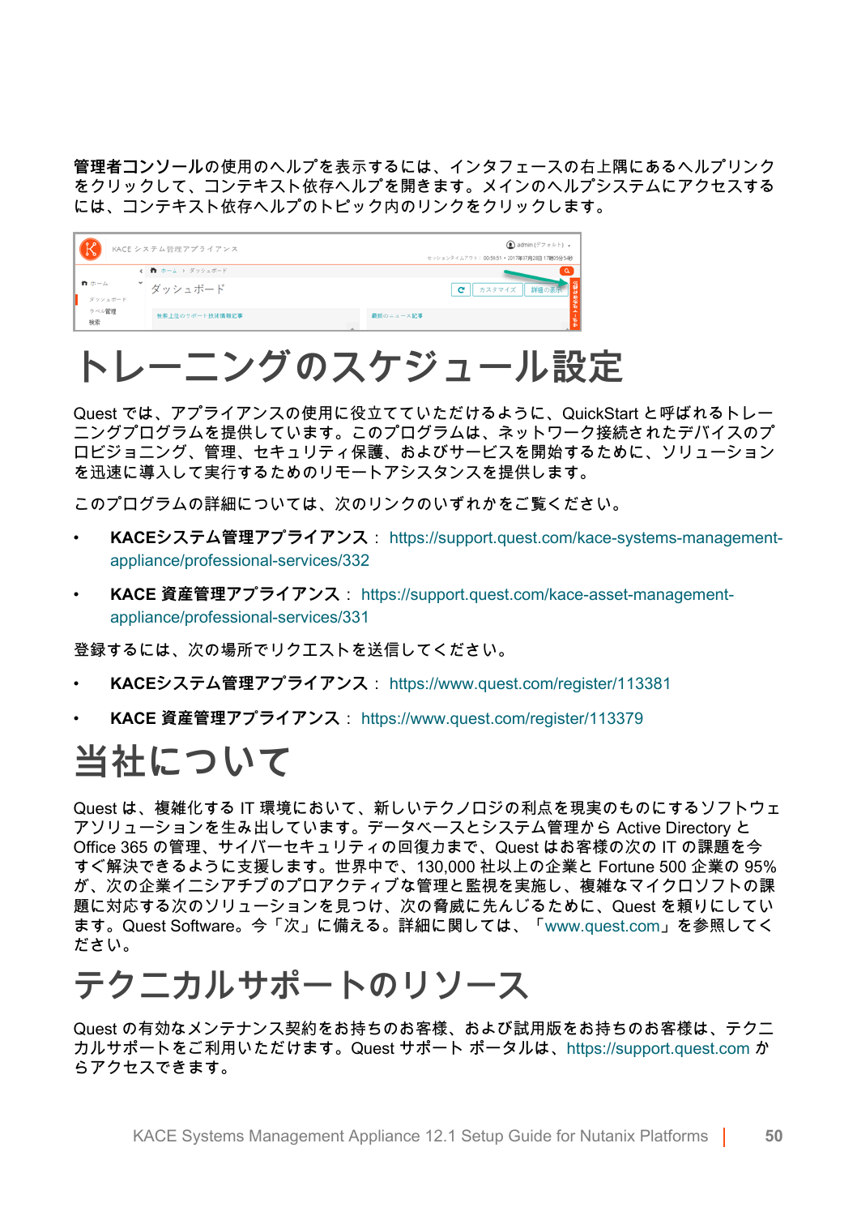**管理者コンソール**の使用のヘルプを表示するには、インタフェースの右上隅にあるヘルプリンクをクリックして、コンテキスト依存ヘルプを開きます。メインのヘルプシステムにアクセスするには、コンテキスト依存ヘルプのトピック内のリンクをクリックします。

# トレーニングのスケジュール設定

Quest では、アプライアンスの使用に役立てていただけるように、QuickStart と呼ばれるトレーニングプログラムを提供しています。このプログラムは、ネットワーク接続されたデバイスのプロビジョニング、管理、セキュリティ保護、およびサービスを開始するために、ソリューションを迅速に導入して実行するためのリモートアシスタンスを提供します。

このプログラムの詳細については、次のリンクのいずれかをご覧ください。

- **KACEシステム管理アプライアンス**： https://support.quest.com/kace-systems-management-appliance/professional-services/332
- **KACE 資産管理アプライアンス**： https://support.quest.com/kace-asset-management-appliance/professional-services/331

登録するには、次の場所でリクエストを送信してください。

- **KACEシステム管理アプライアンス**： https://www.quest.com/register/113381
- **KACE 資産管理アプライアンス**： https://www.quest.com/register/113379

# 当社について

Quest は、複雑化する IT 環境において、新しいテクノロジの利点を現実のものにするソフトウェアソリューションを生み出しています。データベースとシステム管理から Active Directory と Office 365 の管理、サイバーセキュリティの回復力まで、Quest はお客様の次の IT の課題を今すぐ解決できるように支援します。世界中で、130,000 社以上の企業と Fortune 500 企業の 95% が、次の企業イニシアチブのプロアクティブな管理と監視を実施し、複雑なマイクロソフトの課題に対応する次のソリューションを見つけ、次の脅威に先んじるために、Quest を頼りにしています。Quest Software。今「次」に備える。詳細に関しては、「www.quest.com」を参照してください。

# テクニカルサポートのリソース

Quest の有効なメンテナンス契約をお持ちのお客様、および試用版をお持ちのお客様は、テクニカルサポートをご利用いただけます。Quest サポート ポータルは、https://support.quest.com からアクセスできます。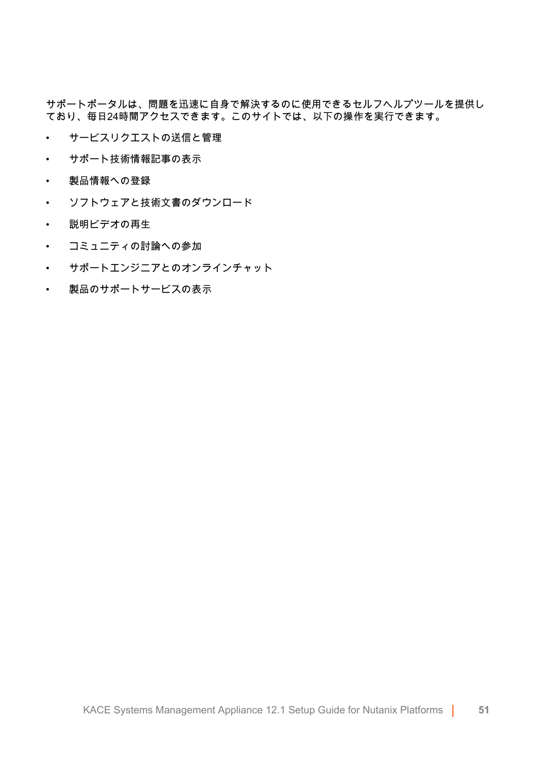サポートポータルは、問題を迅速に自身で解決するのに使用できるセルフヘルプツールを提供しており、毎日24時間アクセスできます。このサイトでは、以下の操作を実行できます。

- サービスリクエストの送信と管理
- サポート技術情報記事の表示
- 製品情報への登録
- ソフトウェアと技術文書のダウンロード
- 説明ビデオの再生
- コミュニティの討論への参加
- サポートエンジニアとのオンラインチャット
- 製品のサポートサービスの表示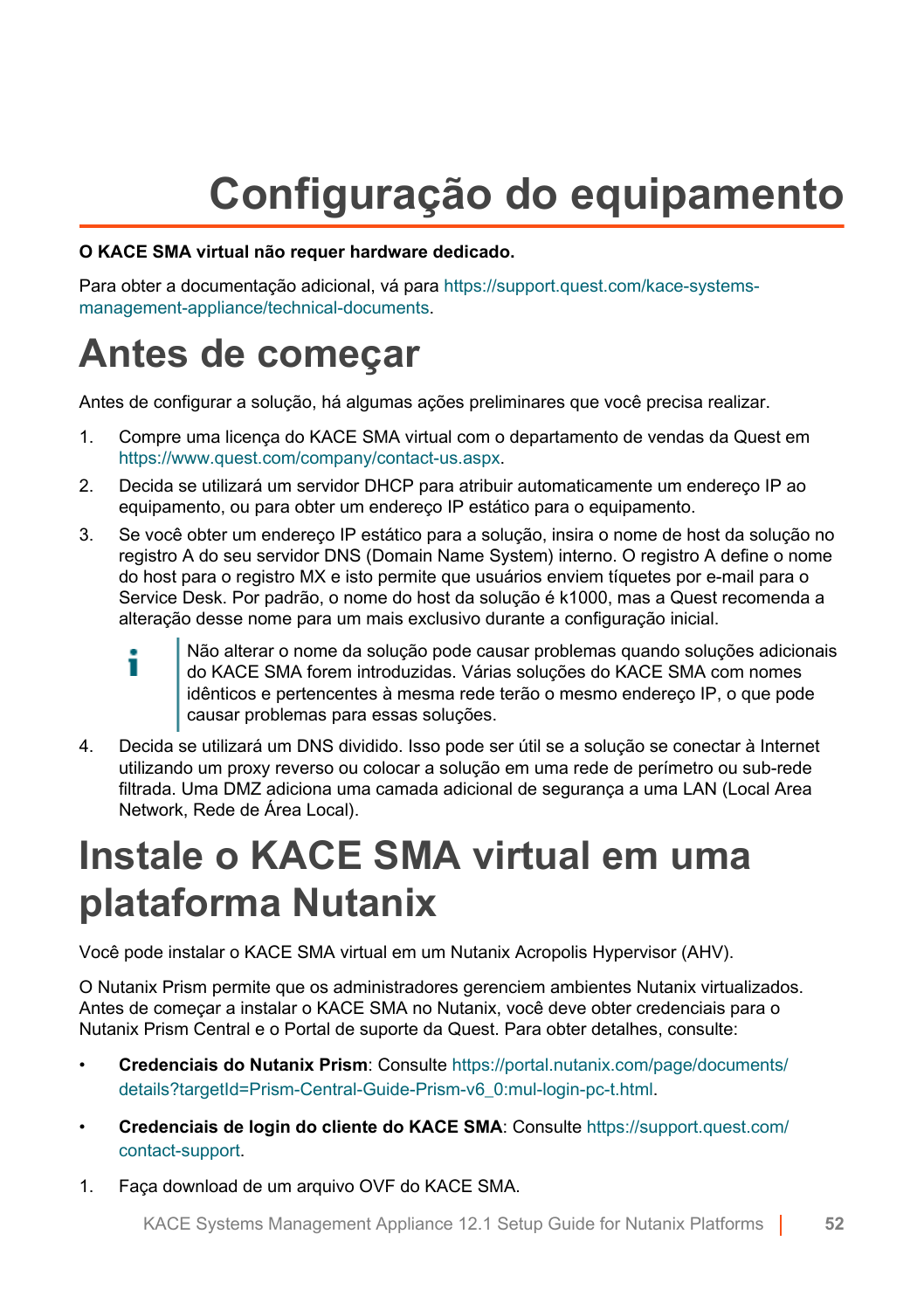# Configuração do equipamento

**O KACE SMA virtual não requer hardware dedicado.**

Para obter a documentação adicional, vá para https://support.quest.com/kace-systems-management-appliance/technical-documents.

## Antes de começar

Antes de configurar a solução, há algumas ações preliminares que você precisa realizar.

1. Compre uma licença do KACE SMA virtual com o departamento de vendas da Quest em https://www.quest.com/company/contact-us.aspx.
2. Decida se utilizará um servidor DHCP para atribuir automaticamente um endereço IP ao equipamento, ou para obter um endereço IP estático para o equipamento.
3. Se você obter um endereço IP estático para a solução, insira o nome de host da solução no registro A do seu servidor DNS (Domain Name System) interno. O registro A define o nome do host para o registro MX e isto permite que usuários enviem tíquetes por e-mail para o Service Desk. Por padrão, o nome do host da solução é k1000, mas a Quest recomenda a alteração desse nome para um mais exclusivo durante a configuração inicial.

   > Não alterar o nome da solução pode causar problemas quando soluções adicionais do KACE SMA forem introduzidas. Várias soluções do KACE SMA com nomes idênticos e pertencentes à mesma rede terão o mesmo endereço IP, o que pode causar problemas para essas soluções.

4. Decida se utilizará um DNS dividido. Isso pode ser útil se a solução se conectar à Internet utilizando um proxy reverso ou colocar a solução em uma rede de perímetro ou sub-rede filtrada. Uma DMZ adiciona uma camada adicional de segurança a uma LAN (Local Area Network, Rede de Área Local).

## Instale o KACE SMA virtual em uma plataforma Nutanix

Você pode instalar o KACE SMA virtual em um Nutanix Acropolis Hypervisor (AHV).

O Nutanix Prism permite que os administradores gerenciem ambientes Nutanix virtualizados. Antes de começar a instalar o KACE SMA no Nutanix, você deve obter credenciais para o Nutanix Prism Central e o Portal de suporte da Quest. Para obter detalhes, consulte:

- **Credenciais do Nutanix Prism**: Consulte https://portal.nutanix.com/page/documents/details?targetId=Prism-Central-Guide-Prism-v6_0:mul-login-pc-t.html.
- **Credenciais de login do cliente do KACE SMA**: Consulte https://support.quest.com/contact-support.

1. Faça download de um arquivo OVF do KACE SMA.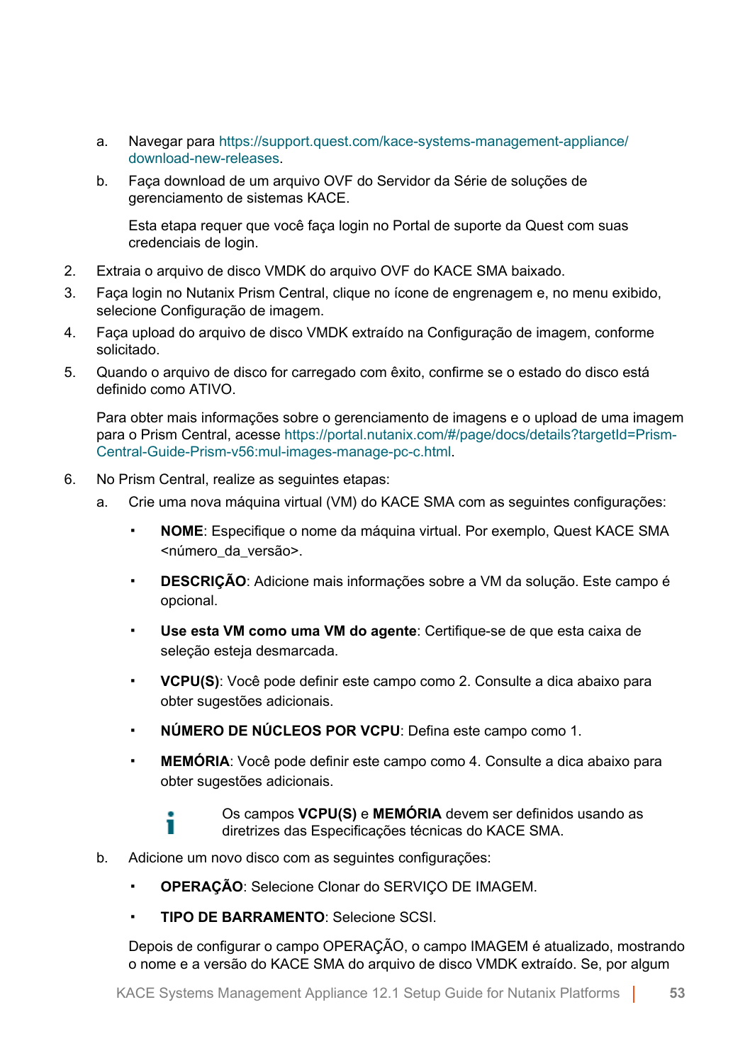a. Navegar para https://support.quest.com/kace-systems-management-appliance/download-new-releases.
   b. Faça download de um arquivo OVF do Servidor da Série de soluções de gerenciamento de sistemas KACE.

      Esta etapa requer que você faça login no Portal de suporte da Quest com suas credenciais de login.
2. Extraia o arquivo de disco VMDK do arquivo OVF do KACE SMA baixado.
3. Faça login no Nutanix Prism Central, clique no ícone de engrenagem e, no menu exibido, selecione Configuração de imagem.
4. Faça upload do arquivo de disco VMDK extraído na Configuração de imagem, conforme solicitado.
5. Quando o arquivo de disco for carregado com êxito, confirme se o estado do disco está definido como ATIVO.

   Para obter mais informações sobre o gerenciamento de imagens e o upload de uma imagem para o Prism Central, acesse https://portal.nutanix.com/#/page/docs/details?targetId=Prism-Central-Guide-Prism-v56:mul-images-manage-pc-c.html.
6. No Prism Central, realize as seguintes etapas:
   a. Crie uma nova máquina virtual (VM) do KACE SMA com as seguintes configurações:
      - **NOME**: Especifique o nome da máquina virtual. Por exemplo, Quest KACE SMA <número_da_versão>.
      - **DESCRIÇÃO**: Adicione mais informações sobre a VM da solução. Este campo é opcional.
      - **Use esta VM como uma VM do agente**: Certifique-se de que esta caixa de seleção esteja desmarcada.
      - **VCPU(S)**: Você pode definir este campo como 2. Consulte a dica abaixo para obter sugestões adicionais.
      - **NÚMERO DE NÚCLEOS POR VCPU**: Defina este campo como 1.
      - **MEMÓRIA**: Você pode definir este campo como 4. Consulte a dica abaixo para obter sugestões adicionais.

      Os campos **VCPU(S)** e **MEMÓRIA** devem ser definidos usando as diretrizes das Especificações técnicas do KACE SMA.
   b. Adicione um novo disco com as seguintes configurações:
      - **OPERAÇÃO**: Selecione Clonar do SERVIÇO DE IMAGEM.
      - **TIPO DE BARRAMENTO**: Selecione SCSI.

      Depois de configurar o campo OPERAÇÃO, o campo IMAGEM é atualizado, mostrando o nome e a versão do KACE SMA do arquivo de disco VMDK extraído. Se, por algum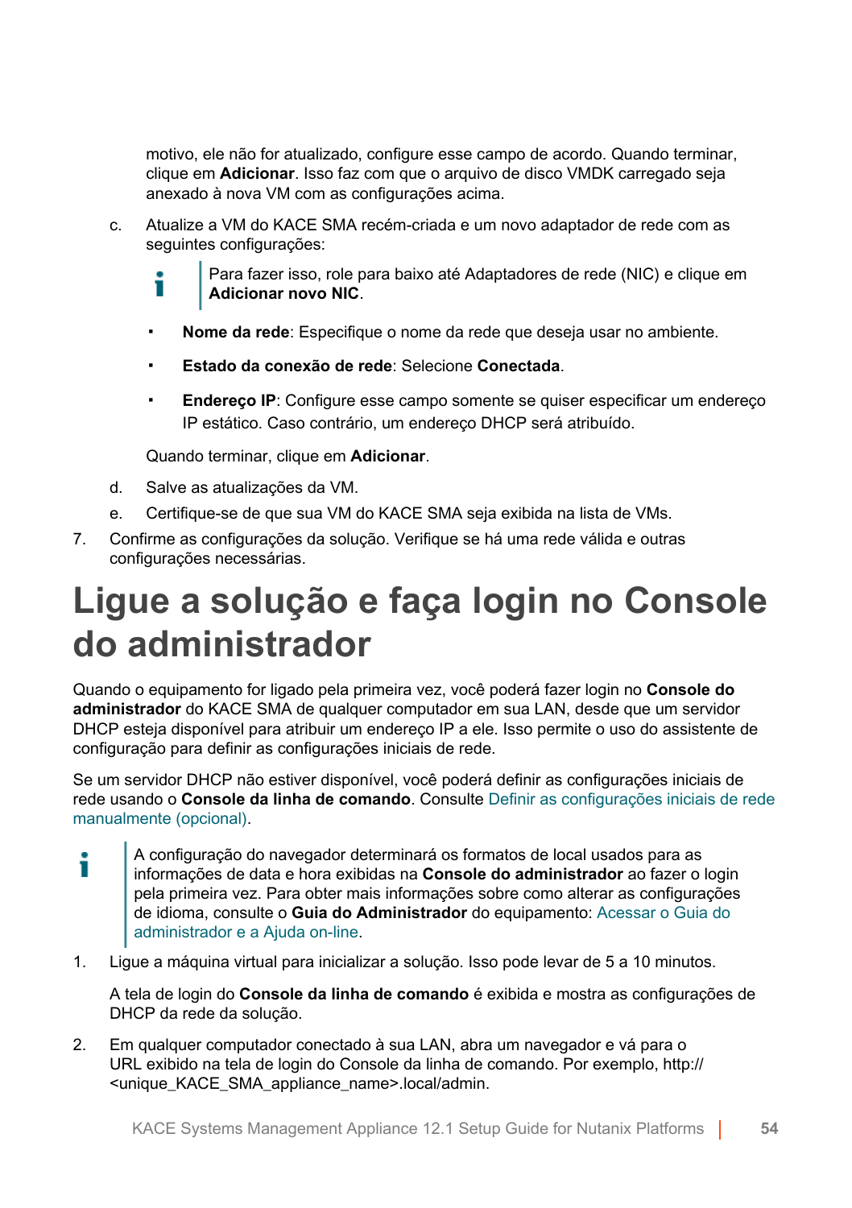motivo, ele não for atualizado, configure esse campo de acordo. Quando terminar, clique em **Adicionar**. Isso faz com que o arquivo de disco VMDK carregado seja anexado à nova VM com as configurações acima.

c. Atualize a VM do KACE SMA recém-criada e um novo adaptador de rede com as seguintes configurações:

> Para fazer isso, role para baixo até Adaptadores de rede (NIC) e clique em **Adicionar novo NIC**.

- **Nome da rede**: Especifique o nome da rede que deseja usar no ambiente.
- **Estado da conexão de rede**: Selecione **Conectada**.
- **Endereço IP**: Configure esse campo somente se quiser especificar um endereço IP estático. Caso contrário, um endereço DHCP será atribuído.

Quando terminar, clique em **Adicionar**.

d. Salve as atualizações da VM.

e. Certifique-se de que sua VM do KACE SMA seja exibida na lista de VMs.

7. Confirme as configurações da solução. Verifique se há uma rede válida e outras configurações necessárias.

# Ligue a solução e faça login no Console do administrador

Quando o equipamento for ligado pela primeira vez, você poderá fazer login no **Console do administrador** do KACE SMA de qualquer computador em sua LAN, desde que um servidor DHCP esteja disponível para atribuir um endereço IP a ele. Isso permite o uso do assistente de configuração para definir as configurações iniciais de rede.

Se um servidor DHCP não estiver disponível, você poderá definir as configurações iniciais de rede usando o **Console da linha de comando**. Consulte Definir as configurações iniciais de rede manualmente (opcional).

> A configuração do navegador determinará os formatos de local usados para as informações de data e hora exibidas na **Console do administrador** ao fazer o login pela primeira vez. Para obter mais informações sobre como alterar as configurações de idioma, consulte o **Guia do Administrador** do equipamento: Acessar o Guia do administrador e a Ajuda on-line.

1. Ligue a máquina virtual para inicializar a solução. Isso pode levar de 5 a 10 minutos.

   A tela de login do **Console da linha de comando** é exibida e mostra as configurações de DHCP da rede da solução.

2. Em qualquer computador conectado à sua LAN, abra um navegador e vá para o URL exibido na tela de login do Console da linha de comando. Por exemplo, http://<unique_KACE_SMA_appliance_name>.local/admin.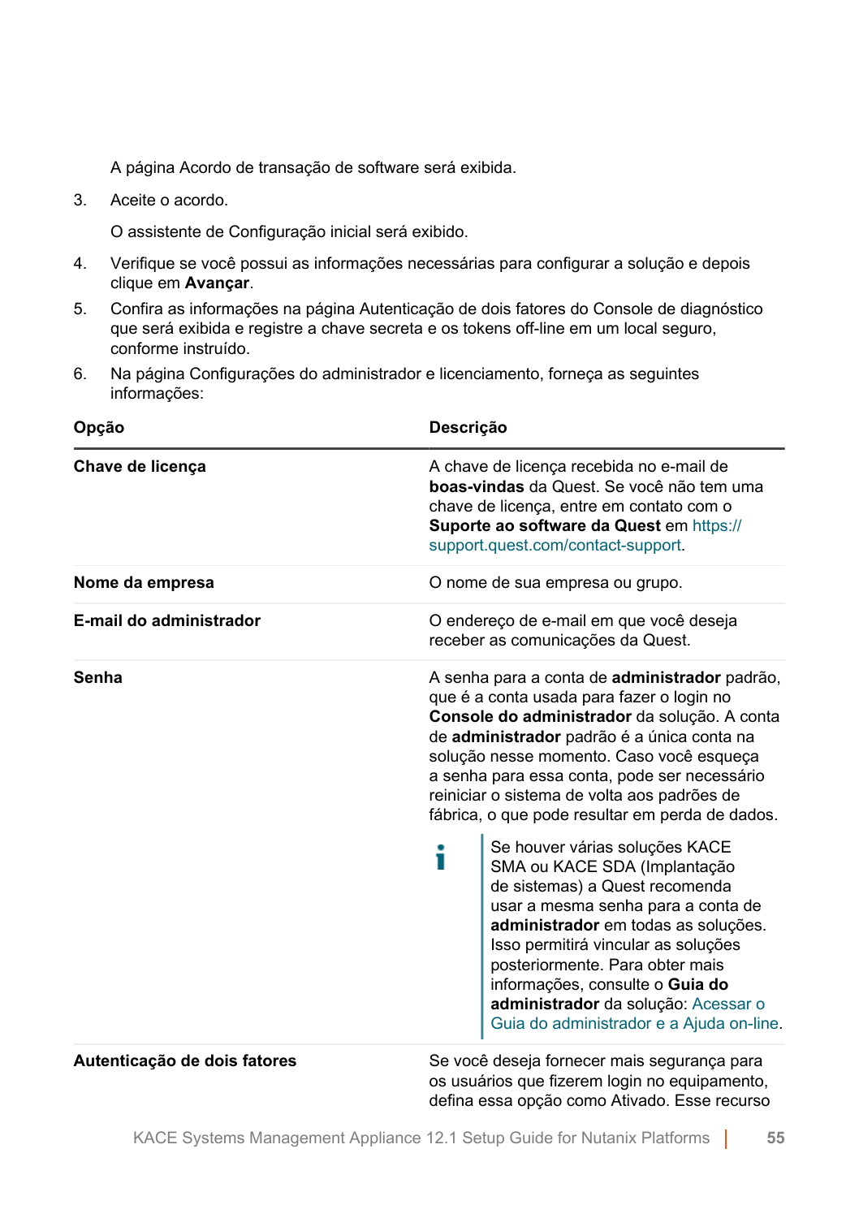A página Acordo de transação de software será exibida.

3. Aceite o acordo.

   O assistente de Configuração inicial será exibido.

4. Verifique se você possui as informações necessárias para configurar a solução e depois clique em **Avançar**.
5. Confira as informações na página Autenticação de dois fatores do Console de diagnóstico que será exibida e registre a chave secreta e os tokens off-line em um local seguro, conforme instruído.
6. Na página Configurações do administrador e licenciamento, forneça as seguintes informações:

| Opção | Descrição |
|---|---|
| **Chave de licença** | A chave de licença recebida no e-mail de **boas-vindas** da Quest. Se você não tem uma chave de licença, entre em contato com o **Suporte ao software da Quest** em https://support.quest.com/contact-support. |
| **Nome da empresa** | O nome de sua empresa ou grupo. |
| **E-mail do administrador** | O endereço de e-mail em que você deseja receber as comunicações da Quest. |
| **Senha** | A senha para a conta de **administrador** padrão, que é a conta usada para fazer o login no **Console do administrador** da solução. A conta de **administrador** padrão é a única conta na solução nesse momento. Caso você esqueça a senha para essa conta, pode ser necessário reiniciar o sistema de volta aos padrões de fábrica, o que pode resultar em perda de dados. <br><br> Se houver várias soluções KACE SMA ou KACE SDA (Implantação de sistemas) a Quest recomenda usar a mesma senha para a conta de **administrador** em todas as soluções. Isso permitirá vincular as soluções posteriormente. Para obter mais informações, consulte o **Guia do administrador** da solução: Acessar o Guia do administrador e a Ajuda on-line. |
| **Autenticação de dois fatores** | Se você deseja fornecer mais segurança para os usuários que fizerem login no equipamento, defina essa opção como Ativado. Esse recurso |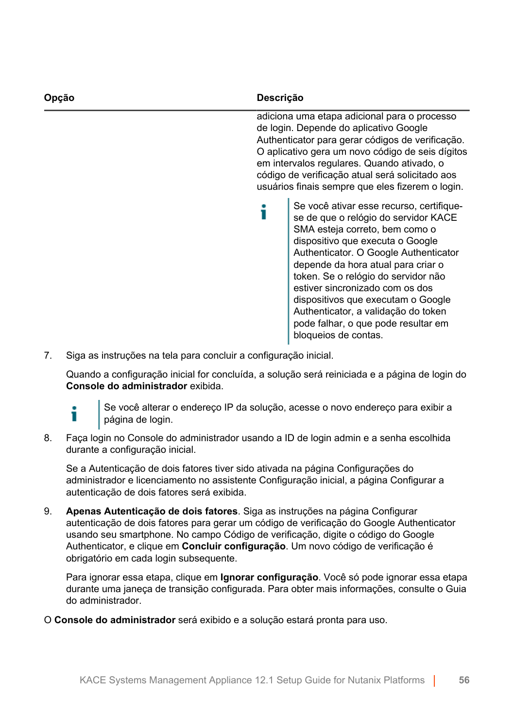| Opção | Descrição |
|---|---|
| | adiciona uma etapa adicional para o processo de login. Depende do aplicativo Google Authenticator para gerar códigos de verificação. O aplicativo gera um novo código de seis dígitos em intervalos regulares. Quando ativado, o código de verificação atual será solicitado aos usuários finais sempre que eles fizerem o login.<br><br>Se você ativar esse recurso, certifique-se de que o relógio do servidor KACE SMA esteja correto, bem como o dispositivo que executa o Google Authenticator. O Google Authenticator depende da hora atual para criar o token. Se o relógio do servidor não estiver sincronizado com os dos dispositivos que executam o Google Authenticator, a validação do token pode falhar, o que pode resultar em bloqueios de contas. |

7. Siga as instruções na tela para concluir a configuração inicial.

   Quando a configuração inicial for concluída, a solução será reiniciada e a página de login do **Console do administrador** exibida.

   Se você alterar o endereço IP da solução, acesse o novo endereço para exibir a página de login.

8. Faça login no Console do administrador usando a ID de login admin e a senha escolhida durante a configuração inicial.

   Se a Autenticação de dois fatores tiver sido ativada na página Configurações do administrador e licenciamento no assistente Configuração inicial, a página Configurar a autenticação de dois fatores será exibida.

9. **Apenas Autenticação de dois fatores**. Siga as instruções na página Configurar autenticação de dois fatores para gerar um código de verificação do Google Authenticator usando seu smartphone. No campo Código de verificação, digite o código do Google Authenticator, e clique em **Concluir configuração**. Um novo código de verificação é obrigatório em cada login subsequente.

   Para ignorar essa etapa, clique em **Ignorar configuração**. Você só pode ignorar essa etapa durante uma janeça de transição configurada. Para obter mais informações, consulte o Guia do administrador.

O **Console do administrador** será exibido e a solução estará pronta para uso.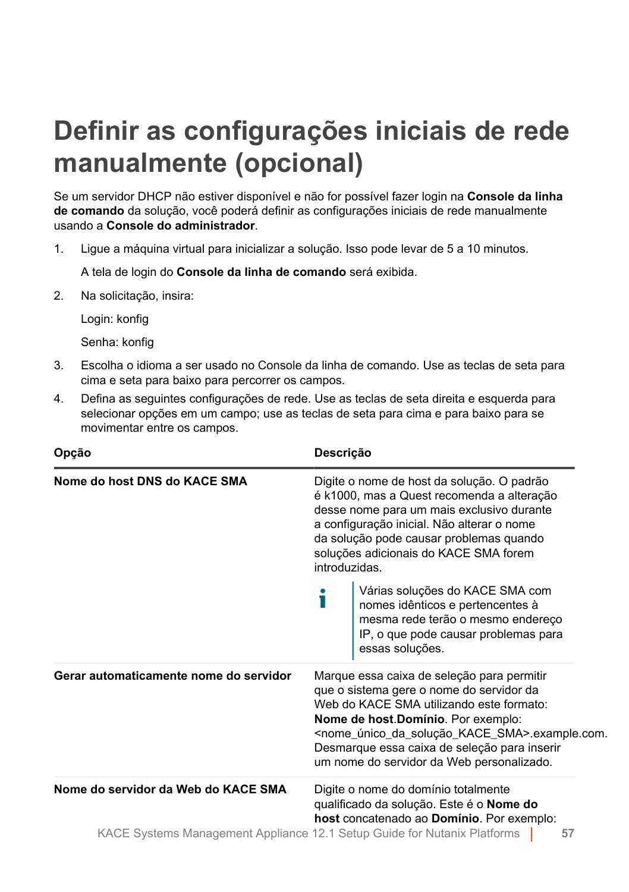# Definir as configurações iniciais de rede manualmente (opcional)

Se um servidor DHCP não estiver disponível e não for possível fazer login na **Console da linha de comando** da solução, você poderá definir as configurações iniciais de rede manualmente usando a **Console do administrador**.

1. Ligue a máquina virtual para inicializar a solução. Isso pode levar de 5 a 10 minutos.

   A tela de login do **Console da linha de comando** será exibida.

2. Na solicitação, insira:

   Login: konfig

   Senha: konfig

3. Escolha o idioma a ser usado no Console da linha de comando. Use as teclas de seta para cima e seta para baixo para percorrer os campos.
4. Defina as seguintes configurações de rede. Use as teclas de seta direita e esquerda para selecionar opções em um campo; use as teclas de seta para cima e para baixo para se movimentar entre os campos.

| Opção | Descrição |
|---|---|
| **Nome do host DNS do KACE SMA** | Digite o nome de host da solução. O padrão é k1000, mas a Quest recomenda a alteração desse nome para um mais exclusivo durante a configuração inicial. Não alterar o nome da solução pode causar problemas quando soluções adicionais do KACE SMA forem introduzidas.<br><br>Várias soluções do KACE SMA com nomes idênticos e pertencentes à mesma rede terão o mesmo endereço IP, o que pode causar problemas para essas soluções. |
| **Gerar automaticamente nome do servidor** | Marque essa caixa de seleção para permitir que o sistema gere o nome do servidor da Web do KACE SMA utilizando este formato: **Nome de host**.**Domínio**. Por exemplo: <nome_único_da_solução_KACE_SMA>.example.com. Desmarque essa caixa de seleção para inserir um nome do servidor da Web personalizado. |
| **Nome do servidor da Web do KACE SMA** | Digite o nome do domínio totalmente qualificado da solução. Este é o **Nome do host** concatenado ao **Domínio**. Por exemplo: |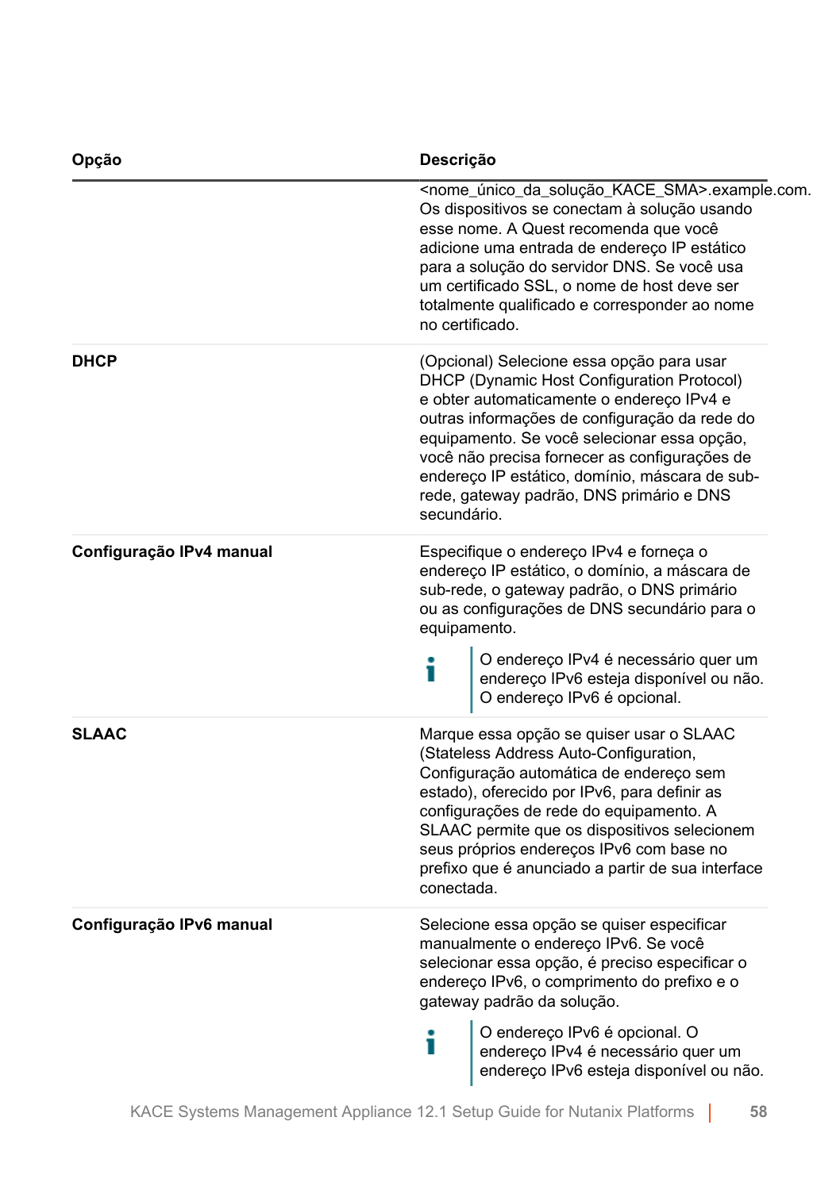| Opção | Descrição |
|---|---|
| | <nome_único_da_solução_KACE_SMA>.example.com. Os dispositivos se conectam à solução usando esse nome. A Quest recomenda que você adicione uma entrada de endereço IP estático para a solução do servidor DNS. Se você usa um certificado SSL, o nome de host deve ser totalmente qualificado e corresponder ao nome no certificado. |
| **DHCP** | (Opcional) Selecione essa opção para usar DHCP (Dynamic Host Configuration Protocol) e obter automaticamente o endereço IPv4 e outras informações de configuração da rede do equipamento. Se você selecionar essa opção, você não precisa fornecer as configurações de endereço IP estático, domínio, máscara de sub-rede, gateway padrão, DNS primário e DNS secundário. |
| **Configuração IPv4 manual** | Especifique o endereço IPv4 e forneça o endereço IP estático, o domínio, a máscara de sub-rede, o gateway padrão, o DNS primário ou as configurações de DNS secundário para o equipamento.<br><br>O endereço IPv4 é necessário quer um endereço IPv6 esteja disponível ou não. O endereço IPv6 é opcional. |
| **SLAAC** | Marque essa opção se quiser usar o SLAAC (Stateless Address Auto-Configuration, Configuração automática de endereço sem estado), oferecido por IPv6, para definir as configurações de rede do equipamento. A SLAAC permite que os dispositivos selecionem seus próprios endereços IPv6 com base no prefixo que é anunciado a partir de sua interface conectada. |
| **Configuração IPv6 manual** | Selecione essa opção se quiser especificar manualmente o endereço IPv6. Se você selecionar essa opção, é preciso especificar o endereço IPv6, o comprimento do prefixo e o gateway padrão da solução.<br><br>O endereço IPv6 é opcional. O endereço IPv4 é necessário quer um endereço IPv6 esteja disponível ou não. |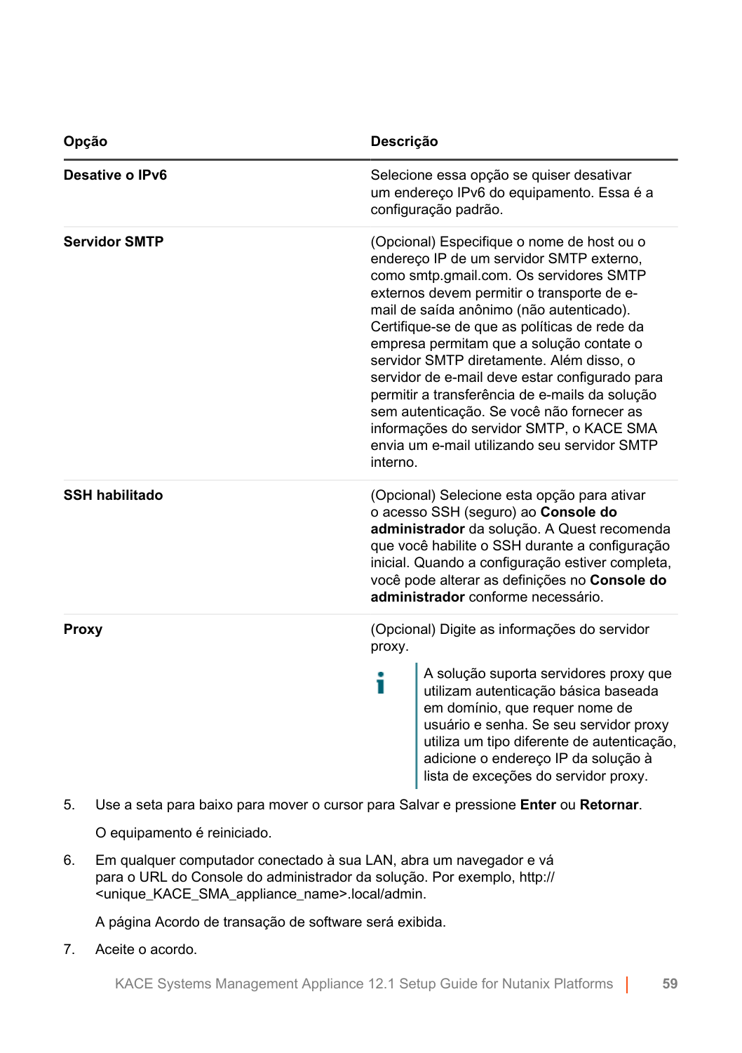| Opção | Descrição |
| --- | --- |
| **Desative o IPv6** | Selecione essa opção se quiser desativar um endereço IPv6 do equipamento. Essa é a configuração padrão. |
| **Servidor SMTP** | (Opcional) Especifique o nome de host ou o endereço IP de um servidor SMTP externo, como smtp.gmail.com. Os servidores SMTP externos devem permitir o transporte de e-mail de saída anônimo (não autenticado). Certifique-se de que as políticas de rede da empresa permitam que a solução contate o servidor SMTP diretamente. Além disso, o servidor de e-mail deve estar configurado para permitir a transferência de e-mails da solução sem autenticação. Se você não fornecer as informações do servidor SMTP, o KACE SMA envia um e-mail utilizando seu servidor SMTP interno. |
| **SSH habilitado** | (Opcional) Selecione esta opção para ativar o acesso SSH (seguro) ao **Console do administrador** da solução. A Quest recomenda que você habilite o SSH durante a configuração inicial. Quando a configuração estiver completa, você pode alterar as definições no **Console do administrador** conforme necessário. |
| **Proxy** | (Opcional) Digite as informações do servidor proxy. A solução suporta servidores proxy que utilizam autenticação básica baseada em domínio, que requer nome de usuário e senha. Se seu servidor proxy utiliza um tipo diferente de autenticação, adicione o endereço IP da solução à lista de exceções do servidor proxy. |

5. Use a seta para baixo para mover o cursor para Salvar e pressione **Enter** ou **Retornar**.

   O equipamento é reiniciado.

6. Em qualquer computador conectado à sua LAN, abra um navegador e vá para o URL do Console do administrador da solução. Por exemplo, http://<unique_KACE_SMA_appliance_name>.local/admin.

   A página Acordo de transação de software será exibida.

7. Aceite o acordo.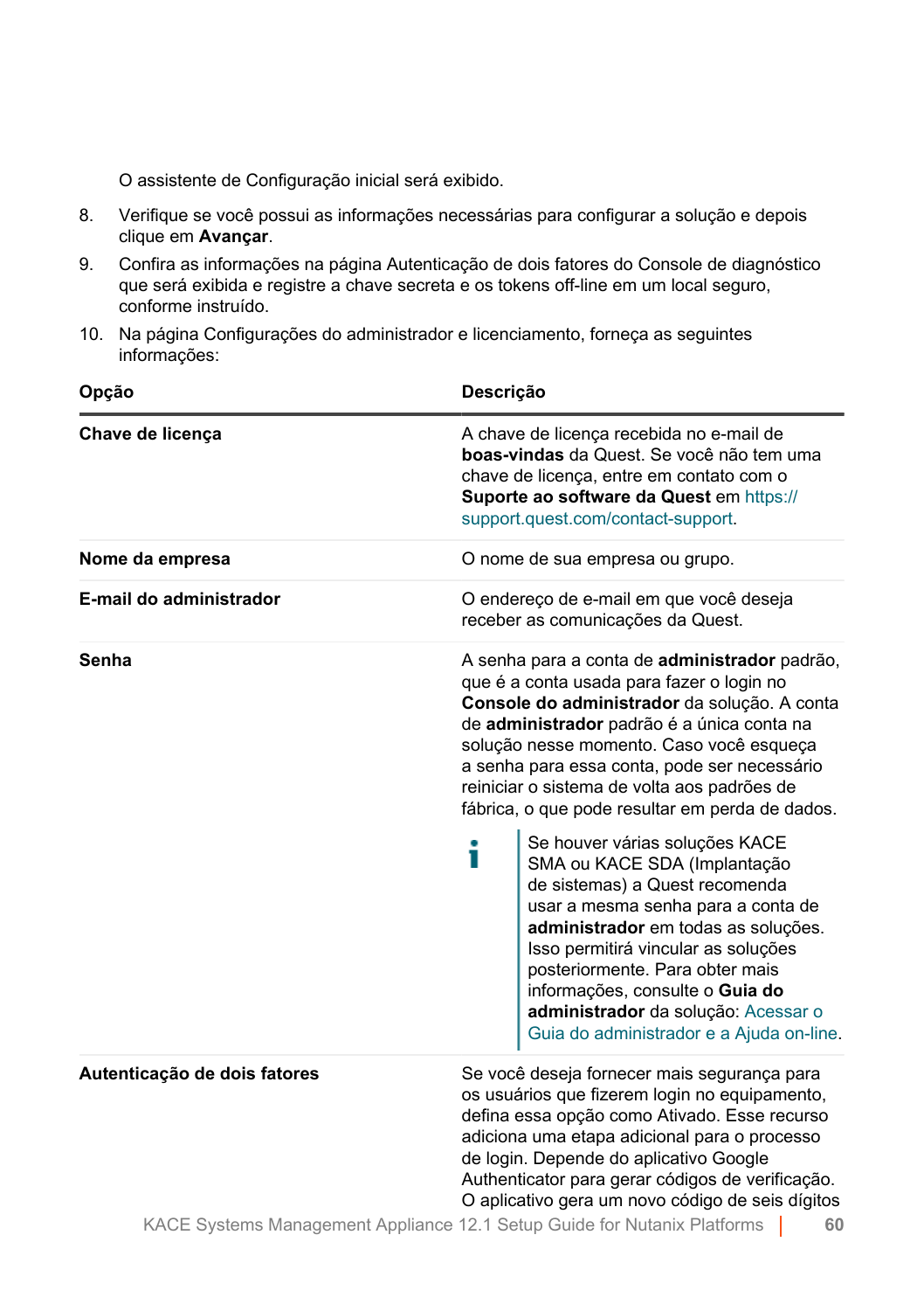O assistente de Configuração inicial será exibido.

8. Verifique se você possui as informações necessárias para configurar a solução e depois clique em **Avançar**.
9. Confira as informações na página Autenticação de dois fatores do Console de diagnóstico que será exibida e registre a chave secreta e os tokens off-line em um local seguro, conforme instruído.
10. Na página Configurações do administrador e licenciamento, forneça as seguintes informações:

| Opção | Descrição |
|---|---|
| **Chave de licença** | A chave de licença recebida no e-mail de **boas-vindas** da Quest. Se você não tem uma chave de licença, entre em contato com o **Suporte ao software da Quest** em https://support.quest.com/contact-support. |
| **Nome da empresa** | O nome de sua empresa ou grupo. |
| **E-mail do administrador** | O endereço de e-mail em que você deseja receber as comunicações da Quest. |
| **Senha** | A senha para a conta de **administrador** padrão, que é a conta usada para fazer o login no **Console do administrador** da solução. A conta de **administrador** padrão é a única conta na solução nesse momento. Caso você esqueça a senha para essa conta, pode ser necessário reiniciar o sistema de volta aos padrões de fábrica, o que pode resultar em perda de dados. <br><br> Se houver várias soluções KACE SMA ou KACE SDA (Implantação de sistemas) a Quest recomenda usar a mesma senha para a conta de **administrador** em todas as soluções. Isso permitirá vincular as soluções posteriormente. Para obter mais informações, consulte o **Guia do administrador** da solução: Acessar o Guia do administrador e a Ajuda on-line. |
| **Autenticação de dois fatores** | Se você deseja fornecer mais segurança para os usuários que fizerem login no equipamento, defina essa opção como Ativado. Esse recurso adiciona uma etapa adicional para o processo de login. Depende do aplicativo Google Authenticator para gerar códigos de verificação. O aplicativo gera um novo código de seis dígitos |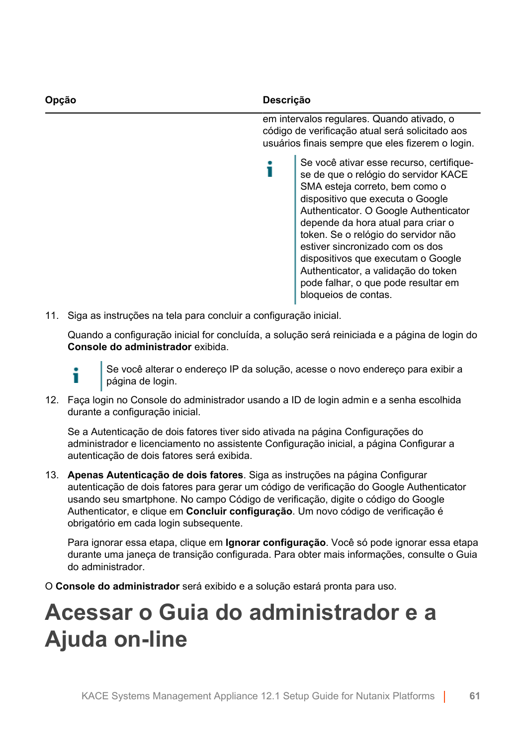| Opção | Descrição |
| --- | --- |
| | em intervalos regulares. Quando ativado, o código de verificação atual será solicitado aos usuários finais sempre que eles fizerem o login.<br><br>Se você ativar esse recurso, certifique-se de que o relógio do servidor KACE SMA esteja correto, bem como o dispositivo que executa o Google Authenticator. O Google Authenticator depende da hora atual para criar o token. Se o relógio do servidor não estiver sincronizado com os dos dispositivos que executam o Google Authenticator, a validação do token pode falhar, o que pode resultar em bloqueios de contas. |

11. Siga as instruções na tela para concluir a configuração inicial.

    Quando a configuração inicial for concluída, a solução será reiniciada e a página de login do **Console do administrador** exibida.

    Se você alterar o endereço IP da solução, acesse o novo endereço para exibir a página de login.

12. Faça login no Console do administrador usando a ID de login admin e a senha escolhida durante a configuração inicial.

    Se a Autenticação de dois fatores tiver sido ativada na página Configurações do administrador e licenciamento no assistente Configuração inicial, a página Configurar a autenticação de dois fatores será exibida.

13. **Apenas Autenticação de dois fatores**. Siga as instruções na página Configurar autenticação de dois fatores para gerar um código de verificação do Google Authenticator usando seu smartphone. No campo Código de verificação, digite o código do Google Authenticator, e clique em **Concluir configuração**. Um novo código de verificação é obrigatório em cada login subsequente.

    Para ignorar essa etapa, clique em **Ignorar configuração**. Você só pode ignorar essa etapa durante uma janeça de transição configurada. Para obter mais informações, consulte o Guia do administrador.

O **Console do administrador** será exibido e a solução estará pronta para uso.

# Acessar o Guia do administrador e a Ajuda on-line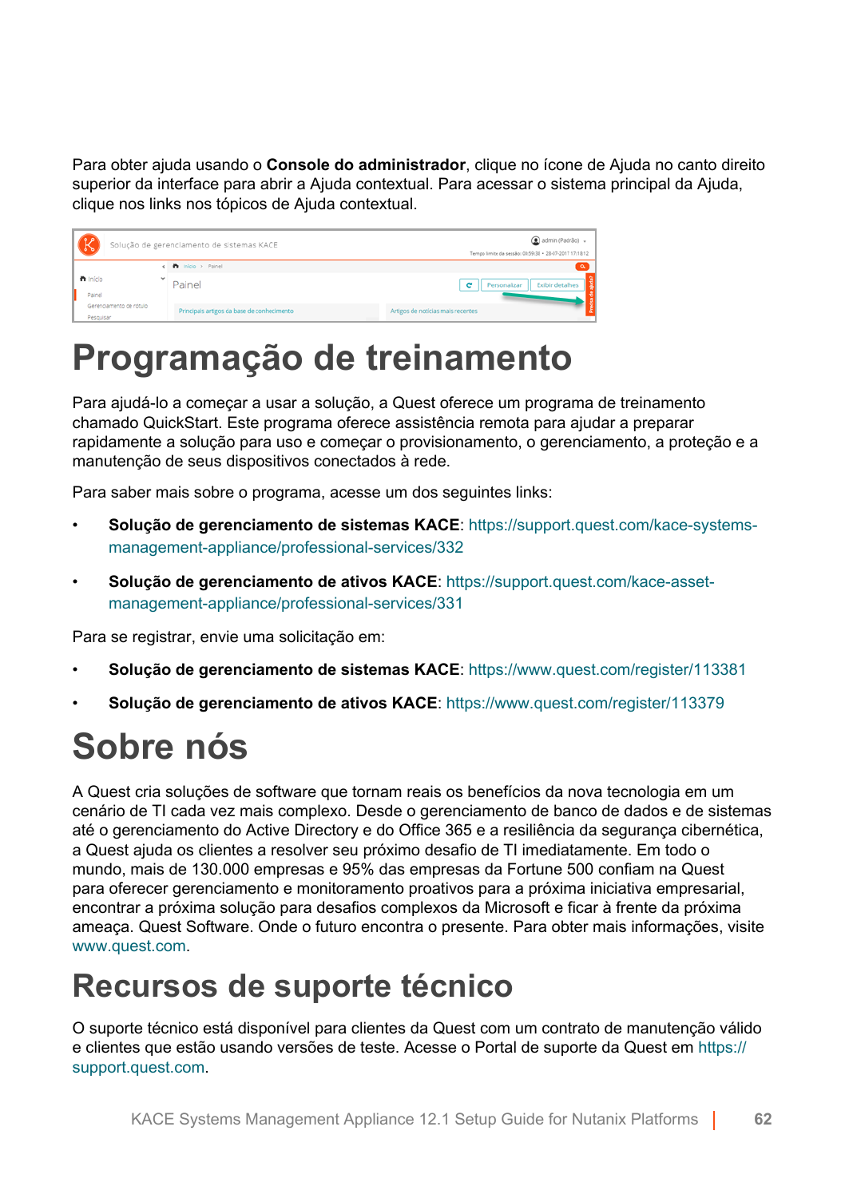Para obter ajuda usando o **Console do administrador**, clique no ícone de Ajuda no canto direito superior da interface para abrir a Ajuda contextual. Para acessar o sistema principal da Ajuda, clique nos links nos tópicos de Ajuda contextual.

# Programação de treinamento

Para ajudá-lo a começar a usar a solução, a Quest oferece um programa de treinamento chamado QuickStart. Este programa oferece assistência remota para ajudar a preparar rapidamente a solução para uso e começar o provisionamento, o gerenciamento, a proteção e a manutenção de seus dispositivos conectados à rede.

Para saber mais sobre o programa, acesse um dos seguintes links:

- **Solução de gerenciamento de sistemas KACE**: https://support.quest.com/kace-systems-management-appliance/professional-services/332
- **Solução de gerenciamento de ativos KACE**: https://support.quest.com/kace-asset-management-appliance/professional-services/331

Para se registrar, envie uma solicitação em:

- **Solução de gerenciamento de sistemas KACE**: https://www.quest.com/register/113381
- **Solução de gerenciamento de ativos KACE**: https://www.quest.com/register/113379

# Sobre nós

A Quest cria soluções de software que tornam reais os benefícios da nova tecnologia em um cenário de TI cada vez mais complexo. Desde o gerenciamento de banco de dados e de sistemas até o gerenciamento do Active Directory e do Office 365 e a resiliência da segurança cibernética, a Quest ajuda os clientes a resolver seu próximo desafio de TI imediatamente. Em todo o mundo, mais de 130.000 empresas e 95% das empresas da Fortune 500 confiam na Quest para oferecer gerenciamento e monitoramento proativos para a próxima iniciativa empresarial, encontrar a próxima solução para desafios complexos da Microsoft e ficar à frente da próxima ameaça. Quest Software. Onde o futuro encontra o presente. Para obter mais informações, visite www.quest.com.

# Recursos de suporte técnico

O suporte técnico está disponível para clientes da Quest com um contrato de manutenção válido e clientes que estão usando versões de teste. Acesse o Portal de suporte da Quest em https://support.quest.com.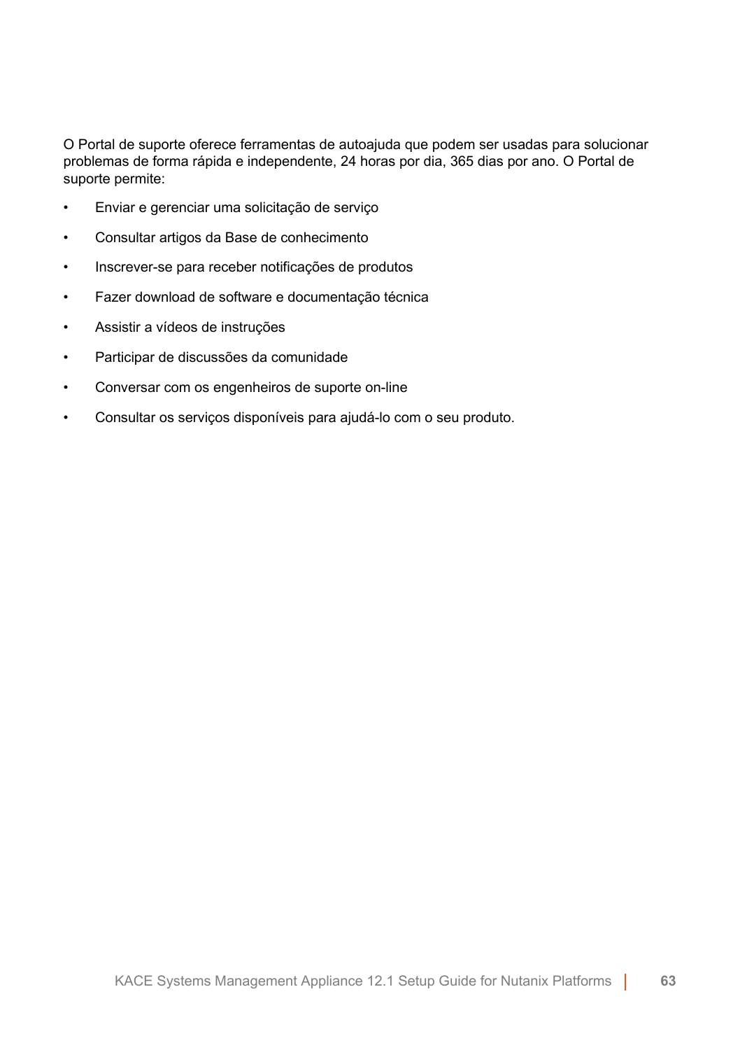O Portal de suporte oferece ferramentas de autoajuda que podem ser usadas para solucionar problemas de forma rápida e independente, 24 horas por dia, 365 dias por ano. O Portal de suporte permite:

- Enviar e gerenciar uma solicitação de serviço
- Consultar artigos da Base de conhecimento
- Inscrever-se para receber notificações de produtos
- Fazer download de software e documentação técnica
- Assistir a vídeos de instruções
- Participar de discussões da comunidade
- Conversar com os engenheiros de suporte on-line
- Consultar os serviços disponíveis para ajudá-lo com o seu produto.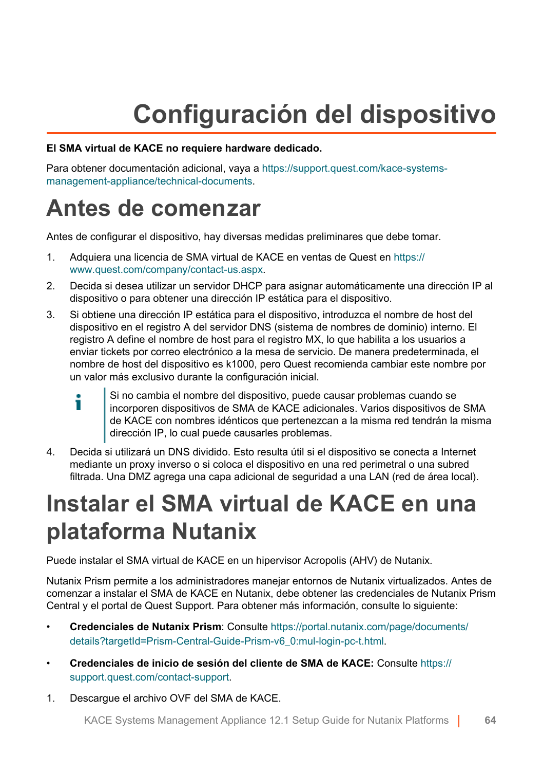# Configuración del dispositivo

**El SMA virtual de KACE no requiere hardware dedicado.**

Para obtener documentación adicional, vaya a https://support.quest.com/kace-systems-management-appliance/technical-documents.

## Antes de comenzar

Antes de configurar el dispositivo, hay diversas medidas preliminares que debe tomar.

1. Adquiera una licencia de SMA virtual de KACE en ventas de Quest en https://www.quest.com/company/contact-us.aspx.
2. Decida si desea utilizar un servidor DHCP para asignar automáticamente una dirección IP al dispositivo o para obtener una dirección IP estática para el dispositivo.
3. Si obtiene una dirección IP estática para el dispositivo, introduzca el nombre de host del dispositivo en el registro A del servidor DNS (sistema de nombres de dominio) interno. El registro A define el nombre de host para el registro MX, lo que habilita a los usuarios a enviar tickets por correo electrónico a la mesa de servicio. De manera predeterminada, el nombre de host del dispositivo es k1000, pero Quest recomienda cambiar este nombre por un valor más exclusivo durante la configuración inicial.

   > Si no cambia el nombre del dispositivo, puede causar problemas cuando se incorporen dispositivos de SMA de KACE adicionales. Varios dispositivos de SMA de KACE con nombres idénticos que pertenezcan a la misma red tendrán la misma dirección IP, lo cual puede causarles problemas.

4. Decida si utilizará un DNS dividido. Esto resulta útil si el dispositivo se conecta a Internet mediante un proxy inverso o si coloca el dispositivo en una red perimetral o una subred filtrada. Una DMZ agrega una capa adicional de seguridad a una LAN (red de área local).

## Instalar el SMA virtual de KACE en una plataforma Nutanix

Puede instalar el SMA virtual de KACE en un hipervisor Acropolis (AHV) de Nutanix.

Nutanix Prism permite a los administradores manejar entornos de Nutanix virtualizados. Antes de comenzar a instalar el SMA de KACE en Nutanix, debe obtener las credenciales de Nutanix Prism Central y el portal de Quest Support. Para obtener más información, consulte lo siguiente:

- **Credenciales de Nutanix Prism**: Consulte https://portal.nutanix.com/page/documents/details?targetId=Prism-Central-Guide-Prism-v6_0:mul-login-pc-t.html.
- **Credenciales de inicio de sesión del cliente de SMA de KACE:** Consulte https://support.quest.com/contact-support.

1. Descargue el archivo OVF del SMA de KACE.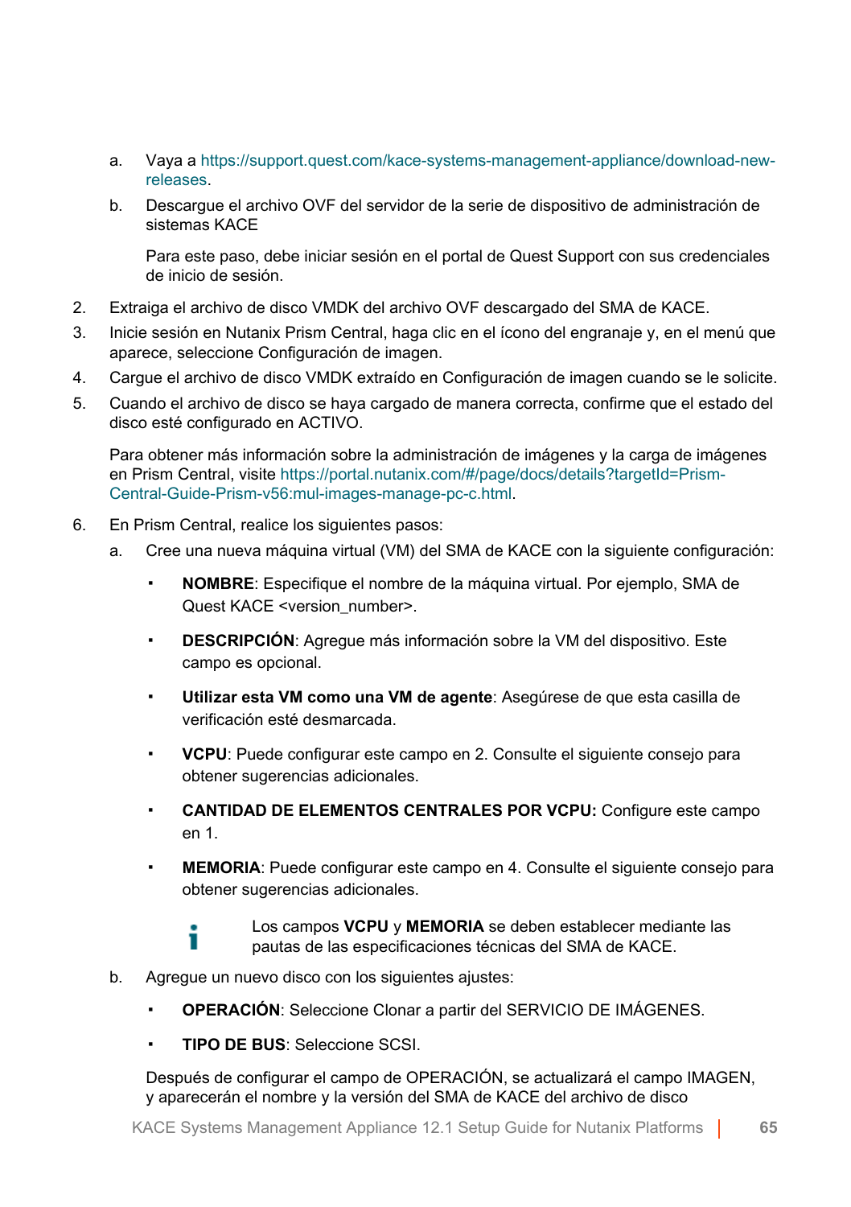a. Vaya a https://support.quest.com/kace-systems-management-appliance/download-new-releases.
   b. Descargue el archivo OVF del servidor de la serie de dispositivo de administración de sistemas KACE

      Para este paso, debe iniciar sesión en el portal de Quest Support con sus credenciales de inicio de sesión.

2. Extraiga el archivo de disco VMDK del archivo OVF descargado del SMA de KACE.
3. Inicie sesión en Nutanix Prism Central, haga clic en el ícono del engranaje y, en el menú que aparece, seleccione Configuración de imagen.
4. Cargue el archivo de disco VMDK extraído en Configuración de imagen cuando se le solicite.
5. Cuando el archivo de disco se haya cargado de manera correcta, confirme que el estado del disco esté configurado en ACTIVO.

   Para obtener más información sobre la administración de imágenes y la carga de imágenes en Prism Central, visite https://portal.nutanix.com/#/page/docs/details?targetId=Prism-Central-Guide-Prism-v56:mul-images-manage-pc-c.html.

6. En Prism Central, realice los siguientes pasos:
   a. Cree una nueva máquina virtual (VM) del SMA de KACE con la siguiente configuración:
      - **NOMBRE**: Especifique el nombre de la máquina virtual. Por ejemplo, SMA de Quest KACE <version_number>.
      - **DESCRIPCIÓN**: Agregue más información sobre la VM del dispositivo. Este campo es opcional.
      - **Utilizar esta VM como una VM de agente**: Asegúrese de que esta casilla de verificación esté desmarcada.
      - **VCPU**: Puede configurar este campo en 2. Consulte el siguiente consejo para obtener sugerencias adicionales.
      - **CANTIDAD DE ELEMENTOS CENTRALES POR VCPU:** Configure este campo en 1.
      - **MEMORIA**: Puede configurar este campo en 4. Consulte el siguiente consejo para obtener sugerencias adicionales.

      Los campos **VCPU** y **MEMORIA** se deben establecer mediante las pautas de las especificaciones técnicas del SMA de KACE.

   b. Agregue un nuevo disco con los siguientes ajustes:
      - **OPERACIÓN**: Seleccione Clonar a partir del SERVICIO DE IMÁGENES.
      - **TIPO DE BUS**: Seleccione SCSI.

      Después de configurar el campo de OPERACIÓN, se actualizará el campo IMAGEN, y aparecerán el nombre y la versión del SMA de KACE del archivo de disco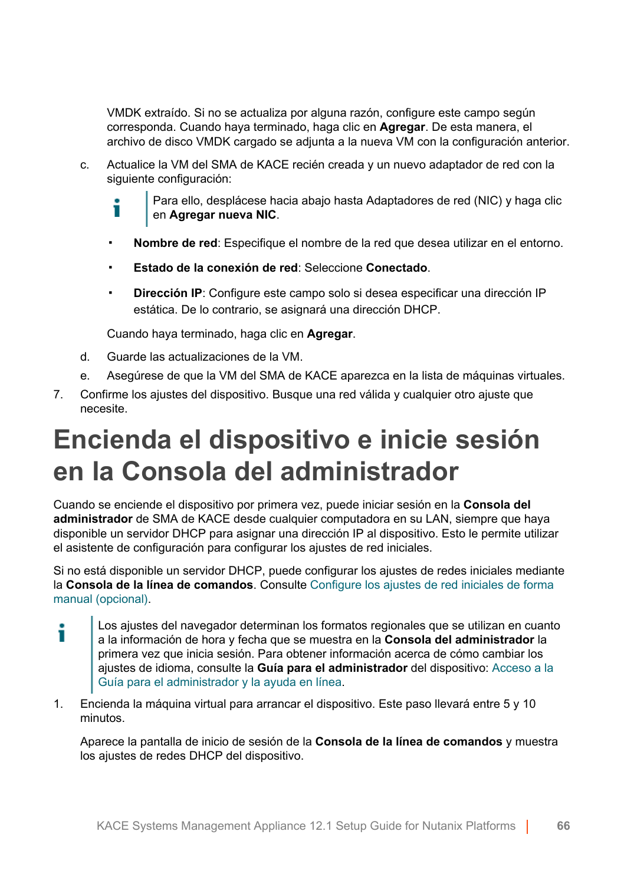VMDK extraído. Si no se actualiza por alguna razón, configure este campo según corresponda. Cuando haya terminado, haga clic en **Agregar**. De esta manera, el archivo de disco VMDK cargado se adjunta a la nueva VM con la configuración anterior.

c. Actualice la VM del SMA de KACE recién creada y un nuevo adaptador de red con la siguiente configuración:

> Para ello, desplácese hacia abajo hasta Adaptadores de red (NIC) y haga clic en **Agregar nueva NIC**.

- **Nombre de red**: Especifique el nombre de la red que desea utilizar en el entorno.
- **Estado de la conexión de red**: Seleccione **Conectado**.
- **Dirección IP**: Configure este campo solo si desea especificar una dirección IP estática. De lo contrario, se asignará una dirección DHCP.

Cuando haya terminado, haga clic en **Agregar**.

d. Guarde las actualizaciones de la VM.

e. Asegúrese de que la VM del SMA de KACE aparezca en la lista de máquinas virtuales.

7. Confirme los ajustes del dispositivo. Busque una red válida y cualquier otro ajuste que necesite.

# Encienda el dispositivo e inicie sesión en la Consola del administrador

Cuando se enciende el dispositivo por primera vez, puede iniciar sesión en la **Consola del administrador** de SMA de KACE desde cualquier computadora en su LAN, siempre que haya disponible un servidor DHCP para asignar una dirección IP al dispositivo. Esto le permite utilizar el asistente de configuración para configurar los ajustes de red iniciales.

Si no está disponible un servidor DHCP, puede configurar los ajustes de redes iniciales mediante la **Consola de la línea de comandos**. Consulte Configure los ajustes de red iniciales de forma manual (opcional).

> Los ajustes del navegador determinan los formatos regionales que se utilizan en cuanto a la información de hora y fecha que se muestra en la **Consola del administrador** la primera vez que inicia sesión. Para obtener información acerca de cómo cambiar los ajustes de idioma, consulte la **Guía para el administrador** del dispositivo: Acceso a la Guía para el administrador y la ayuda en línea.

1. Encienda la máquina virtual para arrancar el dispositivo. Este paso llevará entre 5 y 10 minutos.

   Aparece la pantalla de inicio de sesión de la **Consola de la línea de comandos** y muestra los ajustes de redes DHCP del dispositivo.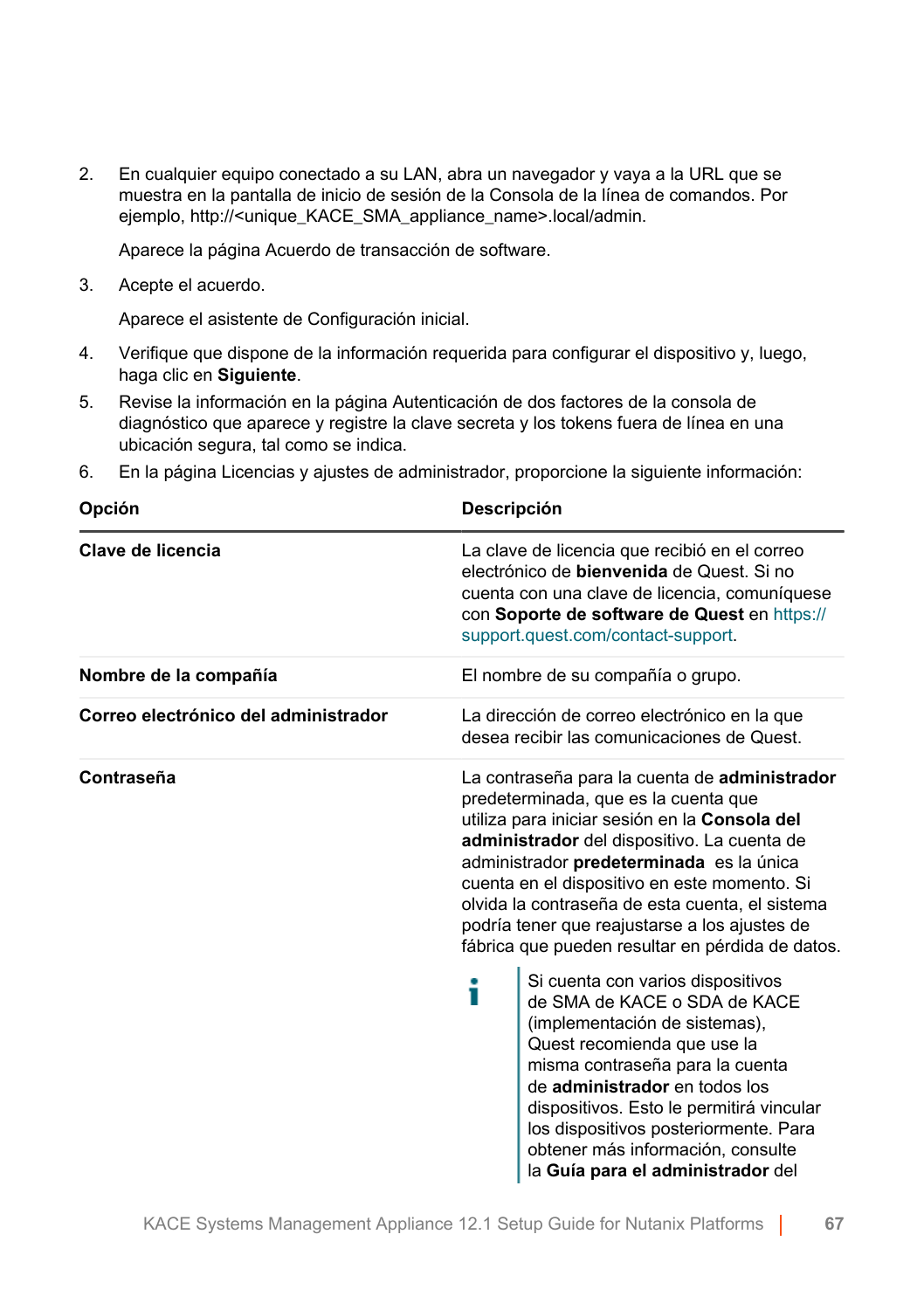2. En cualquier equipo conectado a su LAN, abra un navegador y vaya a la URL que se muestra en la pantalla de inicio de sesión de la Consola de la línea de comandos. Por ejemplo, http://<unique_KACE_SMA_appliance_name>.local/admin.

   Aparece la página Acuerdo de transacción de software.

3. Acepte el acuerdo.

   Aparece el asistente de Configuración inicial.

4. Verifique que dispone de la información requerida para configurar el dispositivo y, luego, haga clic en **Siguiente**.
5. Revise la información en la página Autenticación de dos factores de la consola de diagnóstico que aparece y registre la clave secreta y los tokens fuera de línea en una ubicación segura, tal como se indica.
6. En la página Licencias y ajustes de administrador, proporcione la siguiente información:

| Opción | Descripción |
|---|---|
| **Clave de licencia** | La clave de licencia que recibió en el correo electrónico de **bienvenida** de Quest. Si no cuenta con una clave de licencia, comuníquese con **Soporte de software de Quest** en https://support.quest.com/contact-support. |
| **Nombre de la compañía** | El nombre de su compañía o grupo. |
| **Correo electrónico del administrador** | La dirección de correo electrónico en la que desea recibir las comunicaciones de Quest. |
| **Contraseña** | La contraseña para la cuenta de **administrador** predeterminada, que es la cuenta que utiliza para iniciar sesión en la **Consola del administrador** del dispositivo. La cuenta de administrador **predeterminada** es la única cuenta en el dispositivo en este momento. Si olvida la contraseña de esta cuenta, el sistema podría tener que reajustarse a los ajustes de fábrica que pueden resultar en pérdida de datos. <br><br> Si cuenta con varios dispositivos de SMA de KACE o SDA de KACE (implementación de sistemas), Quest recomienda que use la misma contraseña para la cuenta de **administrador** en todos los dispositivos. Esto le permitirá vincular los dispositivos posteriormente. Para obtener más información, consulte la **Guía para el administrador** del |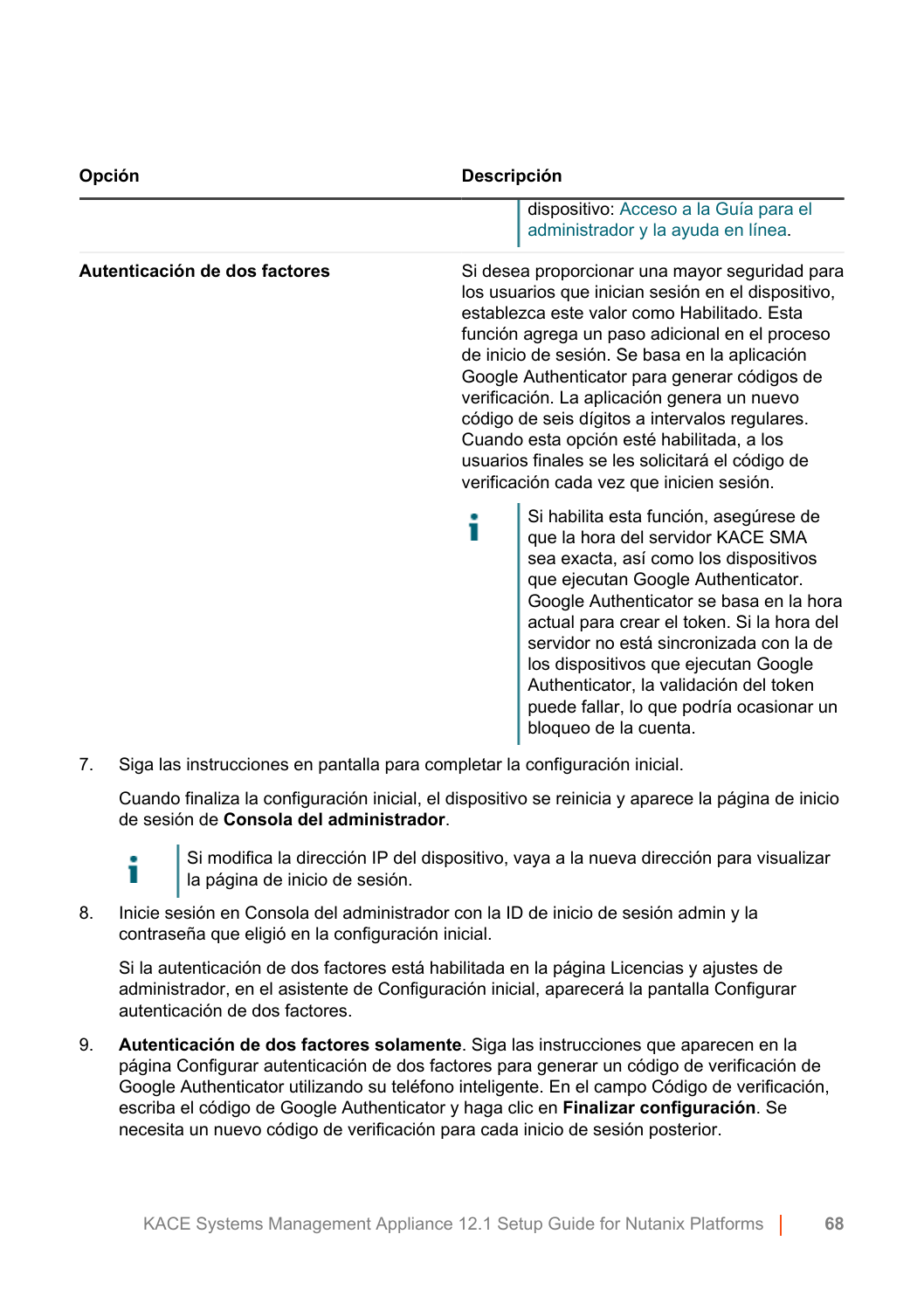| Opción | Descripción |
|---|---|
| | dispositivo: Acceso a la Guía para el administrador y la ayuda en línea. |
| **Autenticación de dos factores** | Si desea proporcionar una mayor seguridad para los usuarios que inician sesión en el dispositivo, establezca este valor como Habilitado. Esta función agrega un paso adicional en el proceso de inicio de sesión. Se basa en la aplicación Google Authenticator para generar códigos de verificación. La aplicación genera un nuevo código de seis dígitos a intervalos regulares. Cuando esta opción esté habilitada, a los usuarios finales se les solicitará el código de verificación cada vez que inicien sesión.<br><br>Si habilita esta función, asegúrese de que la hora del servidor KACE SMA sea exacta, así como los dispositivos que ejecutan Google Authenticator. Google Authenticator se basa en la hora actual para crear el token. Si la hora del servidor no está sincronizada con la de los dispositivos que ejecutan Google Authenticator, la validación del token puede fallar, lo que podría ocasionar un bloqueo de la cuenta. |

7. Siga las instrucciones en pantalla para completar la configuración inicial.

   Cuando finaliza la configuración inicial, el dispositivo se reinicia y aparece la página de inicio de sesión de **Consola del administrador**.

   Si modifica la dirección IP del dispositivo, vaya a la nueva dirección para visualizar la página de inicio de sesión.

8. Inicie sesión en Consola del administrador con la ID de inicio de sesión admin y la contraseña que eligió en la configuración inicial.

   Si la autenticación de dos factores está habilitada en la página Licencias y ajustes de administrador, en el asistente de Configuración inicial, aparecerá la pantalla Configurar autenticación de dos factores.

9. **Autenticación de dos factores solamente**. Siga las instrucciones que aparecen en la página Configurar autenticación de dos factores para generar un código de verificación de Google Authenticator utilizando su teléfono inteligente. En el campo Código de verificación, escriba el código de Google Authenticator y haga clic en **Finalizar configuración**. Se necesita un nuevo código de verificación para cada inicio de sesión posterior.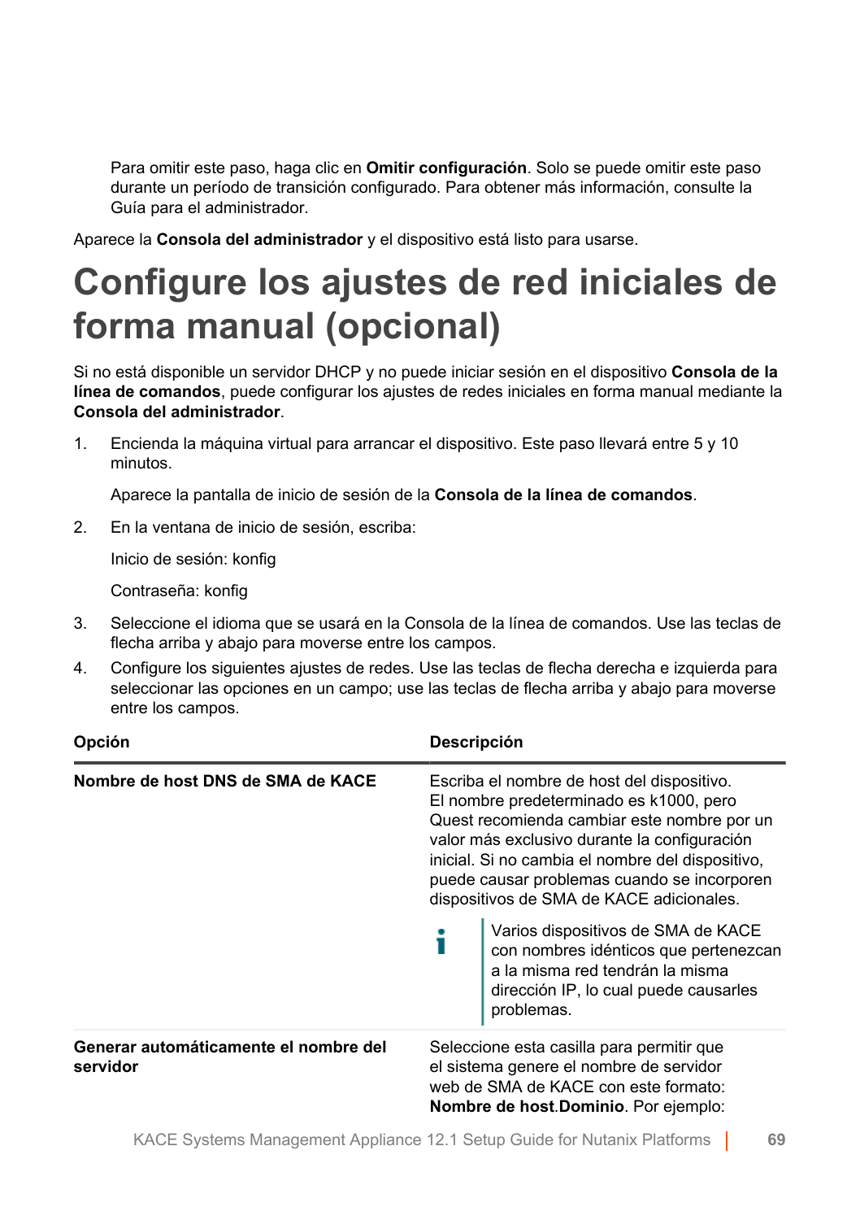Para omitir este paso, haga clic en **Omitir configuración**. Solo se puede omitir este paso durante un período de transición configurado. Para obtener más información, consulte la Guía para el administrador.

Aparece la **Consola del administrador** y el dispositivo está listo para usarse.

# Configure los ajustes de red iniciales de forma manual (opcional)

Si no está disponible un servidor DHCP y no puede iniciar sesión en el dispositivo **Consola de la línea de comandos**, puede configurar los ajustes de redes iniciales en forma manual mediante la **Consola del administrador**.

1. Encienda la máquina virtual para arrancar el dispositivo. Este paso llevará entre 5 y 10 minutos.

   Aparece la pantalla de inicio de sesión de la **Consola de la línea de comandos**.

2. En la ventana de inicio de sesión, escriba:

   Inicio de sesión: konfig

   Contraseña: konfig

3. Seleccione el idioma que se usará en la Consola de la línea de comandos. Use las teclas de flecha arriba y abajo para moverse entre los campos.
4. Configure los siguientes ajustes de redes. Use las teclas de flecha derecha e izquierda para seleccionar las opciones en un campo; use las teclas de flecha arriba y abajo para moverse entre los campos.

| Opción | Descripción |
| --- | --- |
| **Nombre de host DNS de SMA de KACE** | Escriba el nombre de host del dispositivo. El nombre predeterminado es k1000, pero Quest recomienda cambiar este nombre por un valor más exclusivo durante la configuración inicial. Si no cambia el nombre del dispositivo, puede causar problemas cuando se incorporen dispositivos de SMA de KACE adicionales.<br><br>Varios dispositivos de SMA de KACE con nombres idénticos que pertenezcan a la misma red tendrán la misma dirección IP, lo cual puede causarles problemas. |
| **Generar automáticamente el nombre del servidor** | Seleccione esta casilla para permitir que el sistema genere el nombre de servidor web de SMA de KACE con este formato: **Nombre de host**.**Dominio**. Por ejemplo: |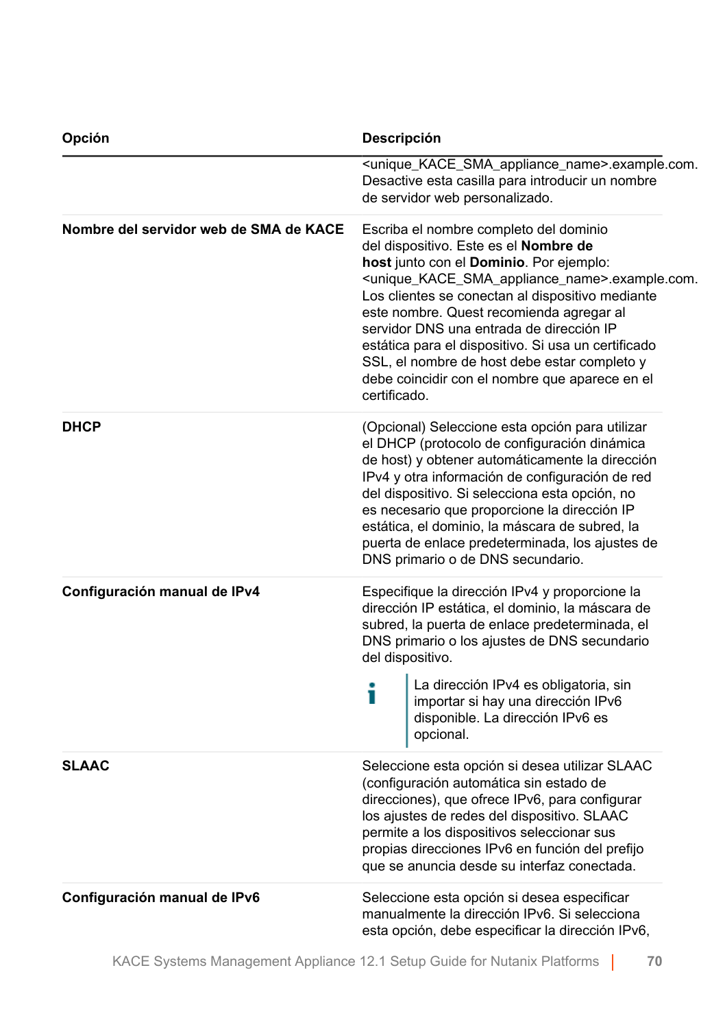| Opción | Descripción |
| --- | --- |
| | <unique_KACE_SMA_appliance_name>.example.com. Desactive esta casilla para introducir un nombre de servidor web personalizado. |
| **Nombre del servidor web de SMA de KACE** | Escriba el nombre completo del dominio del dispositivo. Este es el **Nombre de host** junto con el **Dominio**. Por ejemplo: <unique_KACE_SMA_appliance_name>.example.com. Los clientes se conectan al dispositivo mediante este nombre. Quest recomienda agregar al servidor DNS una entrada de dirección IP estática para el dispositivo. Si usa un certificado SSL, el nombre de host debe estar completo y debe coincidir con el nombre que aparece en el certificado. |
| **DHCP** | (Opcional) Seleccione esta opción para utilizar el DHCP (protocolo de configuración dinámica de host) y obtener automáticamente la dirección IPv4 y otra información de configuración de red del dispositivo. Si selecciona esta opción, no es necesario que proporcione la dirección IP estática, el dominio, la máscara de subred, la puerta de enlace predeterminada, los ajustes de DNS primario o de DNS secundario. |
| **Configuración manual de IPv4** | Especifique la dirección IPv4 y proporcione la dirección IP estática, el dominio, la máscara de subred, la puerta de enlace predeterminada, el DNS primario o los ajustes de DNS secundario del dispositivo.<br><br>La dirección IPv4 es obligatoria, sin importar si hay una dirección IPv6 disponible. La dirección IPv6 es opcional. |
| **SLAAC** | Seleccione esta opción si desea utilizar SLAAC (configuración automática sin estado de direcciones), que ofrece IPv6, para configurar los ajustes de redes del dispositivo. SLAAC permite a los dispositivos seleccionar sus propias direcciones IPv6 en función del prefijo que se anuncia desde su interfaz conectada. |
| **Configuración manual de IPv6** | Seleccione esta opción si desea especificar manualmente la dirección IPv6. Si selecciona esta opción, debe especificar la dirección IPv6, |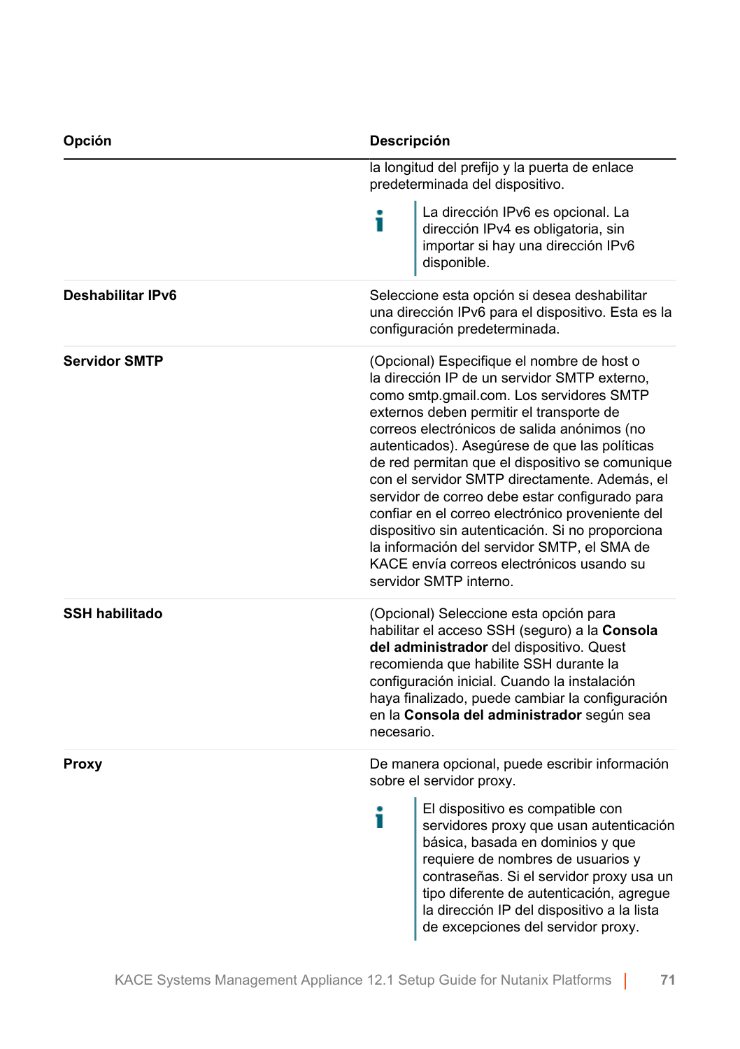| Opción | Descripción |
| --- | --- |
| | la longitud del prefijo y la puerta de enlace predeterminada del dispositivo. La dirección IPv6 es opcional. La dirección IPv4 es obligatoria, sin importar si hay una dirección IPv6 disponible. |
| **Deshabilitar IPv6** | Seleccione esta opción si desea deshabilitar una dirección IPv6 para el dispositivo. Esta es la configuración predeterminada. |
| **Servidor SMTP** | (Opcional) Especifique el nombre de host o la dirección IP de un servidor SMTP externo, como smtp.gmail.com. Los servidores SMTP externos deben permitir el transporte de correos electrónicos de salida anónimos (no autenticados). Asegúrese de que las políticas de red permitan que el dispositivo se comunique con el servidor SMTP directamente. Además, el servidor de correo debe estar configurado para confiar en el correo electrónico proveniente del dispositivo sin autenticación. Si no proporciona la información del servidor SMTP, el SMA de KACE envía correos electrónicos usando su servidor SMTP interno. |
| **SSH habilitado** | (Opcional) Seleccione esta opción para habilitar el acceso SSH (seguro) a la **Consola del administrador** del dispositivo. Quest recomienda que habilite SSH durante la configuración inicial. Cuando la instalación haya finalizado, puede cambiar la configuración en la **Consola del administrador** según sea necesario. |
| **Proxy** | De manera opcional, puede escribir información sobre el servidor proxy. El dispositivo es compatible con servidores proxy que usan autenticación básica, basada en dominios y que requiere de nombres de usuarios y contraseñas. Si el servidor proxy usa un tipo diferente de autenticación, agregue la dirección IP del dispositivo a la lista de excepciones del servidor proxy. |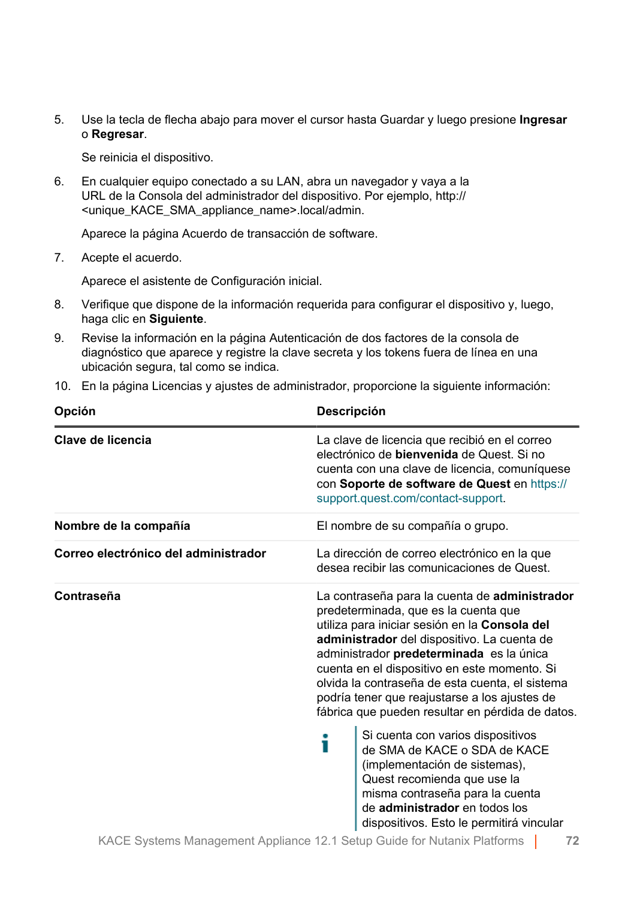5. Use la tecla de flecha abajo para mover el cursor hasta Guardar y luego presione **Ingresar** o **Regresar**.

   Se reinicia el dispositivo.

6. En cualquier equipo conectado a su LAN, abra un navegador y vaya a la URL de la Consola del administrador del dispositivo. Por ejemplo, http://<unique_KACE_SMA_appliance_name>.local/admin.

   Aparece la página Acuerdo de transacción de software.

7. Acepte el acuerdo.

   Aparece el asistente de Configuración inicial.

8. Verifique que dispone de la información requerida para configurar el dispositivo y, luego, haga clic en **Siguiente**.
9. Revise la información en la página Autenticación de dos factores de la consola de diagnóstico que aparece y registre la clave secreta y los tokens fuera de línea en una ubicación segura, tal como se indica.
10. En la página Licencias y ajustes de administrador, proporcione la siguiente información:

| Opción | Descripción |
|---|---|
| **Clave de licencia** | La clave de licencia que recibió en el correo electrónico de **bienvenida** de Quest. Si no cuenta con una clave de licencia, comuníquese con **Soporte de software de Quest** en https://support.quest.com/contact-support. |
| **Nombre de la compañía** | El nombre de su compañía o grupo. |
| **Correo electrónico del administrador** | La dirección de correo electrónico en la que desea recibir las comunicaciones de Quest. |
| **Contraseña** | La contraseña para la cuenta de **administrador** predeterminada, que es la cuenta que utiliza para iniciar sesión en la **Consola del administrador** del dispositivo. La cuenta de administrador **predeterminada** es la única cuenta en el dispositivo en este momento. Si olvida la contraseña de esta cuenta, el sistema podría tener que reajustarse a los ajustes de fábrica que pueden resultar en pérdida de datos. <br><br> Si cuenta con varios dispositivos de SMA de KACE o SDA de KACE (implementación de sistemas), Quest recomienda que use la misma contraseña para la cuenta de **administrador** en todos los dispositivos. Esto le permitirá vincular |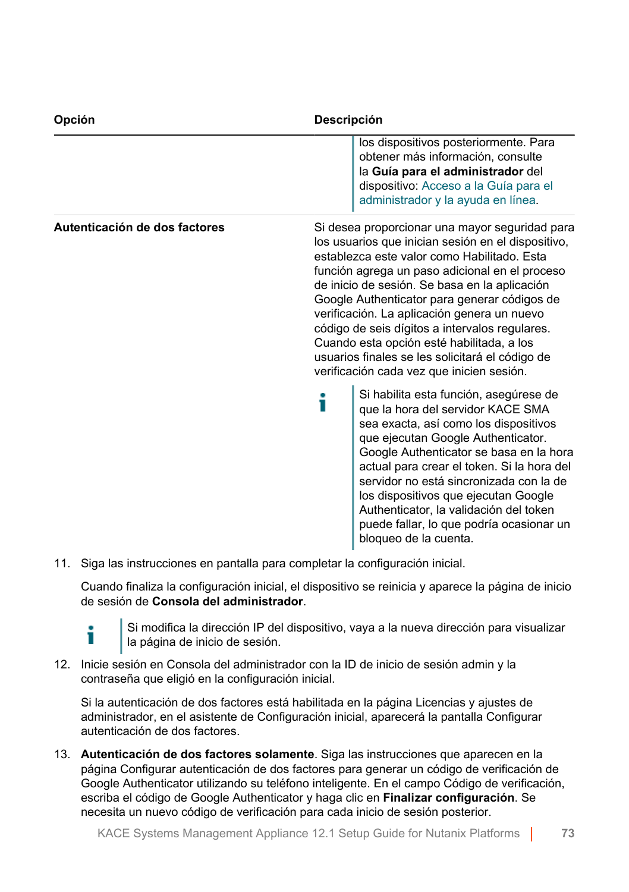| Opción | Descripción |
| --- | --- |
| | los dispositivos posteriormente. Para obtener más información, consulte la **Guía para el administrador** del dispositivo: Acceso a la Guía para el administrador y la ayuda en línea. |
| **Autenticación de dos factores** | Si desea proporcionar una mayor seguridad para los usuarios que inician sesión en el dispositivo, establezca este valor como Habilitado. Esta función agrega un paso adicional en el proceso de inicio de sesión. Se basa en la aplicación Google Authenticator para generar códigos de verificación. La aplicación genera un nuevo código de seis dígitos a intervalos regulares. Cuando esta opción esté habilitada, a los usuarios finales se les solicitará el código de verificación cada vez que inicien sesión.<br><br>Si habilita esta función, asegúrese de que la hora del servidor KACE SMA sea exacta, así como los dispositivos que ejecutan Google Authenticator. Google Authenticator se basa en la hora actual para crear el token. Si la hora del servidor no está sincronizada con la de los dispositivos que ejecutan Google Authenticator, la validación del token puede fallar, lo que podría ocasionar un bloqueo de la cuenta. |

11. Siga las instrucciones en pantalla para completar la configuración inicial.

    Cuando finaliza la configuración inicial, el dispositivo se reinicia y aparece la página de inicio de sesión de **Consola del administrador**.

    > Si modifica la dirección IP del dispositivo, vaya a la nueva dirección para visualizar la página de inicio de sesión.

12. Inicie sesión en Consola del administrador con la ID de inicio de sesión admin y la contraseña que eligió en la configuración inicial.

    Si la autenticación de dos factores está habilitada en la página Licencias y ajustes de administrador, en el asistente de Configuración inicial, aparecerá la pantalla Configurar autenticación de dos factores.

13. **Autenticación de dos factores solamente**. Siga las instrucciones que aparecen en la página Configurar autenticación de dos factores para generar un código de verificación de Google Authenticator utilizando su teléfono inteligente. En el campo Código de verificación, escriba el código de Google Authenticator y haga clic en **Finalizar configuración**. Se necesita un nuevo código de verificación para cada inicio de sesión posterior.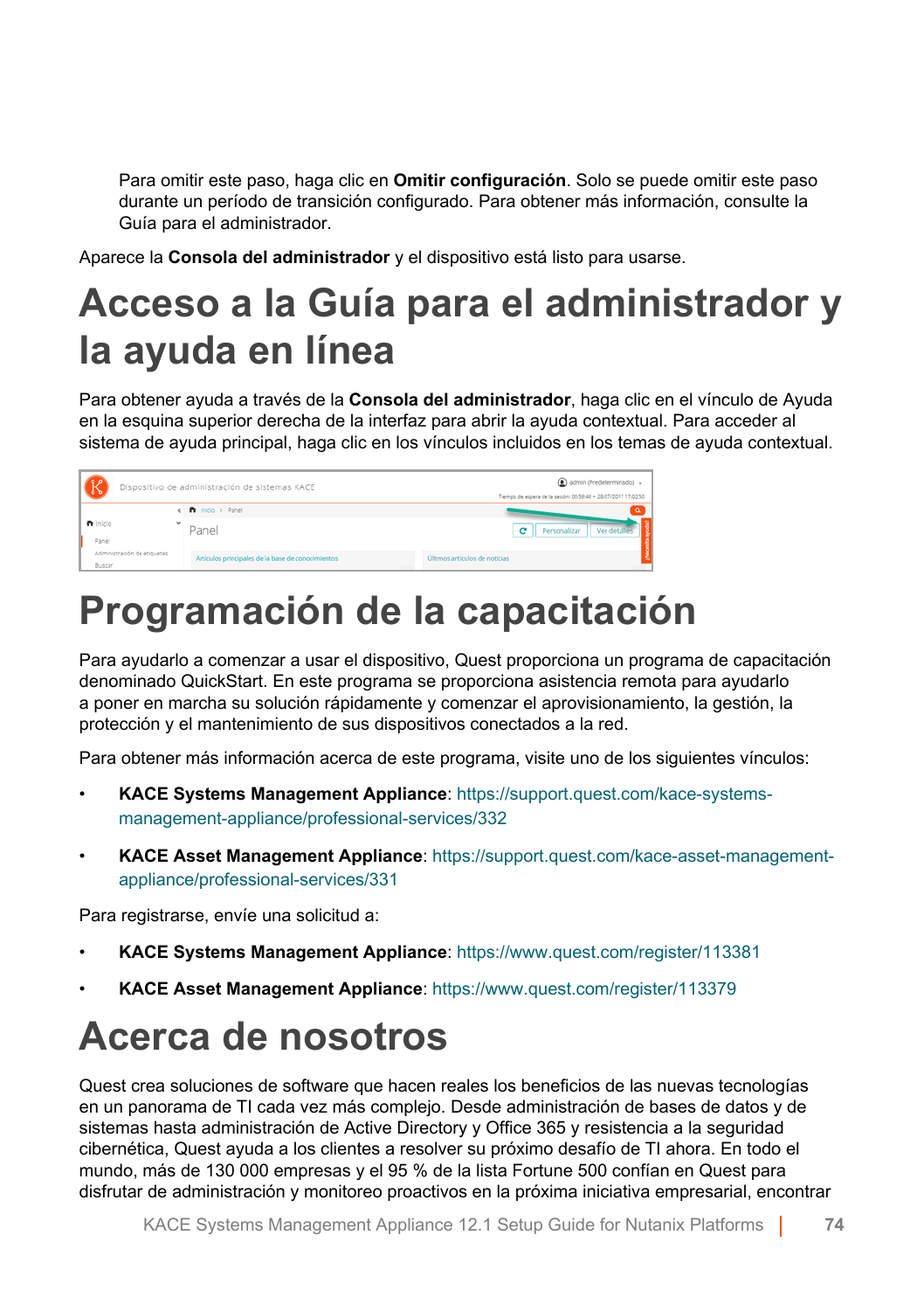Para omitir este paso, haga clic en **Omitir configuración**. Solo se puede omitir este paso durante un período de transición configurado. Para obtener más información, consulte la Guía para el administrador.

Aparece la **Consola del administrador** y el dispositivo está listo para usarse.

# Acceso a la Guía para el administrador y la ayuda en línea

Para obtener ayuda a través de la **Consola del administrador**, haga clic en el vínculo de Ayuda en la esquina superior derecha de la interfaz para abrir la ayuda contextual. Para acceder al sistema de ayuda principal, haga clic en los vínculos incluidos en los temas de ayuda contextual.

# Programación de la capacitación

Para ayudarlo a comenzar a usar el dispositivo, Quest proporciona un programa de capacitación denominado QuickStart. En este programa se proporciona asistencia remota para ayudarlo a poner en marcha su solución rápidamente y comenzar el aprovisionamiento, la gestión, la protección y el mantenimiento de sus dispositivos conectados a la red.

Para obtener más información acerca de este programa, visite uno de los siguientes vínculos:

- **KACE Systems Management Appliance**: https://support.quest.com/kace-systems-management-appliance/professional-services/332
- **KACE Asset Management Appliance**: https://support.quest.com/kace-asset-management-appliance/professional-services/331

Para registrarse, envíe una solicitud a:

- **KACE Systems Management Appliance**: https://www.quest.com/register/113381
- **KACE Asset Management Appliance**: https://www.quest.com/register/113379

# Acerca de nosotros

Quest crea soluciones de software que hacen reales los beneficios de las nuevas tecnologías en un panorama de TI cada vez más complejo. Desde administración de bases de datos y de sistemas hasta administración de Active Directory y Office 365 y resistencia a la seguridad cibernética, Quest ayuda a los clientes a resolver su próximo desafío de TI ahora. En todo el mundo, más de 130 000 empresas y el 95 % de la lista Fortune 500 confían en Quest para disfrutar de administración y monitoreo proactivos en la próxima iniciativa empresarial, encontrar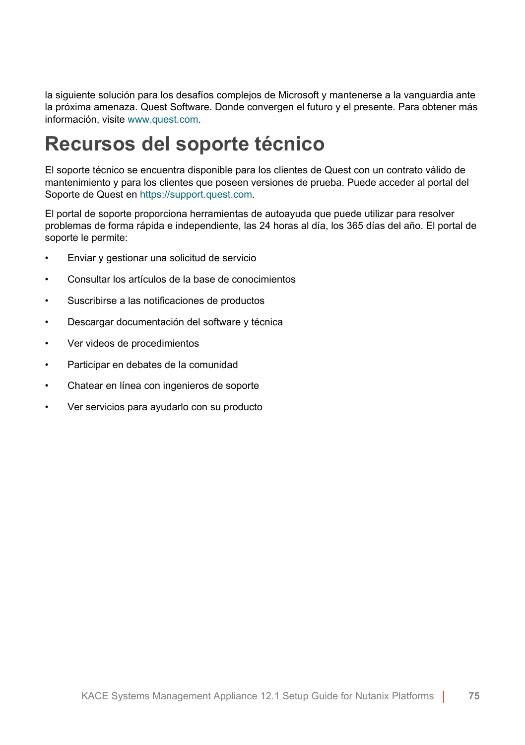la siguiente solución para los desafíos complejos de Microsoft y mantenerse a la vanguardia ante la próxima amenaza. Quest Software. Donde convergen el futuro y el presente. Para obtener más información, visite www.quest.com.

# Recursos del soporte técnico

El soporte técnico se encuentra disponible para los clientes de Quest con un contrato válido de mantenimiento y para los clientes que poseen versiones de prueba. Puede acceder al portal del Soporte de Quest en https://support.quest.com.

El portal de soporte proporciona herramientas de autoayuda que puede utilizar para resolver problemas de forma rápida e independiente, las 24 horas al día, los 365 días del año. El portal de soporte le permite:

- Enviar y gestionar una solicitud de servicio
- Consultar los artículos de la base de conocimientos
- Suscribirse a las notificaciones de productos
- Descargar documentación del software y técnica
- Ver videos de procedimientos
- Participar en debates de la comunidad
- Chatear en línea con ingenieros de soporte
- Ver servicios para ayudarlo con su producto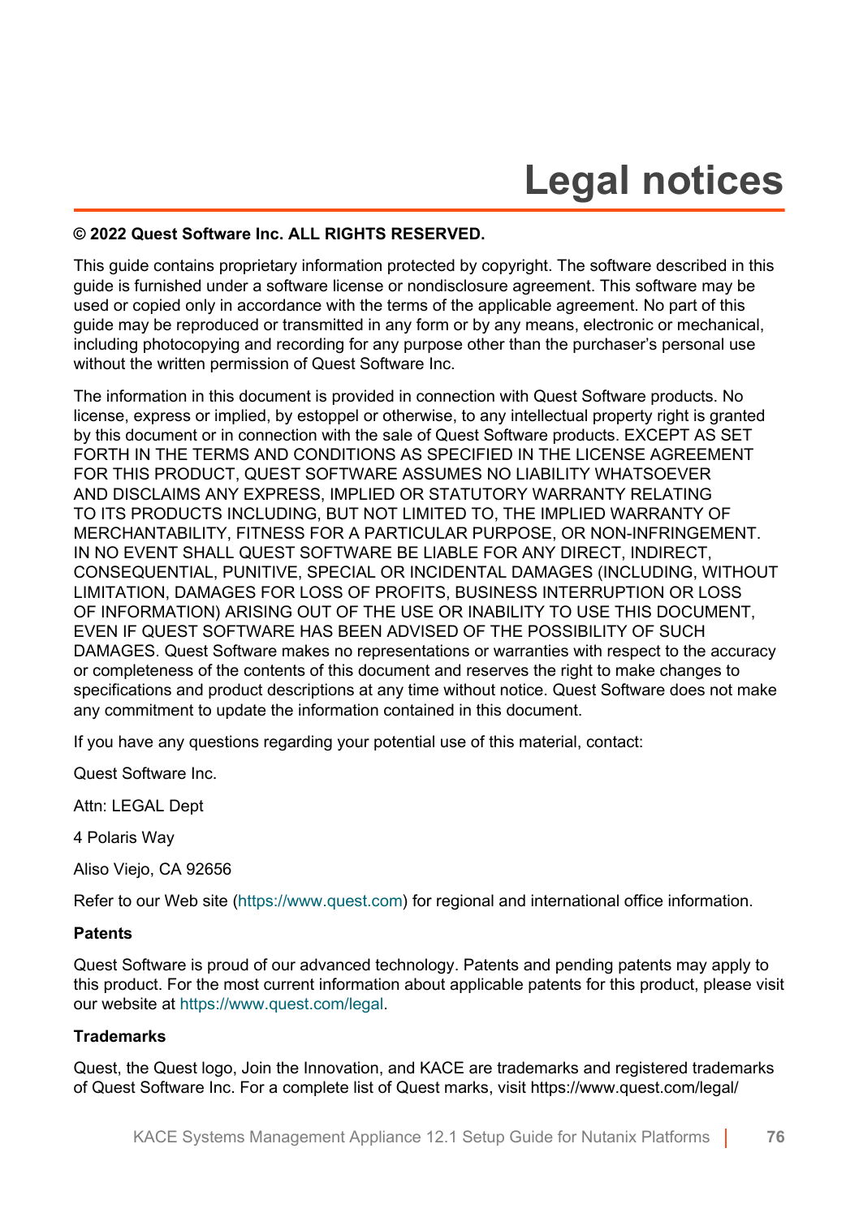# Legal notices

**© 2022 Quest Software Inc. ALL RIGHTS RESERVED.**

This guide contains proprietary information protected by copyright. The software described in this guide is furnished under a software license or nondisclosure agreement. This software may be used or copied only in accordance with the terms of the applicable agreement. No part of this guide may be reproduced or transmitted in any form or by any means, electronic or mechanical, including photocopying and recording for any purpose other than the purchaser's personal use without the written permission of Quest Software Inc.

The information in this document is provided in connection with Quest Software products. No license, express or implied, by estoppel or otherwise, to any intellectual property right is granted by this document or in connection with the sale of Quest Software products. EXCEPT AS SET FORTH IN THE TERMS AND CONDITIONS AS SPECIFIED IN THE LICENSE AGREEMENT FOR THIS PRODUCT, QUEST SOFTWARE ASSUMES NO LIABILITY WHATSOEVER AND DISCLAIMS ANY EXPRESS, IMPLIED OR STATUTORY WARRANTY RELATING TO ITS PRODUCTS INCLUDING, BUT NOT LIMITED TO, THE IMPLIED WARRANTY OF MERCHANTABILITY, FITNESS FOR A PARTICULAR PURPOSE, OR NON-INFRINGEMENT. IN NO EVENT SHALL QUEST SOFTWARE BE LIABLE FOR ANY DIRECT, INDIRECT, CONSEQUENTIAL, PUNITIVE, SPECIAL OR INCIDENTAL DAMAGES (INCLUDING, WITHOUT LIMITATION, DAMAGES FOR LOSS OF PROFITS, BUSINESS INTERRUPTION OR LOSS OF INFORMATION) ARISING OUT OF THE USE OR INABILITY TO USE THIS DOCUMENT, EVEN IF QUEST SOFTWARE HAS BEEN ADVISED OF THE POSSIBILITY OF SUCH DAMAGES. Quest Software makes no representations or warranties with respect to the accuracy or completeness of the contents of this document and reserves the right to make changes to specifications and product descriptions at any time without notice. Quest Software does not make any commitment to update the information contained in this document.

If you have any questions regarding your potential use of this material, contact:

Quest Software Inc.

Attn: LEGAL Dept

4 Polaris Way

Aliso Viejo, CA 92656

Refer to our Web site (https://www.quest.com) for regional and international office information.

**Patents**

Quest Software is proud of our advanced technology. Patents and pending patents may apply to this product. For the most current information about applicable patents for this product, please visit our website at https://www.quest.com/legal.

**Trademarks**

Quest, the Quest logo, Join the Innovation, and KACE are trademarks and registered trademarks of Quest Software Inc. For a complete list of Quest marks, visit https://www.quest.com/legal/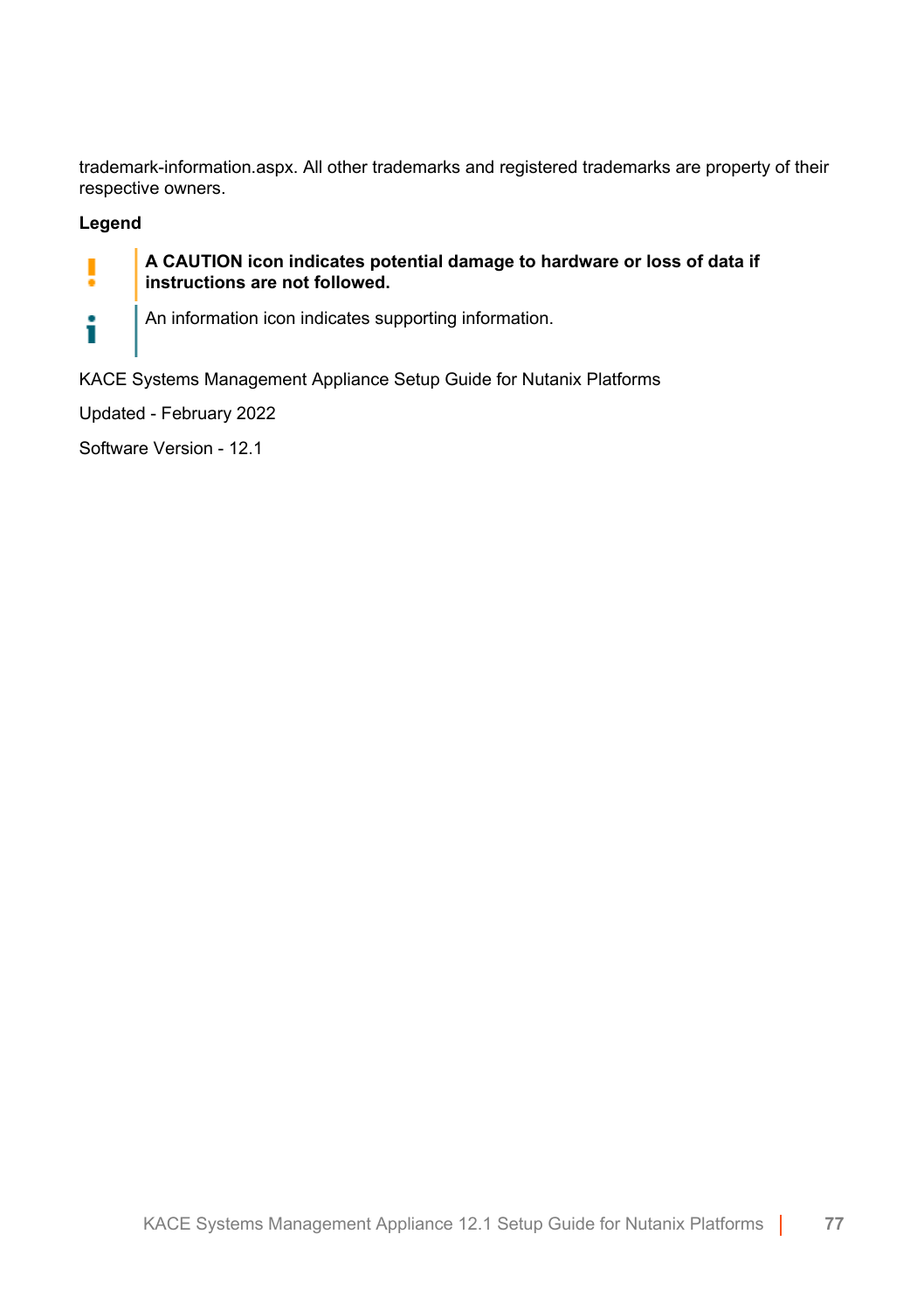trademark-information.aspx. All other trademarks and registered trademarks are property of their respective owners.

**Legend**

**A CAUTION icon indicates potential damage to hardware or loss of data if instructions are not followed.**

An information icon indicates supporting information.

KACE Systems Management Appliance Setup Guide for Nutanix Platforms

Updated - February 2022

Software Version - 12.1